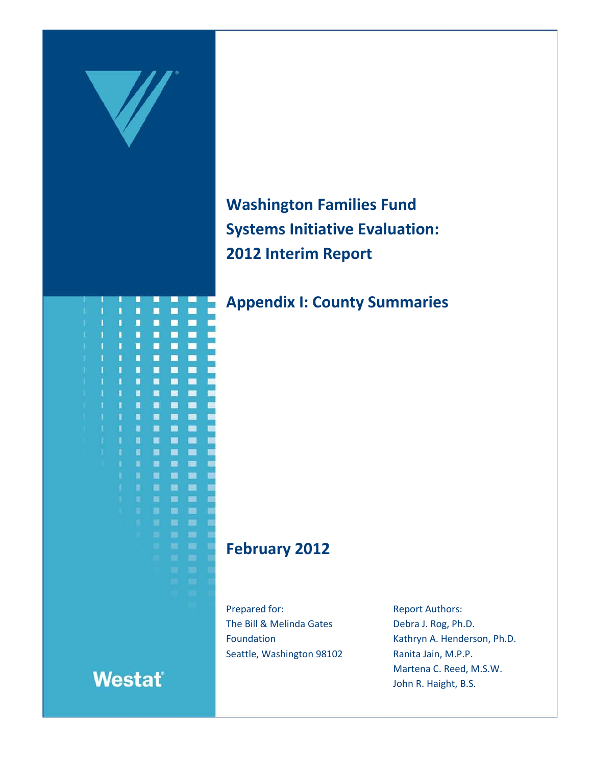# Washington Families Fund Systems Initiative Evaluation: 2012 Interim Report

## Appendix I: County Summaries

**February 2012**

Prepared for:
The Bill & Melinda Gates Foundation
Seattle, Washington 98102

Report Authors:
Debra J. Rog, Ph.D.
Kathryn A. Henderson, Ph.D.
Ranita Jain, M.P.P.
Martena C. Reed, M.S.W.
John R. Haight, B.S.

Westat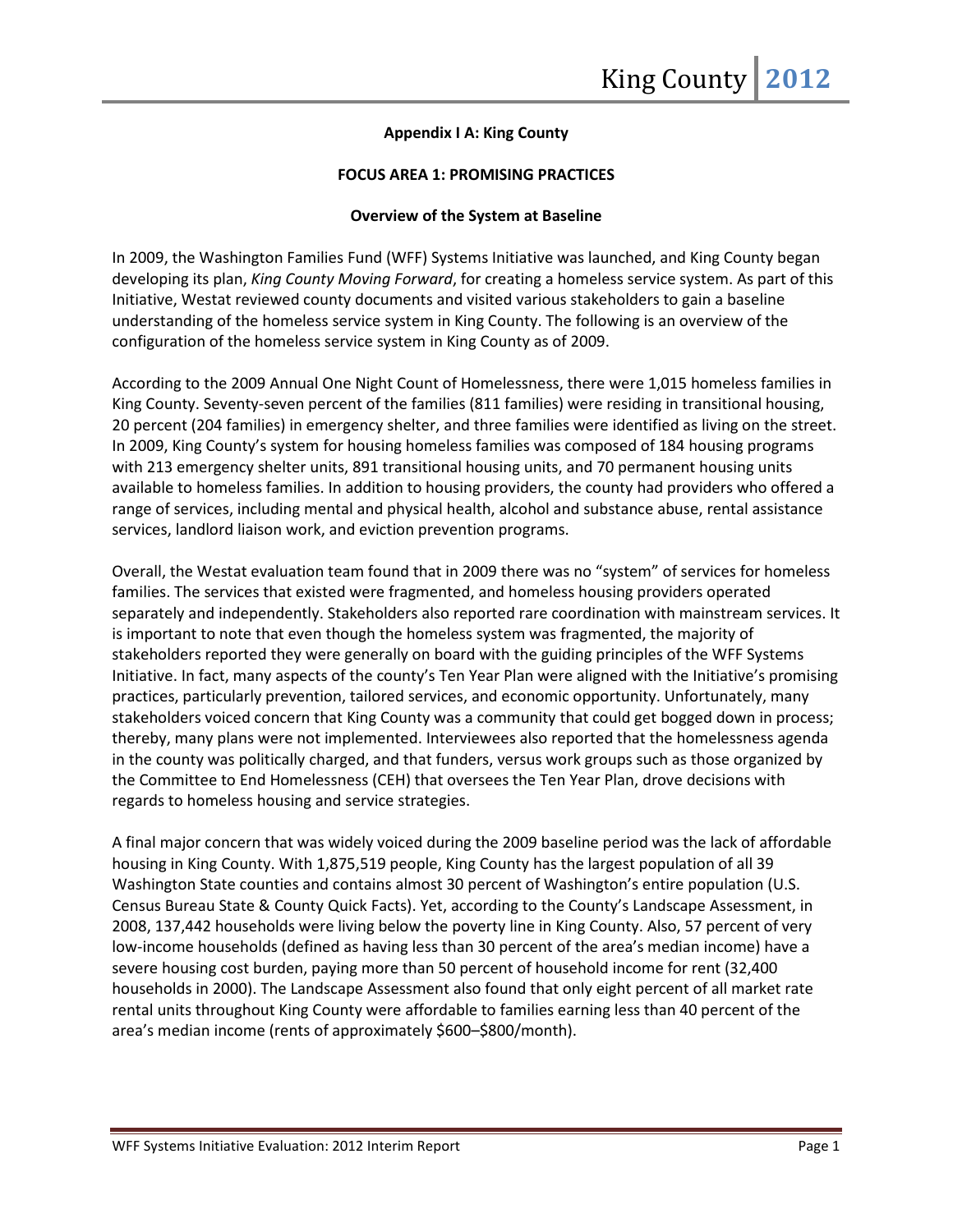**Appendix I A: King County**

**FOCUS AREA 1: PROMISING PRACTICES**

**Overview of the System at Baseline**

In 2009, the Washington Families Fund (WFF) Systems Initiative was launched, and King County began developing its plan, *King County Moving Forward*, for creating a homeless service system. As part of this Initiative, Westat reviewed county documents and visited various stakeholders to gain a baseline understanding of the homeless service system in King County. The following is an overview of the configuration of the homeless service system in King County as of 2009.

According to the 2009 Annual One Night Count of Homelessness, there were 1,015 homeless families in King County. Seventy-seven percent of the families (811 families) were residing in transitional housing, 20 percent (204 families) in emergency shelter, and three families were identified as living on the street. In 2009, King County's system for housing homeless families was composed of 184 housing programs with 213 emergency shelter units, 891 transitional housing units, and 70 permanent housing units available to homeless families. In addition to housing providers, the county had providers who offered a range of services, including mental and physical health, alcohol and substance abuse, rental assistance services, landlord liaison work, and eviction prevention programs.

Overall, the Westat evaluation team found that in 2009 there was no "system" of services for homeless families. The services that existed were fragmented, and homeless housing providers operated separately and independently. Stakeholders also reported rare coordination with mainstream services. It is important to note that even though the homeless system was fragmented, the majority of stakeholders reported they were generally on board with the guiding principles of the WFF Systems Initiative. In fact, many aspects of the county's Ten Year Plan were aligned with the Initiative's promising practices, particularly prevention, tailored services, and economic opportunity. Unfortunately, many stakeholders voiced concern that King County was a community that could get bogged down in process; thereby, many plans were not implemented. Interviewees also reported that the homelessness agenda in the county was politically charged, and that funders, versus work groups such as those organized by the Committee to End Homelessness (CEH) that oversees the Ten Year Plan, drove decisions with regards to homeless housing and service strategies.

A final major concern that was widely voiced during the 2009 baseline period was the lack of affordable housing in King County. With 1,875,519 people, King County has the largest population of all 39 Washington State counties and contains almost 30 percent of Washington's entire population (U.S. Census Bureau State & County Quick Facts). Yet, according to the County's Landscape Assessment, in 2008, 137,442 households were living below the poverty line in King County. Also, 57 percent of very low-income households (defined as having less than 30 percent of the area's median income) have a severe housing cost burden, paying more than 50 percent of household income for rent (32,400 households in 2000). The Landscape Assessment also found that only eight percent of all market rate rental units throughout King County were affordable to families earning less than 40 percent of the area's median income (rents of approximately $600–$800/month).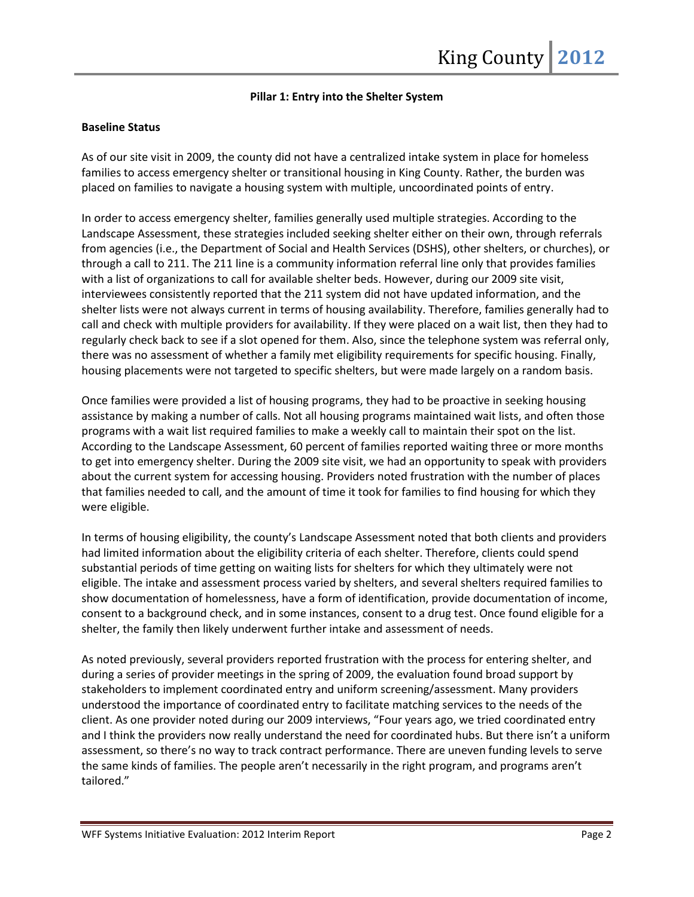## Pillar 1: Entry into the Shelter System

**Baseline Status**

As of our site visit in 2009, the county did not have a centralized intake system in place for homeless families to access emergency shelter or transitional housing in King County. Rather, the burden was placed on families to navigate a housing system with multiple, uncoordinated points of entry.

In order to access emergency shelter, families generally used multiple strategies. According to the Landscape Assessment, these strategies included seeking shelter either on their own, through referrals from agencies (i.e., the Department of Social and Health Services (DSHS), other shelters, or churches), or through a call to 211. The 211 line is a community information referral line only that provides families with a list of organizations to call for available shelter beds. However, during our 2009 site visit, interviewees consistently reported that the 211 system did not have updated information, and the shelter lists were not always current in terms of housing availability. Therefore, families generally had to call and check with multiple providers for availability. If they were placed on a wait list, then they had to regularly check back to see if a slot opened for them. Also, since the telephone system was referral only, there was no assessment of whether a family met eligibility requirements for specific housing. Finally, housing placements were not targeted to specific shelters, but were made largely on a random basis.

Once families were provided a list of housing programs, they had to be proactive in seeking housing assistance by making a number of calls. Not all housing programs maintained wait lists, and often those programs with a wait list required families to make a weekly call to maintain their spot on the list. According to the Landscape Assessment, 60 percent of families reported waiting three or more months to get into emergency shelter. During the 2009 site visit, we had an opportunity to speak with providers about the current system for accessing housing. Providers noted frustration with the number of places that families needed to call, and the amount of time it took for families to find housing for which they were eligible.

In terms of housing eligibility, the county's Landscape Assessment noted that both clients and providers had limited information about the eligibility criteria of each shelter. Therefore, clients could spend substantial periods of time getting on waiting lists for shelters for which they ultimately were not eligible. The intake and assessment process varied by shelters, and several shelters required families to show documentation of homelessness, have a form of identification, provide documentation of income, consent to a background check, and in some instances, consent to a drug test. Once found eligible for a shelter, the family then likely underwent further intake and assessment of needs.

As noted previously, several providers reported frustration with the process for entering shelter, and during a series of provider meetings in the spring of 2009, the evaluation found broad support by stakeholders to implement coordinated entry and uniform screening/assessment. Many providers understood the importance of coordinated entry to facilitate matching services to the needs of the client. As one provider noted during our 2009 interviews, "Four years ago, we tried coordinated entry and I think the providers now really understand the need for coordinated hubs. But there isn't a uniform assessment, so there's no way to track contract performance. There are uneven funding levels to serve the same kinds of families. The people aren't necessarily in the right program, and programs aren't tailored."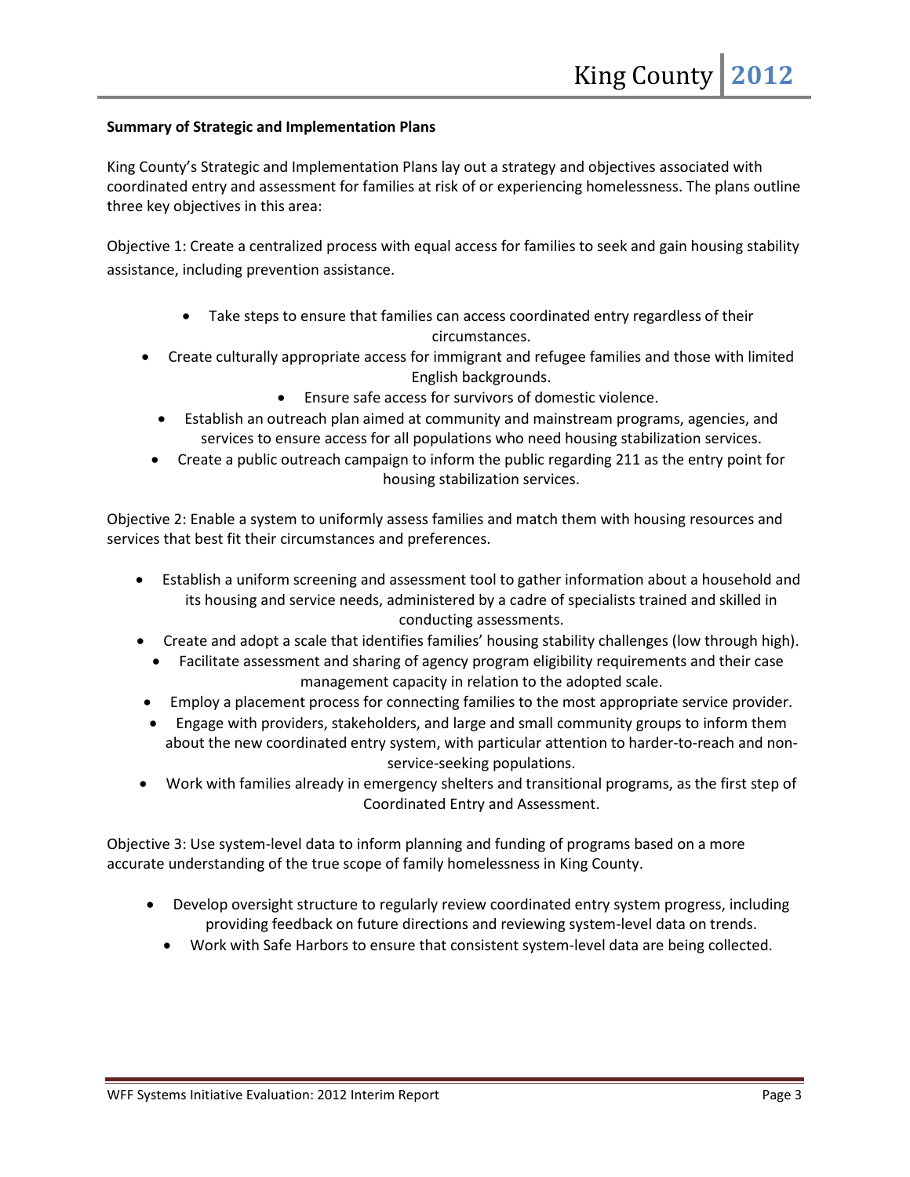**Summary of Strategic and Implementation Plans**

King County's Strategic and Implementation Plans lay out a strategy and objectives associated with coordinated entry and assessment for families at risk of or experiencing homelessness. The plans outline three key objectives in this area:

Objective 1: Create a centralized process with equal access for families to seek and gain housing stability assistance, including prevention assistance.

- Take steps to ensure that families can access coordinated entry regardless of their circumstances.
- Create culturally appropriate access for immigrant and refugee families and those with limited English backgrounds.
- Ensure safe access for survivors of domestic violence.
- Establish an outreach plan aimed at community and mainstream programs, agencies, and services to ensure access for all populations who need housing stabilization services.
- Create a public outreach campaign to inform the public regarding 211 as the entry point for housing stabilization services.

Objective 2: Enable a system to uniformly assess families and match them with housing resources and services that best fit their circumstances and preferences.

- Establish a uniform screening and assessment tool to gather information about a household and its housing and service needs, administered by a cadre of specialists trained and skilled in conducting assessments.
- Create and adopt a scale that identifies families' housing stability challenges (low through high).
- Facilitate assessment and sharing of agency program eligibility requirements and their case management capacity in relation to the adopted scale.
- Employ a placement process for connecting families to the most appropriate service provider.
- Engage with providers, stakeholders, and large and small community groups to inform them about the new coordinated entry system, with particular attention to harder-to-reach and non-service-seeking populations.
- Work with families already in emergency shelters and transitional programs, as the first step of Coordinated Entry and Assessment.

Objective 3: Use system-level data to inform planning and funding of programs based on a more accurate understanding of the true scope of family homelessness in King County.

- Develop oversight structure to regularly review coordinated entry system progress, including providing feedback on future directions and reviewing system-level data on trends.
- Work with Safe Harbors to ensure that consistent system-level data are being collected.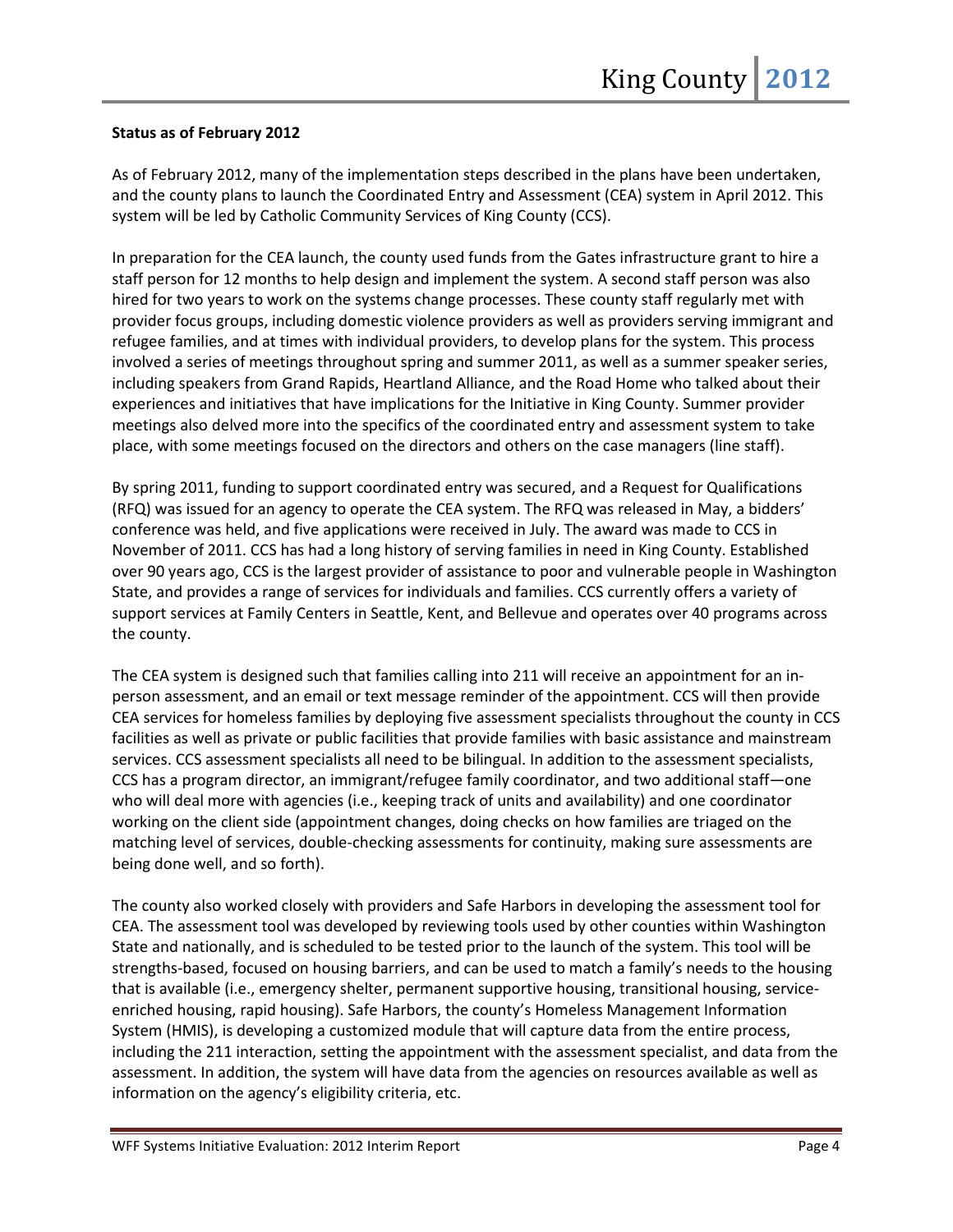**Status as of February 2012**

As of February 2012, many of the implementation steps described in the plans have been undertaken, and the county plans to launch the Coordinated Entry and Assessment (CEA) system in April 2012. This system will be led by Catholic Community Services of King County (CCS).

In preparation for the CEA launch, the county used funds from the Gates infrastructure grant to hire a staff person for 12 months to help design and implement the system. A second staff person was also hired for two years to work on the systems change processes. These county staff regularly met with provider focus groups, including domestic violence providers as well as providers serving immigrant and refugee families, and at times with individual providers, to develop plans for the system. This process involved a series of meetings throughout spring and summer 2011, as well as a summer speaker series, including speakers from Grand Rapids, Heartland Alliance, and the Road Home who talked about their experiences and initiatives that have implications for the Initiative in King County. Summer provider meetings also delved more into the specifics of the coordinated entry and assessment system to take place, with some meetings focused on the directors and others on the case managers (line staff).

By spring 2011, funding to support coordinated entry was secured, and a Request for Qualifications (RFQ) was issued for an agency to operate the CEA system. The RFQ was released in May, a bidders' conference was held, and five applications were received in July. The award was made to CCS in November of 2011. CCS has had a long history of serving families in need in King County. Established over 90 years ago, CCS is the largest provider of assistance to poor and vulnerable people in Washington State, and provides a range of services for individuals and families. CCS currently offers a variety of support services at Family Centers in Seattle, Kent, and Bellevue and operates over 40 programs across the county.

The CEA system is designed such that families calling into 211 will receive an appointment for an in-person assessment, and an email or text message reminder of the appointment. CCS will then provide CEA services for homeless families by deploying five assessment specialists throughout the county in CCS facilities as well as private or public facilities that provide families with basic assistance and mainstream services. CCS assessment specialists all need to be bilingual. In addition to the assessment specialists, CCS has a program director, an immigrant/refugee family coordinator, and two additional staff—one who will deal more with agencies (i.e., keeping track of units and availability) and one coordinator working on the client side (appointment changes, doing checks on how families are triaged on the matching level of services, double-checking assessments for continuity, making sure assessments are being done well, and so forth).

The county also worked closely with providers and Safe Harbors in developing the assessment tool for CEA. The assessment tool was developed by reviewing tools used by other counties within Washington State and nationally, and is scheduled to be tested prior to the launch of the system. This tool will be strengths-based, focused on housing barriers, and can be used to match a family's needs to the housing that is available (i.e., emergency shelter, permanent supportive housing, transitional housing, service-enriched housing, rapid housing). Safe Harbors, the county's Homeless Management Information System (HMIS), is developing a customized module that will capture data from the entire process, including the 211 interaction, setting the appointment with the assessment specialist, and data from the assessment. In addition, the system will have data from the agencies on resources available as well as information on the agency's eligibility criteria, etc.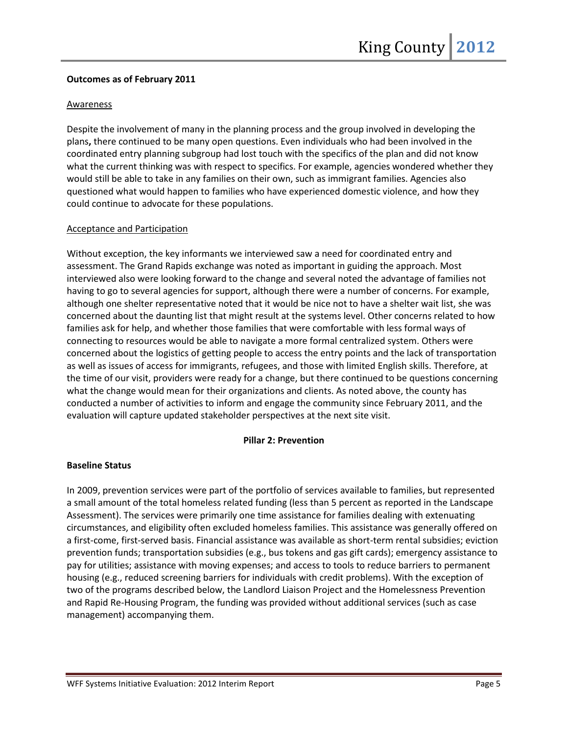**Outcomes as of February 2011**

Awareness

Despite the involvement of many in the planning process and the group involved in developing the plans**,** there continued to be many open questions. Even individuals who had been involved in the coordinated entry planning subgroup had lost touch with the specifics of the plan and did not know what the current thinking was with respect to specifics. For example, agencies wondered whether they would still be able to take in any families on their own, such as immigrant families. Agencies also questioned what would happen to families who have experienced domestic violence, and how they could continue to advocate for these populations.

Acceptance and Participation

Without exception, the key informants we interviewed saw a need for coordinated entry and assessment. The Grand Rapids exchange was noted as important in guiding the approach. Most interviewed also were looking forward to the change and several noted the advantage of families not having to go to several agencies for support, although there were a number of concerns. For example, although one shelter representative noted that it would be nice not to have a shelter wait list, she was concerned about the daunting list that might result at the systems level. Other concerns related to how families ask for help, and whether those families that were comfortable with less formal ways of connecting to resources would be able to navigate a more formal centralized system. Others were concerned about the logistics of getting people to access the entry points and the lack of transportation as well as issues of access for immigrants, refugees, and those with limited English skills. Therefore, at the time of our visit, providers were ready for a change, but there continued to be questions concerning what the change would mean for their organizations and clients. As noted above, the county has conducted a number of activities to inform and engage the community since February 2011, and the evaluation will capture updated stakeholder perspectives at the next site visit.

**Pillar 2: Prevention**

**Baseline Status**

In 2009, prevention services were part of the portfolio of services available to families, but represented a small amount of the total homeless related funding (less than 5 percent as reported in the Landscape Assessment). The services were primarily one time assistance for families dealing with extenuating circumstances, and eligibility often excluded homeless families. This assistance was generally offered on a first-come, first-served basis. Financial assistance was available as short-term rental subsidies; eviction prevention funds; transportation subsidies (e.g., bus tokens and gas gift cards); emergency assistance to pay for utilities; assistance with moving expenses; and access to tools to reduce barriers to permanent housing (e.g., reduced screening barriers for individuals with credit problems). With the exception of two of the programs described below, the Landlord Liaison Project and the Homelessness Prevention and Rapid Re-Housing Program, the funding was provided without additional services (such as case management) accompanying them.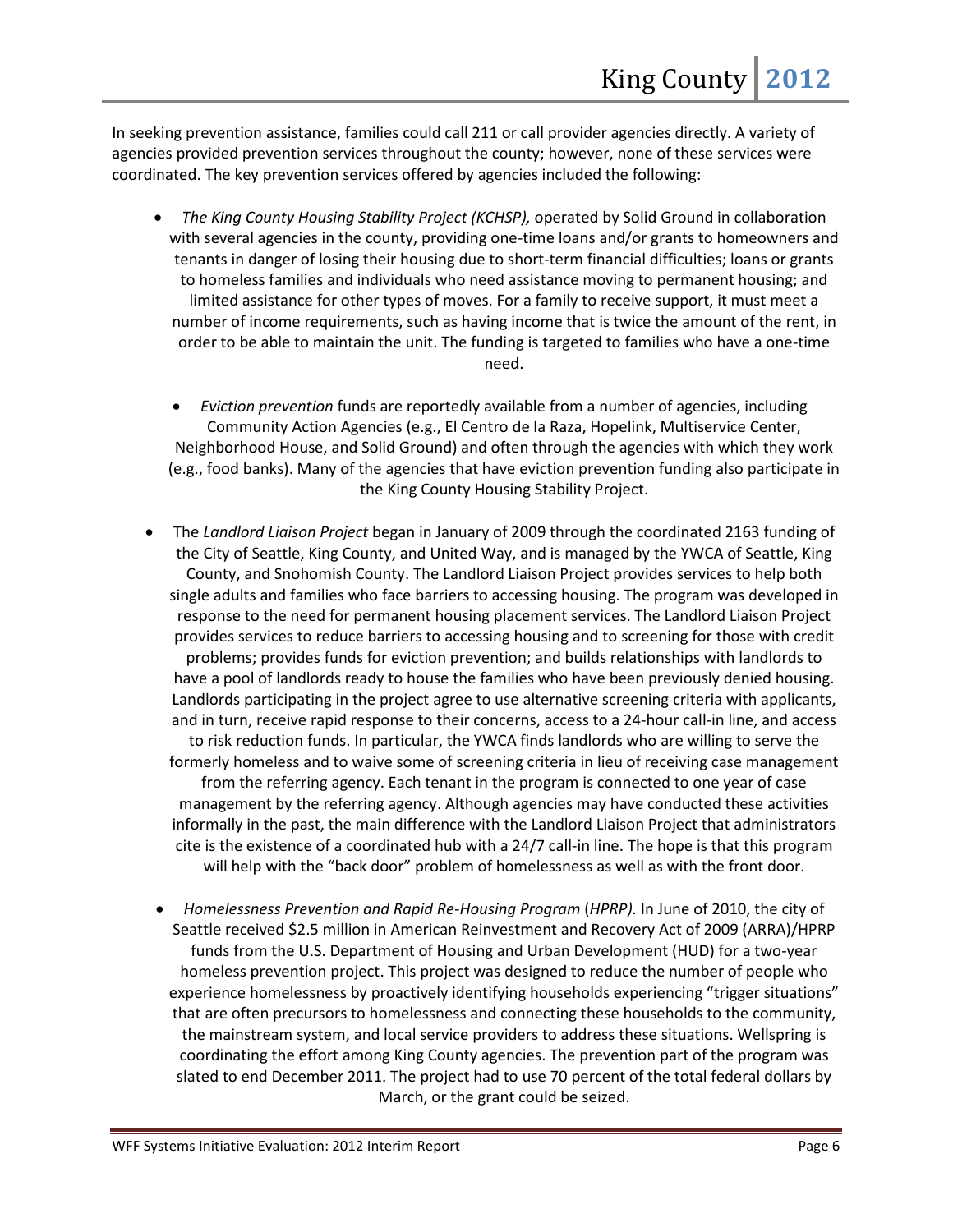In seeking prevention assistance, families could call 211 or call provider agencies directly. A variety of agencies provided prevention services throughout the county; however, none of these services were coordinated. The key prevention services offered by agencies included the following:

- *The King County Housing Stability Project (KCHSP),* operated by Solid Ground in collaboration with several agencies in the county, providing one-time loans and/or grants to homeowners and tenants in danger of losing their housing due to short-term financial difficulties; loans or grants to homeless families and individuals who need assistance moving to permanent housing; and limited assistance for other types of moves. For a family to receive support, it must meet a number of income requirements, such as having income that is twice the amount of the rent, in order to be able to maintain the unit. The funding is targeted to families who have a one-time need.

- *Eviction prevention* funds are reportedly available from a number of agencies, including Community Action Agencies (e.g., El Centro de la Raza, Hopelink, Multiservice Center, Neighborhood House, and Solid Ground) and often through the agencies with which they work (e.g., food banks). Many of the agencies that have eviction prevention funding also participate in the King County Housing Stability Project.

- The *Landlord Liaison Project* began in January of 2009 through the coordinated 2163 funding of the City of Seattle, King County, and United Way, and is managed by the YWCA of Seattle, King County, and Snohomish County. The Landlord Liaison Project provides services to help both single adults and families who face barriers to accessing housing. The program was developed in response to the need for permanent housing placement services. The Landlord Liaison Project provides services to reduce barriers to accessing housing and to screening for those with credit problems; provides funds for eviction prevention; and builds relationships with landlords to have a pool of landlords ready to house the families who have been previously denied housing. Landlords participating in the project agree to use alternative screening criteria with applicants, and in turn, receive rapid response to their concerns, access to a 24-hour call-in line, and access to risk reduction funds. In particular, the YWCA finds landlords who are willing to serve the formerly homeless and to waive some of screening criteria in lieu of receiving case management from the referring agency. Each tenant in the program is connected to one year of case management by the referring agency. Although agencies may have conducted these activities informally in the past, the main difference with the Landlord Liaison Project that administrators cite is the existence of a coordinated hub with a 24/7 call-in line. The hope is that this program will help with the "back door" problem of homelessness as well as with the front door.

- *Homelessness Prevention and Rapid Re-Housing Program* (*HPRP).* In June of 2010, the city of Seattle received $2.5 million in American Reinvestment and Recovery Act of 2009 (ARRA)/HPRP funds from the U.S. Department of Housing and Urban Development (HUD) for a two-year homeless prevention project. This project was designed to reduce the number of people who experience homelessness by proactively identifying households experiencing "trigger situations" that are often precursors to homelessness and connecting these households to the community, the mainstream system, and local service providers to address these situations. Wellspring is coordinating the effort among King County agencies. The prevention part of the program was slated to end December 2011. The project had to use 70 percent of the total federal dollars by March, or the grant could be seized.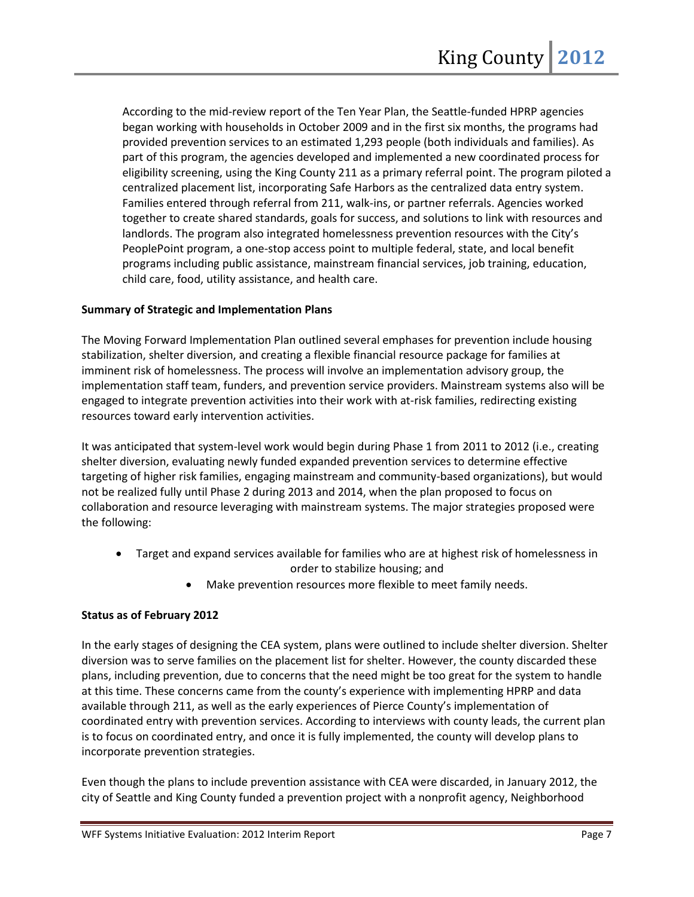According to the mid-review report of the Ten Year Plan, the Seattle-funded HPRP agencies began working with households in October 2009 and in the first six months, the programs had provided prevention services to an estimated 1,293 people (both individuals and families). As part of this program, the agencies developed and implemented a new coordinated process for eligibility screening, using the King County 211 as a primary referral point. The program piloted a centralized placement list, incorporating Safe Harbors as the centralized data entry system. Families entered through referral from 211, walk-ins, or partner referrals. Agencies worked together to create shared standards, goals for success, and solutions to link with resources and landlords. The program also integrated homelessness prevention resources with the City's PeoplePoint program, a one-stop access point to multiple federal, state, and local benefit programs including public assistance, mainstream financial services, job training, education, child care, food, utility assistance, and health care.

**Summary of Strategic and Implementation Plans**

The Moving Forward Implementation Plan outlined several emphases for prevention include housing stabilization, shelter diversion, and creating a flexible financial resource package for families at imminent risk of homelessness. The process will involve an implementation advisory group, the implementation staff team, funders, and prevention service providers. Mainstream systems also will be engaged to integrate prevention activities into their work with at-risk families, redirecting existing resources toward early intervention activities.

It was anticipated that system-level work would begin during Phase 1 from 2011 to 2012 (i.e., creating shelter diversion, evaluating newly funded expanded prevention services to determine effective targeting of higher risk families, engaging mainstream and community-based organizations), but would not be realized fully until Phase 2 during 2013 and 2014, when the plan proposed to focus on collaboration and resource leveraging with mainstream systems. The major strategies proposed were the following:

- Target and expand services available for families who are at highest risk of homelessness in order to stabilize housing; and
- Make prevention resources more flexible to meet family needs.

**Status as of February 2012**

In the early stages of designing the CEA system, plans were outlined to include shelter diversion. Shelter diversion was to serve families on the placement list for shelter. However, the county discarded these plans, including prevention, due to concerns that the need might be too great for the system to handle at this time. These concerns came from the county's experience with implementing HPRP and data available through 211, as well as the early experiences of Pierce County's implementation of coordinated entry with prevention services. According to interviews with county leads, the current plan is to focus on coordinated entry, and once it is fully implemented, the county will develop plans to incorporate prevention strategies.

Even though the plans to include prevention assistance with CEA were discarded, in January 2012, the city of Seattle and King County funded a prevention project with a nonprofit agency, Neighborhood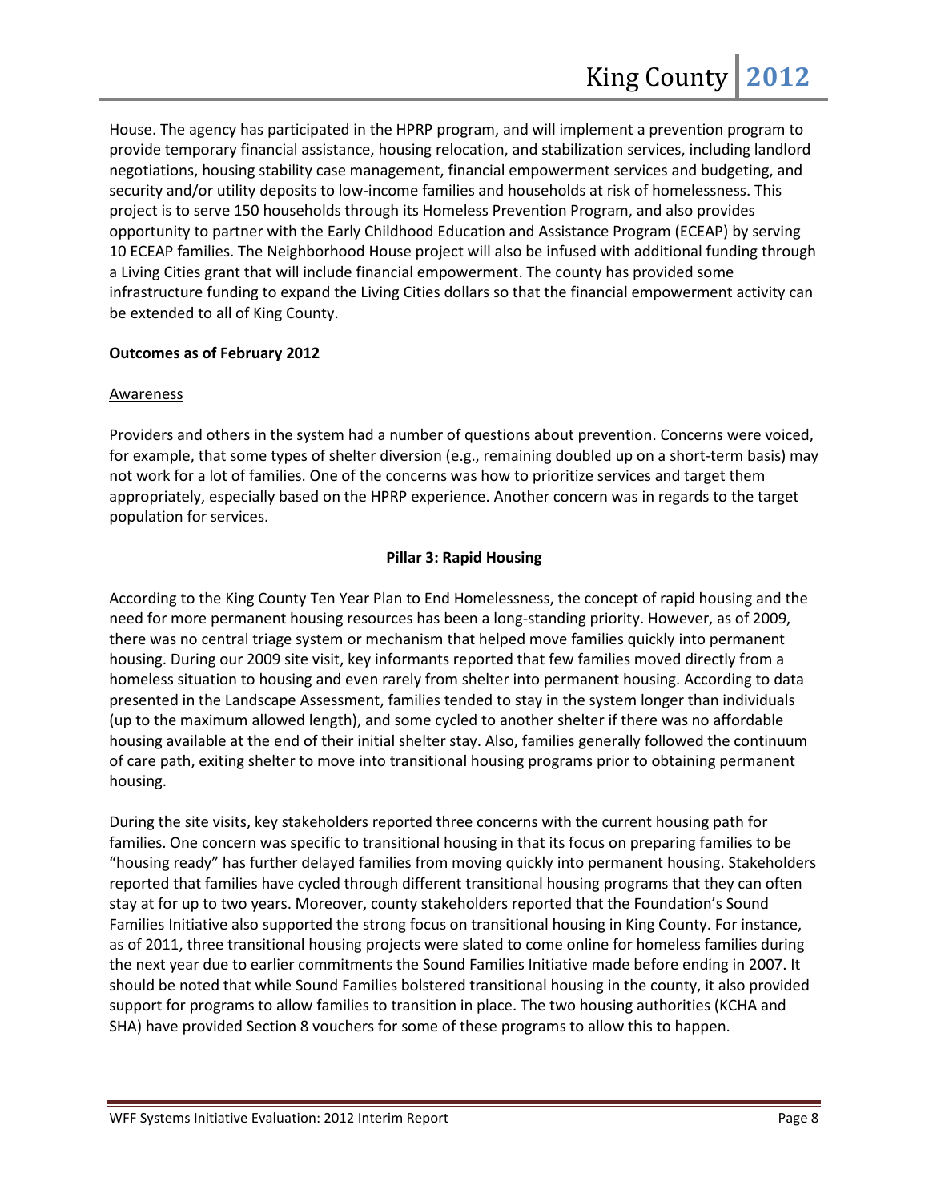House. The agency has participated in the HPRP program, and will implement a prevention program to provide temporary financial assistance, housing relocation, and stabilization services, including landlord negotiations, housing stability case management, financial empowerment services and budgeting, and security and/or utility deposits to low-income families and households at risk of homelessness. This project is to serve 150 households through its Homeless Prevention Program, and also provides opportunity to partner with the Early Childhood Education and Assistance Program (ECEAP) by serving 10 ECEAP families. The Neighborhood House project will also be infused with additional funding through a Living Cities grant that will include financial empowerment. The county has provided some infrastructure funding to expand the Living Cities dollars so that the financial empowerment activity can be extended to all of King County.

**Outcomes as of February 2012**

Awareness

Providers and others in the system had a number of questions about prevention. Concerns were voiced, for example, that some types of shelter diversion (e.g., remaining doubled up on a short-term basis) may not work for a lot of families. One of the concerns was how to prioritize services and target them appropriately, especially based on the HPRP experience. Another concern was in regards to the target population for services.

**Pillar 3: Rapid Housing**

According to the King County Ten Year Plan to End Homelessness, the concept of rapid housing and the need for more permanent housing resources has been a long-standing priority. However, as of 2009, there was no central triage system or mechanism that helped move families quickly into permanent housing. During our 2009 site visit, key informants reported that few families moved directly from a homeless situation to housing and even rarely from shelter into permanent housing. According to data presented in the Landscape Assessment, families tended to stay in the system longer than individuals (up to the maximum allowed length), and some cycled to another shelter if there was no affordable housing available at the end of their initial shelter stay. Also, families generally followed the continuum of care path, exiting shelter to move into transitional housing programs prior to obtaining permanent housing.

During the site visits, key stakeholders reported three concerns with the current housing path for families. One concern was specific to transitional housing in that its focus on preparing families to be "housing ready" has further delayed families from moving quickly into permanent housing. Stakeholders reported that families have cycled through different transitional housing programs that they can often stay at for up to two years. Moreover, county stakeholders reported that the Foundation's Sound Families Initiative also supported the strong focus on transitional housing in King County. For instance, as of 2011, three transitional housing projects were slated to come online for homeless families during the next year due to earlier commitments the Sound Families Initiative made before ending in 2007. It should be noted that while Sound Families bolstered transitional housing in the county, it also provided support for programs to allow families to transition in place. The two housing authorities (KCHA and SHA) have provided Section 8 vouchers for some of these programs to allow this to happen.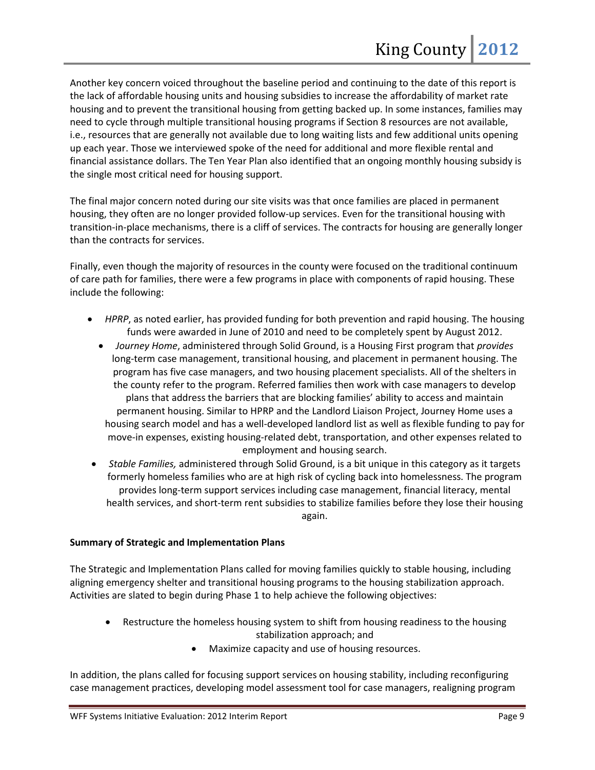Another key concern voiced throughout the baseline period and continuing to the date of this report is the lack of affordable housing units and housing subsidies to increase the affordability of market rate housing and to prevent the transitional housing from getting backed up. In some instances, families may need to cycle through multiple transitional housing programs if Section 8 resources are not available, i.e., resources that are generally not available due to long waiting lists and few additional units opening up each year. Those we interviewed spoke of the need for additional and more flexible rental and financial assistance dollars. The Ten Year Plan also identified that an ongoing monthly housing subsidy is the single most critical need for housing support.

The final major concern noted during our site visits was that once families are placed in permanent housing, they often are no longer provided follow-up services. Even for the transitional housing with transition-in-place mechanisms, there is a cliff of services. The contracts for housing are generally longer than the contracts for services.

Finally, even though the majority of resources in the county were focused on the traditional continuum of care path for families, there were a few programs in place with components of rapid housing. These include the following:

- *HPRP*, as noted earlier, has provided funding for both prevention and rapid housing. The housing funds were awarded in June of 2010 and need to be completely spent by August 2012.
- *Journey Home*, administered through Solid Ground, is a Housing First program that *provides* long-term case management, transitional housing, and placement in permanent housing. The program has five case managers, and two housing placement specialists. All of the shelters in the county refer to the program. Referred families then work with case managers to develop plans that address the barriers that are blocking families' ability to access and maintain permanent housing. Similar to HPRP and the Landlord Liaison Project, Journey Home uses a housing search model and has a well-developed landlord list as well as flexible funding to pay for move-in expenses, existing housing-related debt, transportation, and other expenses related to employment and housing search.
- *Stable Families,* administered through Solid Ground, is a bit unique in this category as it targets formerly homeless families who are at high risk of cycling back into homelessness. The program provides long-term support services including case management, financial literacy, mental health services, and short-term rent subsidies to stabilize families before they lose their housing again.

**Summary of Strategic and Implementation Plans**

The Strategic and Implementation Plans called for moving families quickly to stable housing, including aligning emergency shelter and transitional housing programs to the housing stabilization approach. Activities are slated to begin during Phase 1 to help achieve the following objectives:

- Restructure the homeless housing system to shift from housing readiness to the housing stabilization approach; and
- Maximize capacity and use of housing resources.

In addition, the plans called for focusing support services on housing stability, including reconfiguring case management practices, developing model assessment tool for case managers, realigning program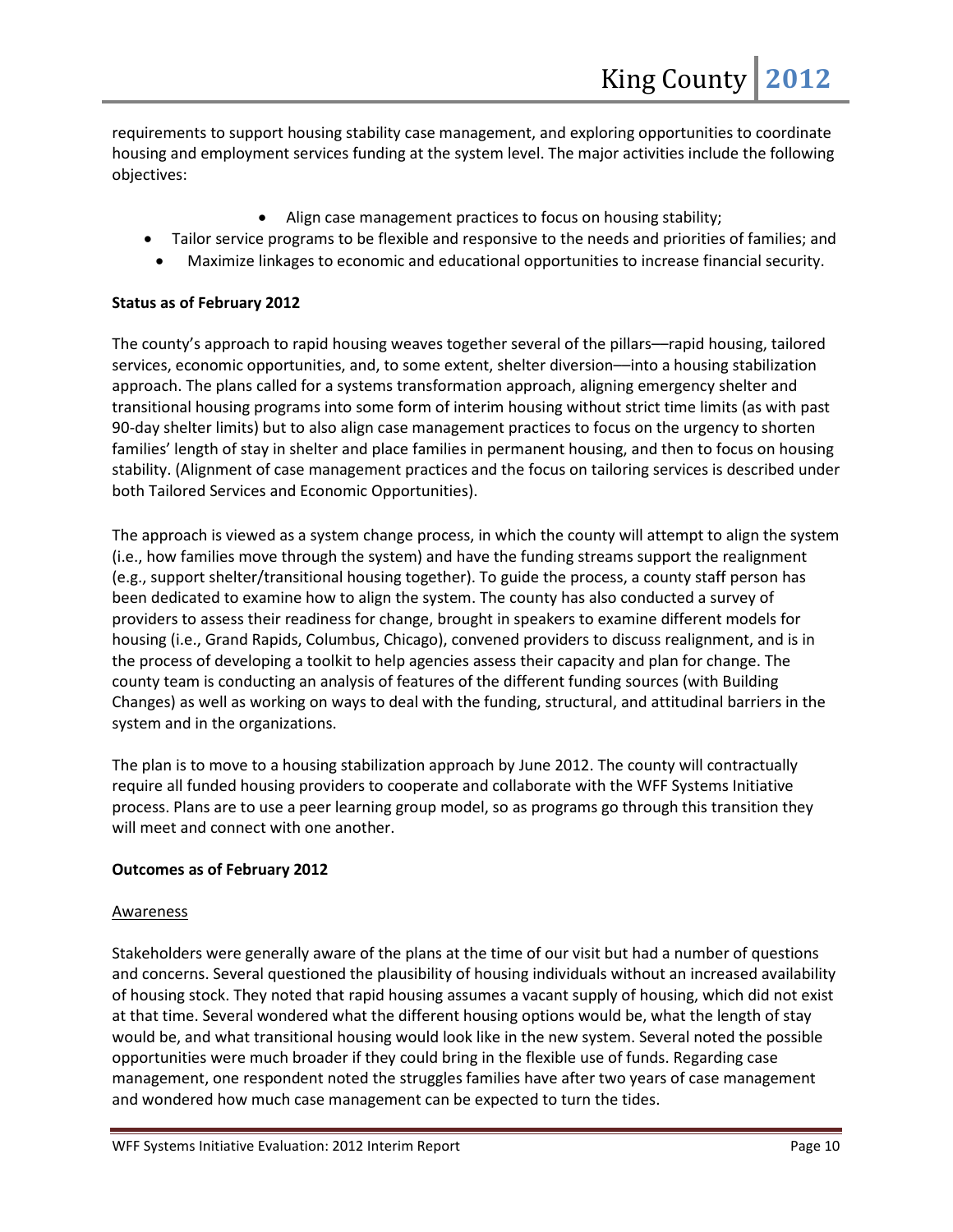requirements to support housing stability case management, and exploring opportunities to coordinate housing and employment services funding at the system level. The major activities include the following objectives:

- Align case management practices to focus on housing stability;
- Tailor service programs to be flexible and responsive to the needs and priorities of families; and
- Maximize linkages to economic and educational opportunities to increase financial security.

**Status as of February 2012**

The county's approach to rapid housing weaves together several of the pillars—rapid housing, tailored services, economic opportunities, and, to some extent, shelter diversion—into a housing stabilization approach. The plans called for a systems transformation approach, aligning emergency shelter and transitional housing programs into some form of interim housing without strict time limits (as with past 90-day shelter limits) but to also align case management practices to focus on the urgency to shorten families' length of stay in shelter and place families in permanent housing, and then to focus on housing stability. (Alignment of case management practices and the focus on tailoring services is described under both Tailored Services and Economic Opportunities).

The approach is viewed as a system change process, in which the county will attempt to align the system (i.e., how families move through the system) and have the funding streams support the realignment (e.g., support shelter/transitional housing together). To guide the process, a county staff person has been dedicated to examine how to align the system. The county has also conducted a survey of providers to assess their readiness for change, brought in speakers to examine different models for housing (i.e., Grand Rapids, Columbus, Chicago), convened providers to discuss realignment, and is in the process of developing a toolkit to help agencies assess their capacity and plan for change. The county team is conducting an analysis of features of the different funding sources (with Building Changes) as well as working on ways to deal with the funding, structural, and attitudinal barriers in the system and in the organizations.

The plan is to move to a housing stabilization approach by June 2012. The county will contractually require all funded housing providers to cooperate and collaborate with the WFF Systems Initiative process. Plans are to use a peer learning group model, so as programs go through this transition they will meet and connect with one another.

**Outcomes as of February 2012**

Awareness

Stakeholders were generally aware of the plans at the time of our visit but had a number of questions and concerns. Several questioned the plausibility of housing individuals without an increased availability of housing stock. They noted that rapid housing assumes a vacant supply of housing, which did not exist at that time. Several wondered what the different housing options would be, what the length of stay would be, and what transitional housing would look like in the new system. Several noted the possible opportunities were much broader if they could bring in the flexible use of funds. Regarding case management, one respondent noted the struggles families have after two years of case management and wondered how much case management can be expected to turn the tides.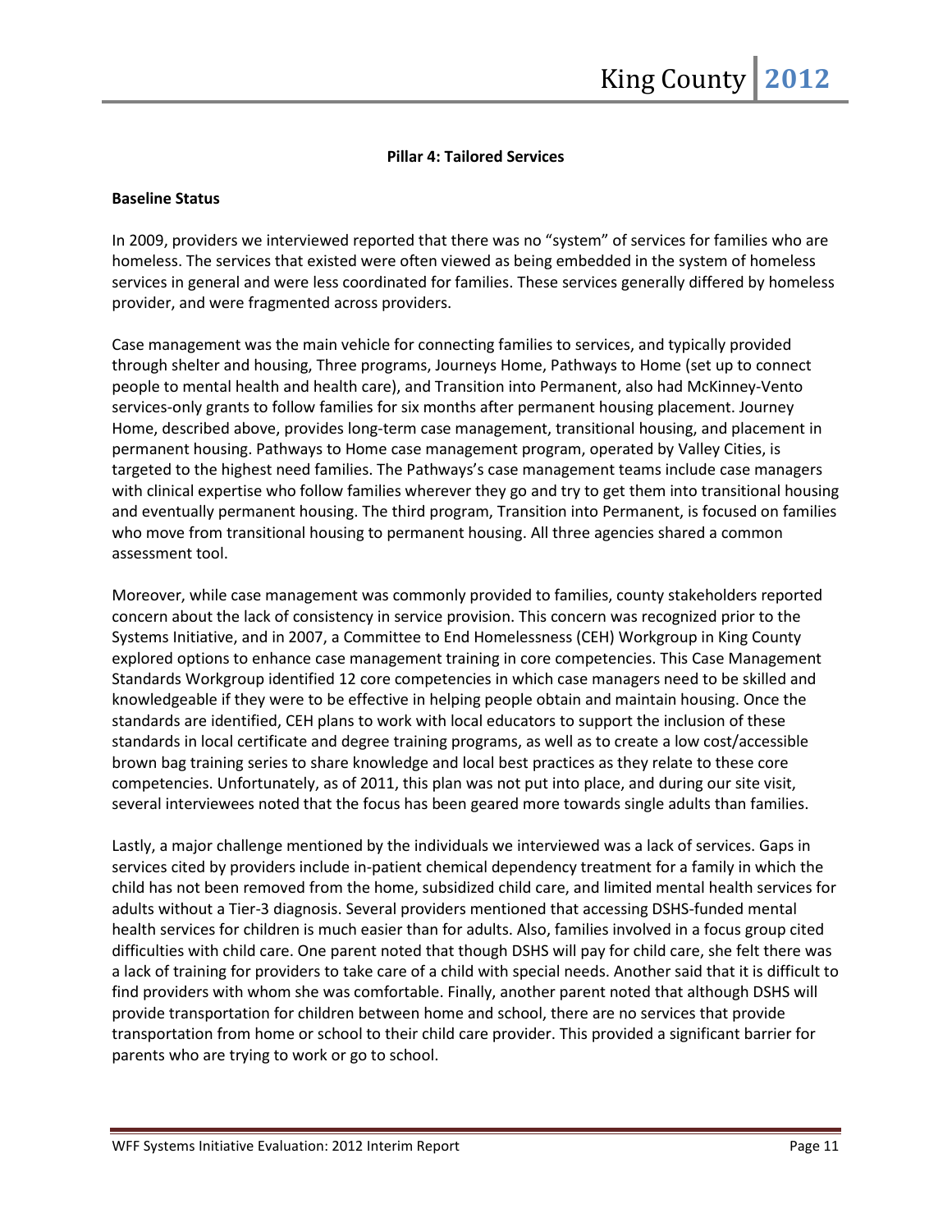### Pillar 4: Tailored Services

**Baseline Status**

In 2009, providers we interviewed reported that there was no "system" of services for families who are homeless. The services that existed were often viewed as being embedded in the system of homeless services in general and were less coordinated for families. These services generally differed by homeless provider, and were fragmented across providers.

Case management was the main vehicle for connecting families to services, and typically provided through shelter and housing, Three programs, Journeys Home, Pathways to Home (set up to connect people to mental health and health care), and Transition into Permanent, also had McKinney-Vento services-only grants to follow families for six months after permanent housing placement. Journey Home, described above, provides long-term case management, transitional housing, and placement in permanent housing. Pathways to Home case management program, operated by Valley Cities, is targeted to the highest need families. The Pathways's case management teams include case managers with clinical expertise who follow families wherever they go and try to get them into transitional housing and eventually permanent housing. The third program, Transition into Permanent, is focused on families who move from transitional housing to permanent housing. All three agencies shared a common assessment tool.

Moreover, while case management was commonly provided to families, county stakeholders reported concern about the lack of consistency in service provision. This concern was recognized prior to the Systems Initiative, and in 2007, a Committee to End Homelessness (CEH) Workgroup in King County explored options to enhance case management training in core competencies. This Case Management Standards Workgroup identified 12 core competencies in which case managers need to be skilled and knowledgeable if they were to be effective in helping people obtain and maintain housing. Once the standards are identified, CEH plans to work with local educators to support the inclusion of these standards in local certificate and degree training programs, as well as to create a low cost/accessible brown bag training series to share knowledge and local best practices as they relate to these core competencies. Unfortunately, as of 2011, this plan was not put into place, and during our site visit, several interviewees noted that the focus has been geared more towards single adults than families.

Lastly, a major challenge mentioned by the individuals we interviewed was a lack of services. Gaps in services cited by providers include in-patient chemical dependency treatment for a family in which the child has not been removed from the home, subsidized child care, and limited mental health services for adults without a Tier-3 diagnosis. Several providers mentioned that accessing DSHS-funded mental health services for children is much easier than for adults. Also, families involved in a focus group cited difficulties with child care. One parent noted that though DSHS will pay for child care, she felt there was a lack of training for providers to take care of a child with special needs. Another said that it is difficult to find providers with whom she was comfortable. Finally, another parent noted that although DSHS will provide transportation for children between home and school, there are no services that provide transportation from home or school to their child care provider. This provided a significant barrier for parents who are trying to work or go to school.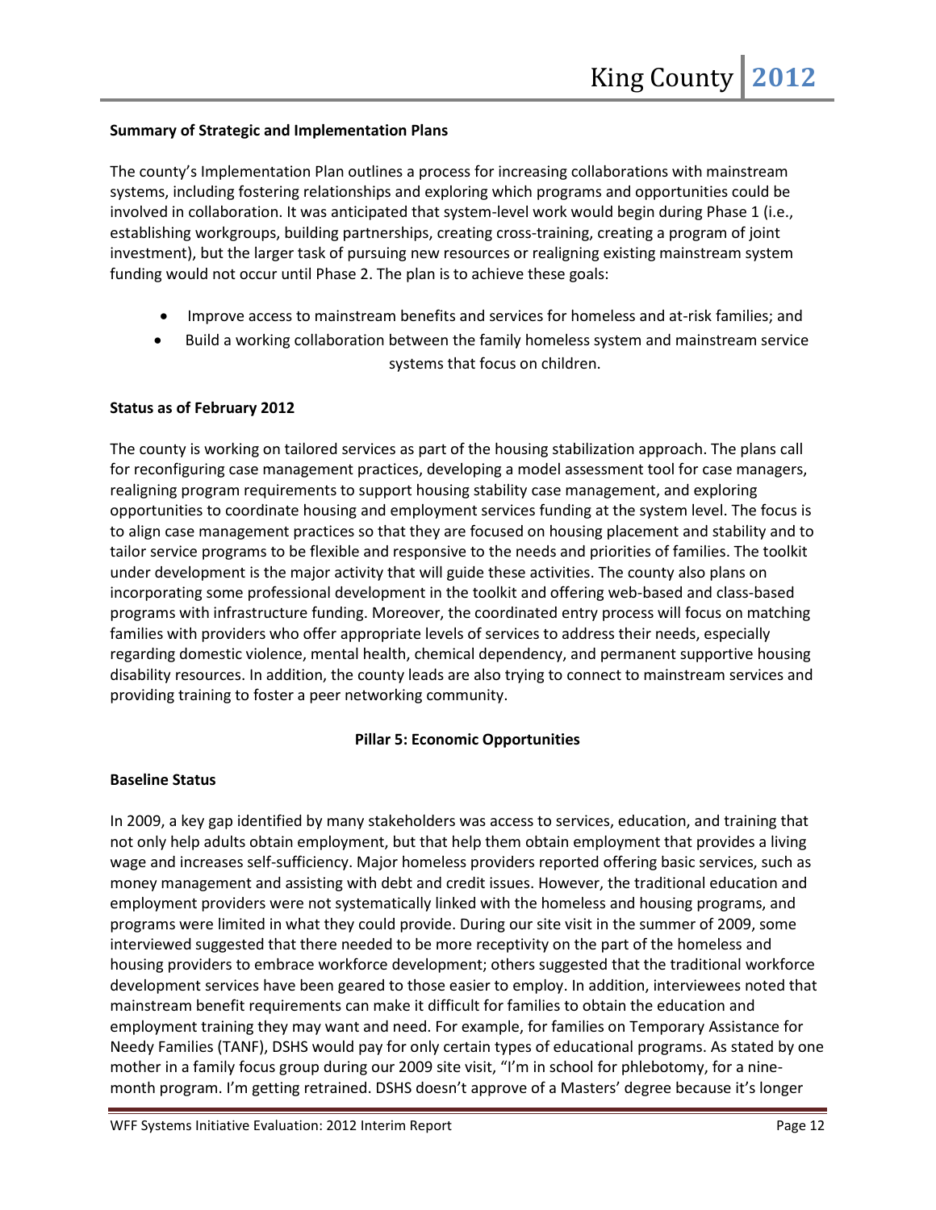**Summary of Strategic and Implementation Plans**

The county's Implementation Plan outlines a process for increasing collaborations with mainstream systems, including fostering relationships and exploring which programs and opportunities could be involved in collaboration. It was anticipated that system-level work would begin during Phase 1 (i.e., establishing workgroups, building partnerships, creating cross-training, creating a program of joint investment), but the larger task of pursuing new resources or realigning existing mainstream system funding would not occur until Phase 2. The plan is to achieve these goals:

- Improve access to mainstream benefits and services for homeless and at-risk families; and
- Build a working collaboration between the family homeless system and mainstream service systems that focus on children.

**Status as of February 2012**

The county is working on tailored services as part of the housing stabilization approach. The plans call for reconfiguring case management practices, developing a model assessment tool for case managers, realigning program requirements to support housing stability case management, and exploring opportunities to coordinate housing and employment services funding at the system level. The focus is to align case management practices so that they are focused on housing placement and stability and to tailor service programs to be flexible and responsive to the needs and priorities of families. The toolkit under development is the major activity that will guide these activities. The county also plans on incorporating some professional development in the toolkit and offering web-based and class-based programs with infrastructure funding. Moreover, the coordinated entry process will focus on matching families with providers who offer appropriate levels of services to address their needs, especially regarding domestic violence, mental health, chemical dependency, and permanent supportive housing disability resources. In addition, the county leads are also trying to connect to mainstream services and providing training to foster a peer networking community.

**Pillar 5: Economic Opportunities**

**Baseline Status**

In 2009, a key gap identified by many stakeholders was access to services, education, and training that not only help adults obtain employment, but that help them obtain employment that provides a living wage and increases self-sufficiency. Major homeless providers reported offering basic services, such as money management and assisting with debt and credit issues. However, the traditional education and employment providers were not systematically linked with the homeless and housing programs, and programs were limited in what they could provide. During our site visit in the summer of 2009, some interviewed suggested that there needed to be more receptivity on the part of the homeless and housing providers to embrace workforce development; others suggested that the traditional workforce development services have been geared to those easier to employ. In addition, interviewees noted that mainstream benefit requirements can make it difficult for families to obtain the education and employment training they may want and need. For example, for families on Temporary Assistance for Needy Families (TANF), DSHS would pay for only certain types of educational programs. As stated by one mother in a family focus group during our 2009 site visit, "I'm in school for phlebotomy, for a nine-month program. I'm getting retrained. DSHS doesn't approve of a Masters' degree because it's longer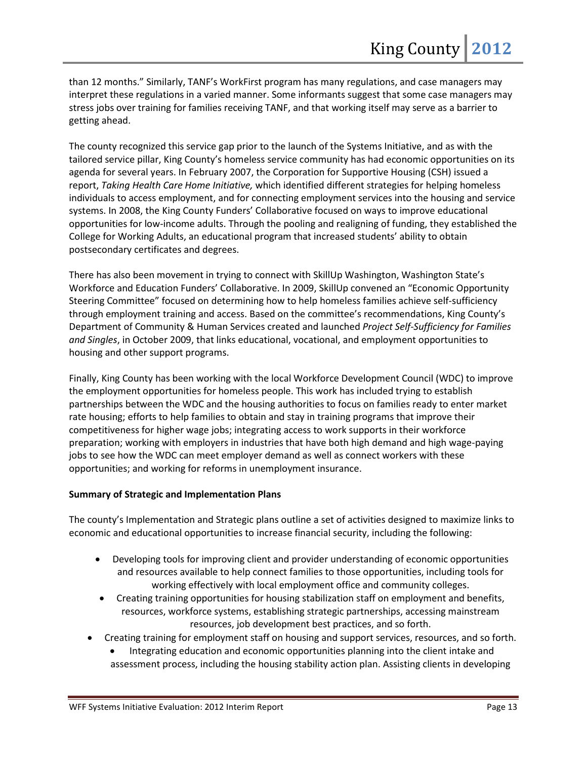than 12 months." Similarly, TANF's WorkFirst program has many regulations, and case managers may interpret these regulations in a varied manner. Some informants suggest that some case managers may stress jobs over training for families receiving TANF, and that working itself may serve as a barrier to getting ahead.

The county recognized this service gap prior to the launch of the Systems Initiative, and as with the tailored service pillar, King County's homeless service community has had economic opportunities on its agenda for several years. In February 2007, the Corporation for Supportive Housing (CSH) issued a report, *Taking Health Care Home Initiative,* which identified different strategies for helping homeless individuals to access employment, and for connecting employment services into the housing and service systems. In 2008, the King County Funders' Collaborative focused on ways to improve educational opportunities for low-income adults. Through the pooling and realigning of funding, they established the College for Working Adults, an educational program that increased students' ability to obtain postsecondary certificates and degrees.

There has also been movement in trying to connect with SkillUp Washington, Washington State's Workforce and Education Funders' Collaborative. In 2009, SkillUp convened an "Economic Opportunity Steering Committee" focused on determining how to help homeless families achieve self-sufficiency through employment training and access. Based on the committee's recommendations, King County's Department of Community & Human Services created and launched *Project Self-Sufficiency for Families and Singles*, in October 2009, that links educational, vocational, and employment opportunities to housing and other support programs.

Finally, King County has been working with the local Workforce Development Council (WDC) to improve the employment opportunities for homeless people. This work has included trying to establish partnerships between the WDC and the housing authorities to focus on families ready to enter market rate housing; efforts to help families to obtain and stay in training programs that improve their competitiveness for higher wage jobs; integrating access to work supports in their workforce preparation; working with employers in industries that have both high demand and high wage-paying jobs to see how the WDC can meet employer demand as well as connect workers with these opportunities; and working for reforms in unemployment insurance.

**Summary of Strategic and Implementation Plans**

The county's Implementation and Strategic plans outline a set of activities designed to maximize links to economic and educational opportunities to increase financial security, including the following:

- Developing tools for improving client and provider understanding of economic opportunities and resources available to help connect families to those opportunities, including tools for working effectively with local employment office and community colleges.
- Creating training opportunities for housing stabilization staff on employment and benefits, resources, workforce systems, establishing strategic partnerships, accessing mainstream resources, job development best practices, and so forth.
- Creating training for employment staff on housing and support services, resources, and so forth.
- Integrating education and economic opportunities planning into the client intake and assessment process, including the housing stability action plan. Assisting clients in developing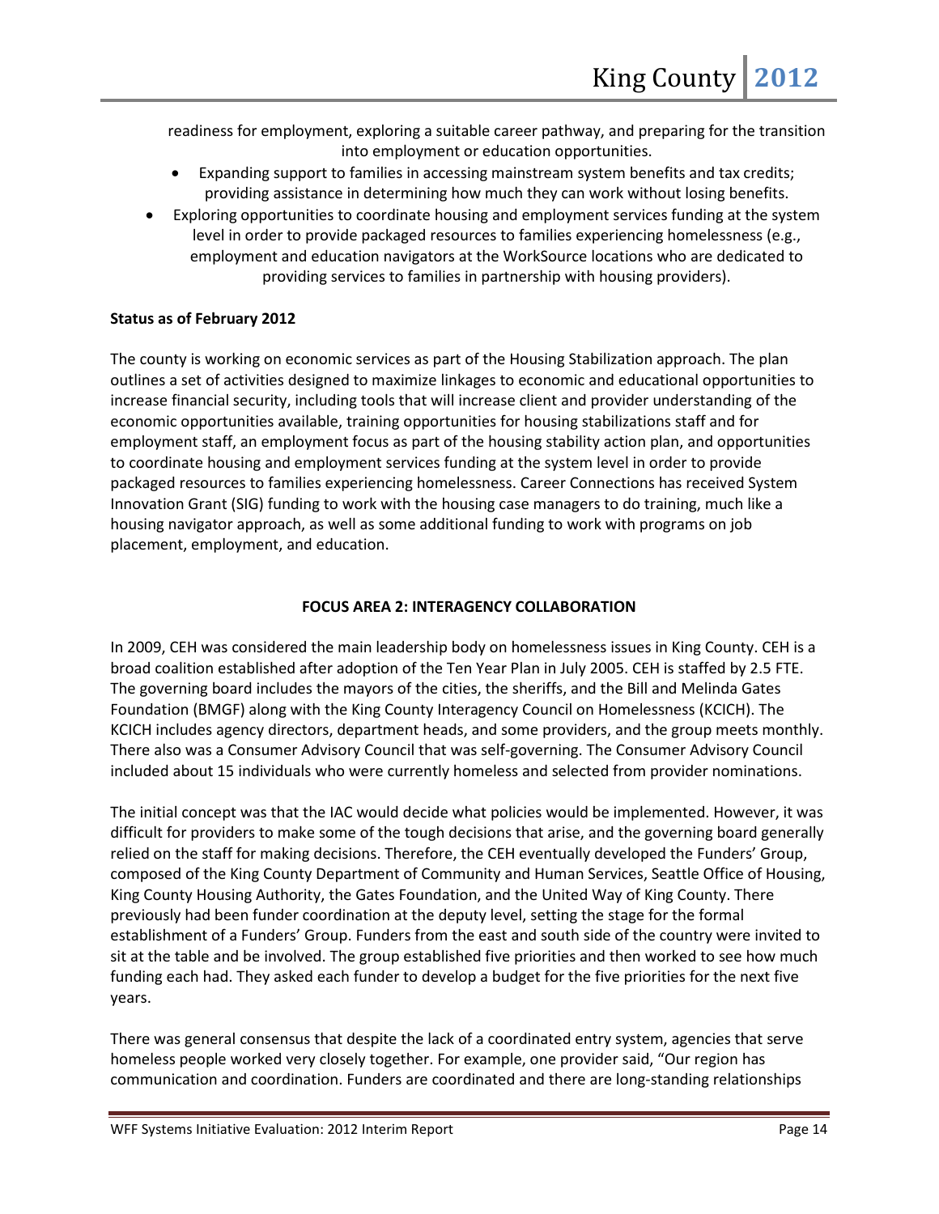readiness for employment, exploring a suitable career pathway, and preparing for the transition into employment or education opportunities.

- Expanding support to families in accessing mainstream system benefits and tax credits; providing assistance in determining how much they can work without losing benefits.
- Exploring opportunities to coordinate housing and employment services funding at the system level in order to provide packaged resources to families experiencing homelessness (e.g., employment and education navigators at the WorkSource locations who are dedicated to providing services to families in partnership with housing providers).

**Status as of February 2012**

The county is working on economic services as part of the Housing Stabilization approach. The plan outlines a set of activities designed to maximize linkages to economic and educational opportunities to increase financial security, including tools that will increase client and provider understanding of the economic opportunities available, training opportunities for housing stabilizations staff and for employment staff, an employment focus as part of the housing stability action plan, and opportunities to coordinate housing and employment services funding at the system level in order to provide packaged resources to families experiencing homelessness. Career Connections has received System Innovation Grant (SIG) funding to work with the housing case managers to do training, much like a housing navigator approach, as well as some additional funding to work with programs on job placement, employment, and education.

## FOCUS AREA 2: INTERAGENCY COLLABORATION

In 2009, CEH was considered the main leadership body on homelessness issues in King County. CEH is a broad coalition established after adoption of the Ten Year Plan in July 2005. CEH is staffed by 2.5 FTE. The governing board includes the mayors of the cities, the sheriffs, and the Bill and Melinda Gates Foundation (BMGF) along with the King County Interagency Council on Homelessness (KCICH). The KCICH includes agency directors, department heads, and some providers, and the group meets monthly. There also was a Consumer Advisory Council that was self-governing. The Consumer Advisory Council included about 15 individuals who were currently homeless and selected from provider nominations.

The initial concept was that the IAC would decide what policies would be implemented. However, it was difficult for providers to make some of the tough decisions that arise, and the governing board generally relied on the staff for making decisions. Therefore, the CEH eventually developed the Funders' Group, composed of the King County Department of Community and Human Services, Seattle Office of Housing, King County Housing Authority, the Gates Foundation, and the United Way of King County. There previously had been funder coordination at the deputy level, setting the stage for the formal establishment of a Funders' Group. Funders from the east and south side of the country were invited to sit at the table and be involved. The group established five priorities and then worked to see how much funding each had. They asked each funder to develop a budget for the five priorities for the next five years.

There was general consensus that despite the lack of a coordinated entry system, agencies that serve homeless people worked very closely together. For example, one provider said, "Our region has communication and coordination. Funders are coordinated and there are long-standing relationships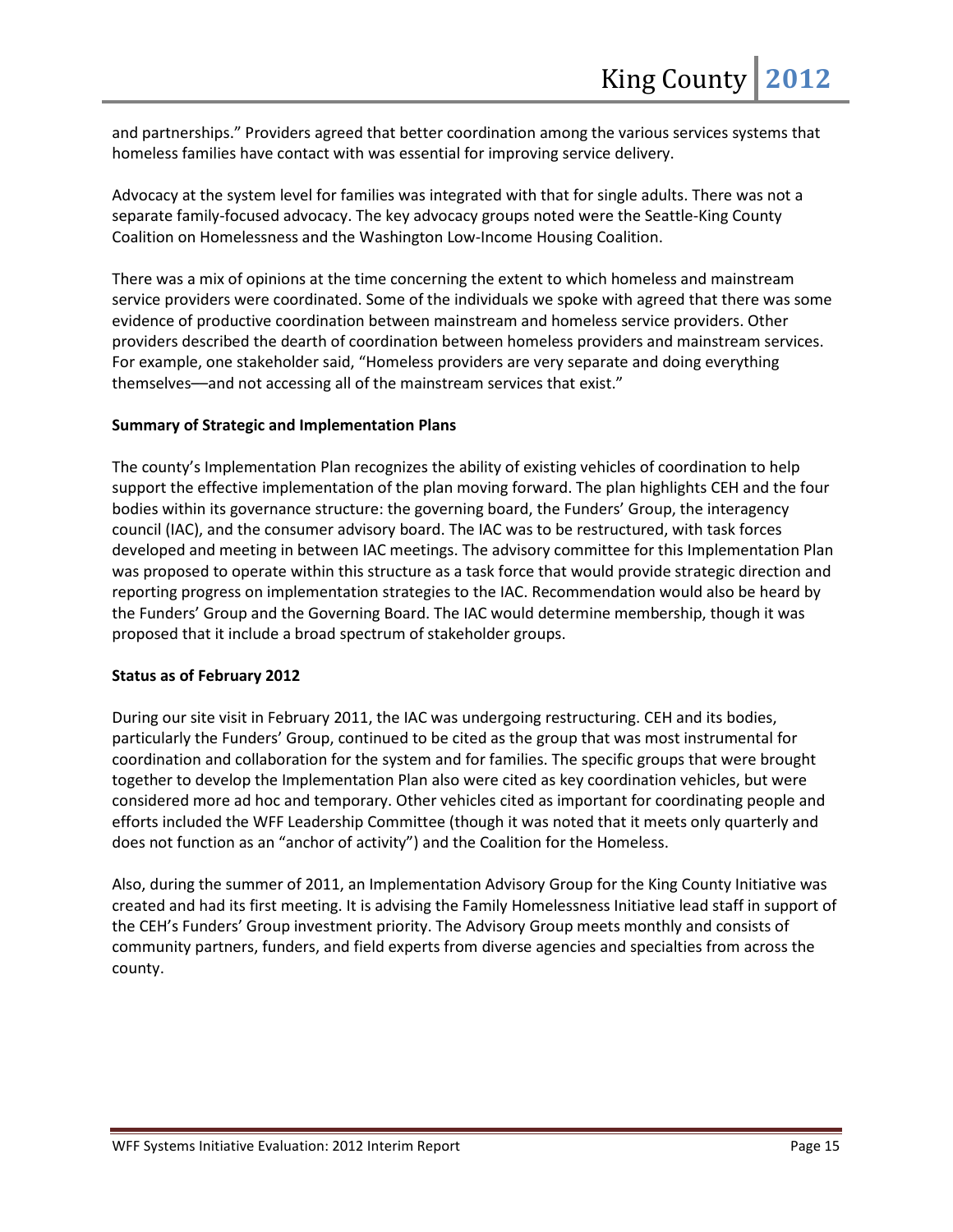and partnerships." Providers agreed that better coordination among the various services systems that homeless families have contact with was essential for improving service delivery.

Advocacy at the system level for families was integrated with that for single adults. There was not a separate family-focused advocacy. The key advocacy groups noted were the Seattle-King County Coalition on Homelessness and the Washington Low-Income Housing Coalition.

There was a mix of opinions at the time concerning the extent to which homeless and mainstream service providers were coordinated. Some of the individuals we spoke with agreed that there was some evidence of productive coordination between mainstream and homeless service providers. Other providers described the dearth of coordination between homeless providers and mainstream services. For example, one stakeholder said, "Homeless providers are very separate and doing everything themselves—and not accessing all of the mainstream services that exist."

**Summary of Strategic and Implementation Plans**

The county's Implementation Plan recognizes the ability of existing vehicles of coordination to help support the effective implementation of the plan moving forward. The plan highlights CEH and the four bodies within its governance structure: the governing board, the Funders' Group, the interagency council (IAC), and the consumer advisory board. The IAC was to be restructured, with task forces developed and meeting in between IAC meetings. The advisory committee for this Implementation Plan was proposed to operate within this structure as a task force that would provide strategic direction and reporting progress on implementation strategies to the IAC. Recommendation would also be heard by the Funders' Group and the Governing Board. The IAC would determine membership, though it was proposed that it include a broad spectrum of stakeholder groups.

**Status as of February 2012**

During our site visit in February 2011, the IAC was undergoing restructuring. CEH and its bodies, particularly the Funders' Group, continued to be cited as the group that was most instrumental for coordination and collaboration for the system and for families. The specific groups that were brought together to develop the Implementation Plan also were cited as key coordination vehicles, but were considered more ad hoc and temporary. Other vehicles cited as important for coordinating people and efforts included the WFF Leadership Committee (though it was noted that it meets only quarterly and does not function as an "anchor of activity") and the Coalition for the Homeless.

Also, during the summer of 2011, an Implementation Advisory Group for the King County Initiative was created and had its first meeting. It is advising the Family Homelessness Initiative lead staff in support of the CEH's Funders' Group investment priority. The Advisory Group meets monthly and consists of community partners, funders, and field experts from diverse agencies and specialties from across the county.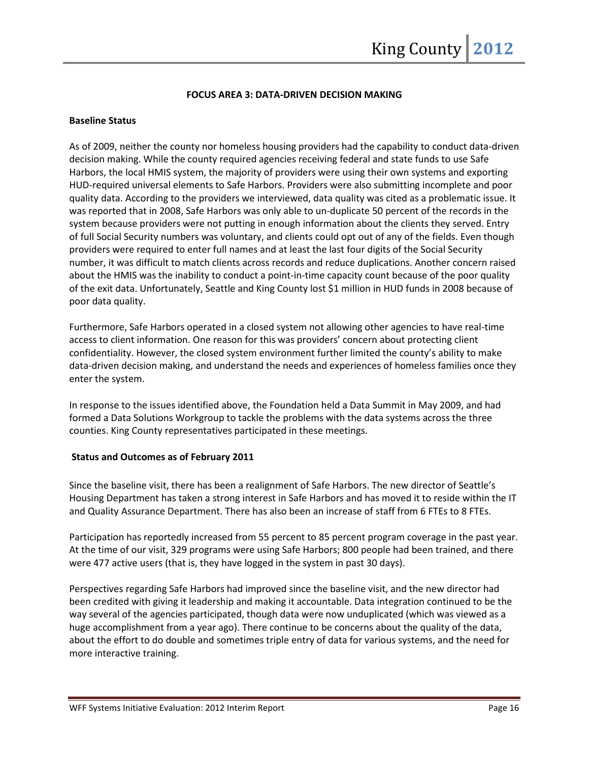**FOCUS AREA 3: DATA-DRIVEN DECISION MAKING**

**Baseline Status**

As of 2009, neither the county nor homeless housing providers had the capability to conduct data-driven decision making. While the county required agencies receiving federal and state funds to use Safe Harbors, the local HMIS system, the majority of providers were using their own systems and exporting HUD-required universal elements to Safe Harbors. Providers were also submitting incomplete and poor quality data. According to the providers we interviewed, data quality was cited as a problematic issue. It was reported that in 2008, Safe Harbors was only able to un-duplicate 50 percent of the records in the system because providers were not putting in enough information about the clients they served. Entry of full Social Security numbers was voluntary, and clients could opt out of any of the fields. Even though providers were required to enter full names and at least the last four digits of the Social Security number, it was difficult to match clients across records and reduce duplications. Another concern raised about the HMIS was the inability to conduct a point-in-time capacity count because of the poor quality of the exit data. Unfortunately, Seattle and King County lost $1 million in HUD funds in 2008 because of poor data quality.

Furthermore, Safe Harbors operated in a closed system not allowing other agencies to have real-time access to client information. One reason for this was providers' concern about protecting client confidentiality. However, the closed system environment further limited the county's ability to make data-driven decision making, and understand the needs and experiences of homeless families once they enter the system.

In response to the issues identified above, the Foundation held a Data Summit in May 2009, and had formed a Data Solutions Workgroup to tackle the problems with the data systems across the three counties. King County representatives participated in these meetings.

**Status and Outcomes as of February 2011**

Since the baseline visit, there has been a realignment of Safe Harbors. The new director of Seattle's Housing Department has taken a strong interest in Safe Harbors and has moved it to reside within the IT and Quality Assurance Department. There has also been an increase of staff from 6 FTEs to 8 FTEs.

Participation has reportedly increased from 55 percent to 85 percent program coverage in the past year. At the time of our visit, 329 programs were using Safe Harbors; 800 people had been trained, and there were 477 active users (that is, they have logged in the system in past 30 days).

Perspectives regarding Safe Harbors had improved since the baseline visit, and the new director had been credited with giving it leadership and making it accountable. Data integration continued to be the way several of the agencies participated, though data were now unduplicated (which was viewed as a huge accomplishment from a year ago). There continue to be concerns about the quality of the data, about the effort to do double and sometimes triple entry of data for various systems, and the need for more interactive training.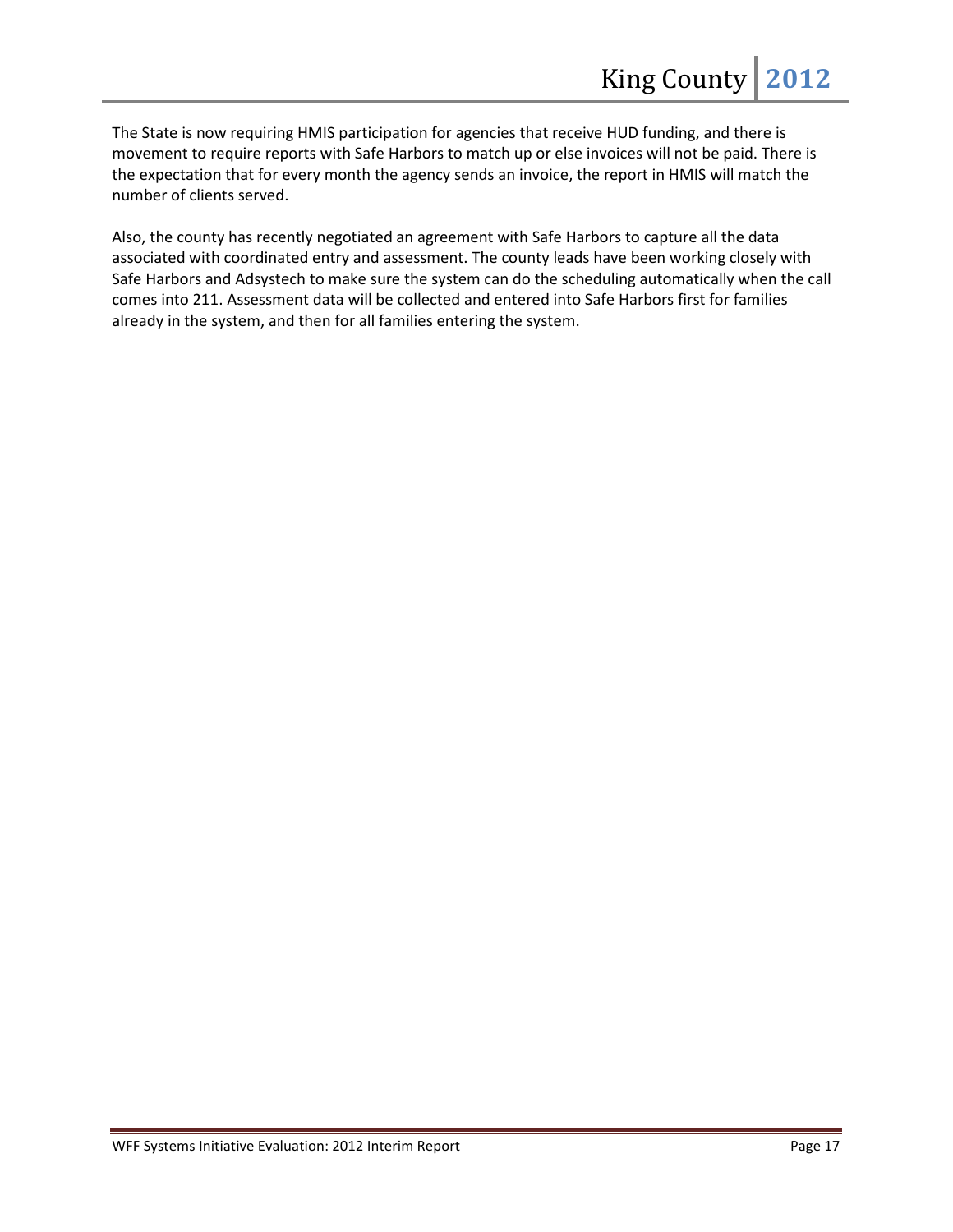The State is now requiring HMIS participation for agencies that receive HUD funding, and there is movement to require reports with Safe Harbors to match up or else invoices will not be paid. There is the expectation that for every month the agency sends an invoice, the report in HMIS will match the number of clients served.

Also, the county has recently negotiated an agreement with Safe Harbors to capture all the data associated with coordinated entry and assessment. The county leads have been working closely with Safe Harbors and Adsystech to make sure the system can do the scheduling automatically when the call comes into 211. Assessment data will be collected and entered into Safe Harbors first for families already in the system, and then for all families entering the system.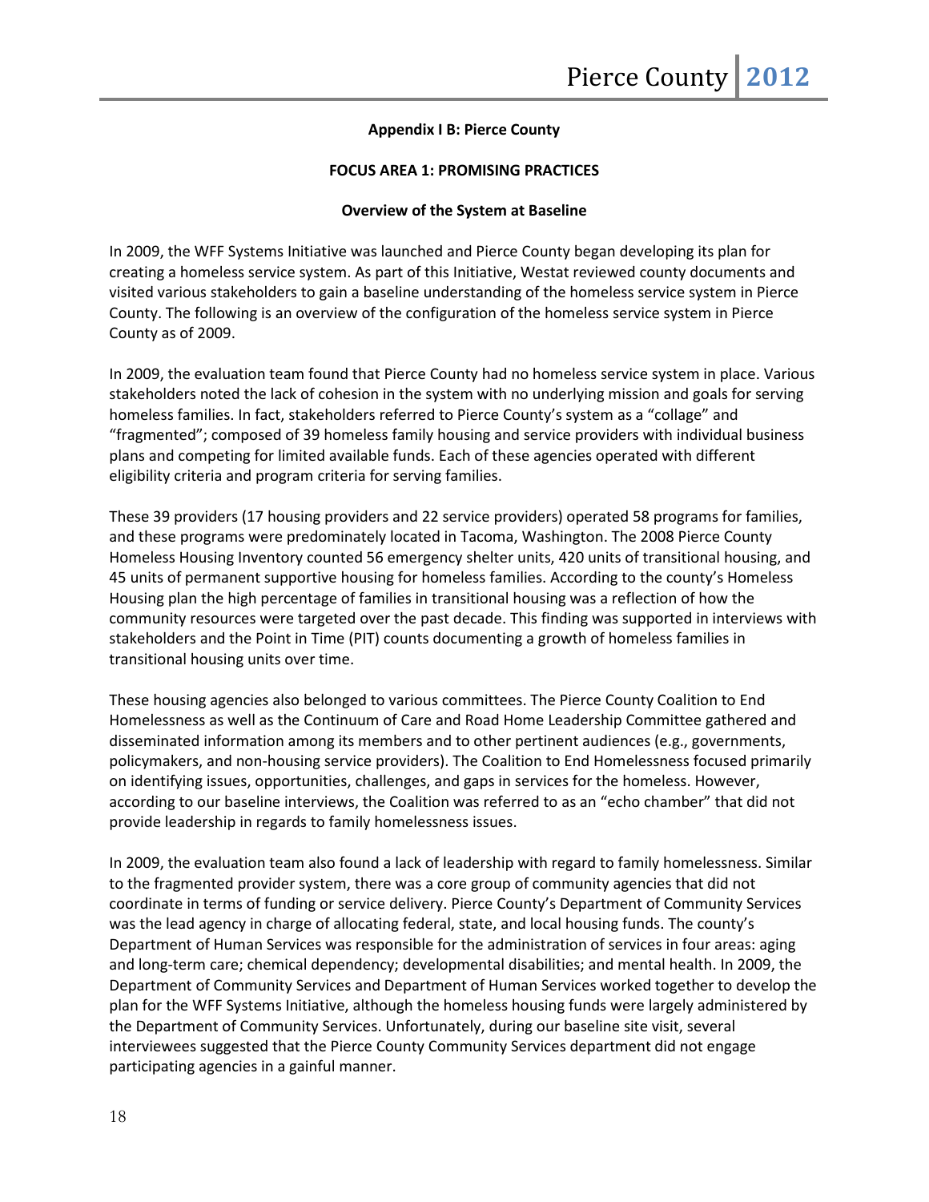## Appendix I B: Pierce County

### FOCUS AREA 1: PROMISING PRACTICES

### Overview of the System at Baseline

In 2009, the WFF Systems Initiative was launched and Pierce County began developing its plan for creating a homeless service system. As part of this Initiative, Westat reviewed county documents and visited various stakeholders to gain a baseline understanding of the homeless service system in Pierce County. The following is an overview of the configuration of the homeless service system in Pierce County as of 2009.

In 2009, the evaluation team found that Pierce County had no homeless service system in place. Various stakeholders noted the lack of cohesion in the system with no underlying mission and goals for serving homeless families. In fact, stakeholders referred to Pierce County's system as a "collage" and "fragmented"; composed of 39 homeless family housing and service providers with individual business plans and competing for limited available funds. Each of these agencies operated with different eligibility criteria and program criteria for serving families.

These 39 providers (17 housing providers and 22 service providers) operated 58 programs for families, and these programs were predominately located in Tacoma, Washington. The 2008 Pierce County Homeless Housing Inventory counted 56 emergency shelter units, 420 units of transitional housing, and 45 units of permanent supportive housing for homeless families. According to the county's Homeless Housing plan the high percentage of families in transitional housing was a reflection of how the community resources were targeted over the past decade. This finding was supported in interviews with stakeholders and the Point in Time (PIT) counts documenting a growth of homeless families in transitional housing units over time.

These housing agencies also belonged to various committees. The Pierce County Coalition to End Homelessness as well as the Continuum of Care and Road Home Leadership Committee gathered and disseminated information among its members and to other pertinent audiences (e.g., governments, policymakers, and non-housing service providers). The Coalition to End Homelessness focused primarily on identifying issues, opportunities, challenges, and gaps in services for the homeless. However, according to our baseline interviews, the Coalition was referred to as an "echo chamber" that did not provide leadership in regards to family homelessness issues.

In 2009, the evaluation team also found a lack of leadership with regard to family homelessness. Similar to the fragmented provider system, there was a core group of community agencies that did not coordinate in terms of funding or service delivery. Pierce County's Department of Community Services was the lead agency in charge of allocating federal, state, and local housing funds. The county's Department of Human Services was responsible for the administration of services in four areas: aging and long-term care; chemical dependency; developmental disabilities; and mental health. In 2009, the Department of Community Services and Department of Human Services worked together to develop the plan for the WFF Systems Initiative, although the homeless housing funds were largely administered by the Department of Community Services. Unfortunately, during our baseline site visit, several interviewees suggested that the Pierce County Community Services department did not engage participating agencies in a gainful manner.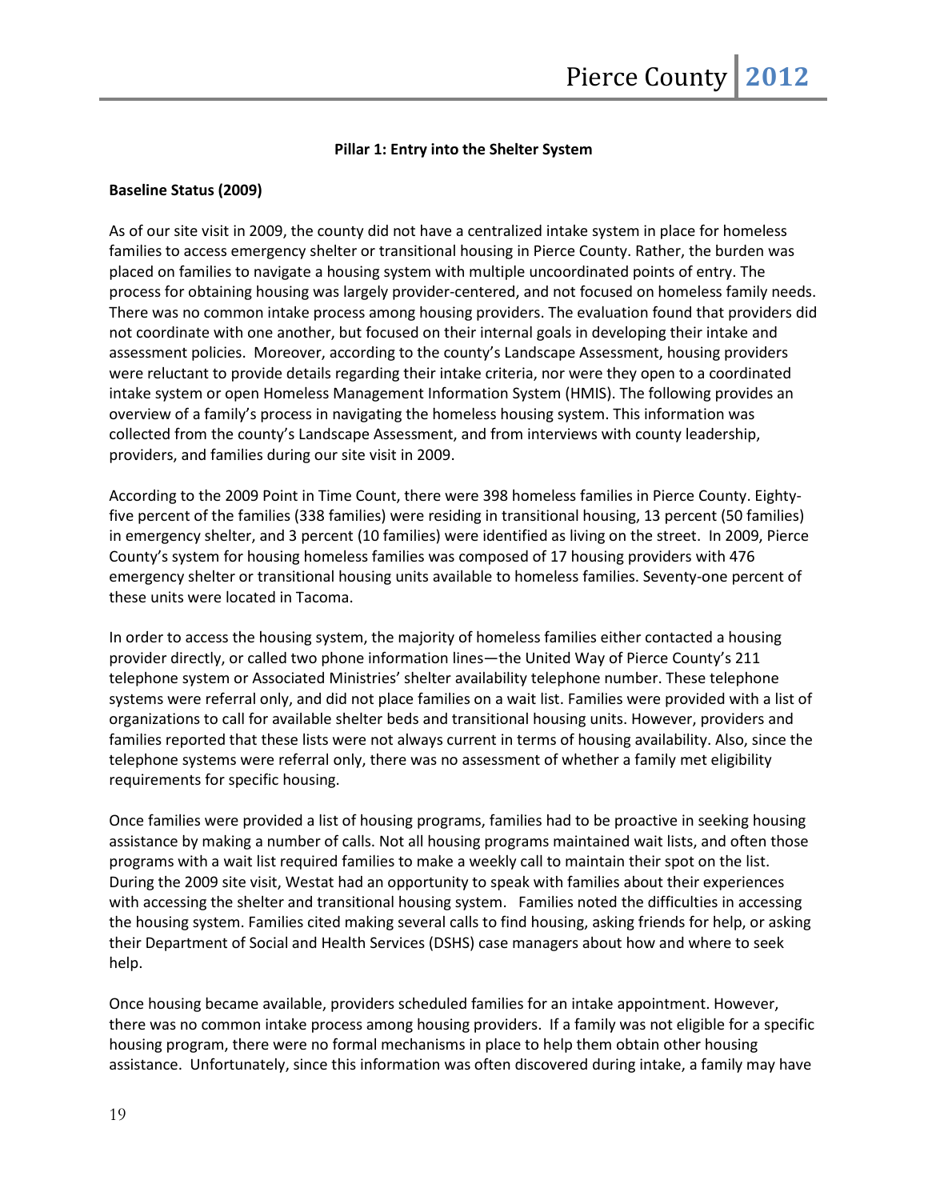## Pillar 1: Entry into the Shelter System

**Baseline Status (2009)**

As of our site visit in 2009, the county did not have a centralized intake system in place for homeless families to access emergency shelter or transitional housing in Pierce County. Rather, the burden was placed on families to navigate a housing system with multiple uncoordinated points of entry. The process for obtaining housing was largely provider-centered, and not focused on homeless family needs. There was no common intake process among housing providers. The evaluation found that providers did not coordinate with one another, but focused on their internal goals in developing their intake and assessment policies. Moreover, according to the county's Landscape Assessment, housing providers were reluctant to provide details regarding their intake criteria, nor were they open to a coordinated intake system or open Homeless Management Information System (HMIS). The following provides an overview of a family's process in navigating the homeless housing system. This information was collected from the county's Landscape Assessment, and from interviews with county leadership, providers, and families during our site visit in 2009.

According to the 2009 Point in Time Count, there were 398 homeless families in Pierce County. Eighty-five percent of the families (338 families) were residing in transitional housing, 13 percent (50 families) in emergency shelter, and 3 percent (10 families) were identified as living on the street. In 2009, Pierce County's system for housing homeless families was composed of 17 housing providers with 476 emergency shelter or transitional housing units available to homeless families. Seventy-one percent of these units were located in Tacoma.

In order to access the housing system, the majority of homeless families either contacted a housing provider directly, or called two phone information lines—the United Way of Pierce County's 211 telephone system or Associated Ministries' shelter availability telephone number. These telephone systems were referral only, and did not place families on a wait list. Families were provided with a list of organizations to call for available shelter beds and transitional housing units. However, providers and families reported that these lists were not always current in terms of housing availability. Also, since the telephone systems were referral only, there was no assessment of whether a family met eligibility requirements for specific housing.

Once families were provided a list of housing programs, families had to be proactive in seeking housing assistance by making a number of calls. Not all housing programs maintained wait lists, and often those programs with a wait list required families to make a weekly call to maintain their spot on the list. During the 2009 site visit, Westat had an opportunity to speak with families about their experiences with accessing the shelter and transitional housing system. Families noted the difficulties in accessing the housing system. Families cited making several calls to find housing, asking friends for help, or asking their Department of Social and Health Services (DSHS) case managers about how and where to seek help.

Once housing became available, providers scheduled families for an intake appointment. However, there was no common intake process among housing providers. If a family was not eligible for a specific housing program, there were no formal mechanisms in place to help them obtain other housing assistance. Unfortunately, since this information was often discovered during intake, a family may have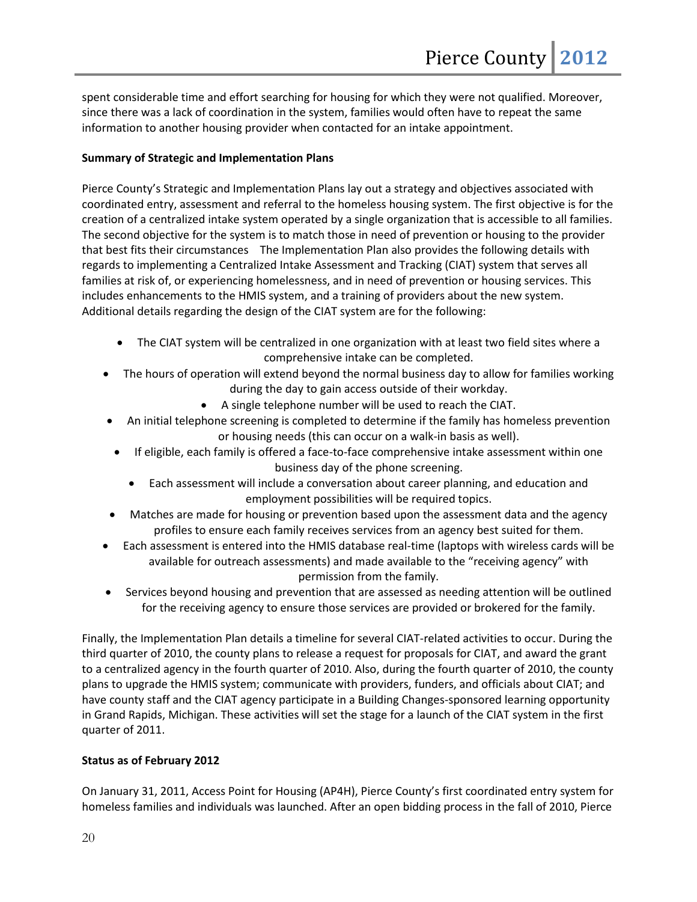spent considerable time and effort searching for housing for which they were not qualified. Moreover, since there was a lack of coordination in the system, families would often have to repeat the same information to another housing provider when contacted for an intake appointment.

**Summary of Strategic and Implementation Plans**

Pierce County's Strategic and Implementation Plans lay out a strategy and objectives associated with coordinated entry, assessment and referral to the homeless housing system. The first objective is for the creation of a centralized intake system operated by a single organization that is accessible to all families. The second objective for the system is to match those in need of prevention or housing to the provider that best fits their circumstances The Implementation Plan also provides the following details with regards to implementing a Centralized Intake Assessment and Tracking (CIAT) system that serves all families at risk of, or experiencing homelessness, and in need of prevention or housing services. This includes enhancements to the HMIS system, and a training of providers about the new system. Additional details regarding the design of the CIAT system are for the following:

- The CIAT system will be centralized in one organization with at least two field sites where a comprehensive intake can be completed.
- The hours of operation will extend beyond the normal business day to allow for families working during the day to gain access outside of their workday.
- A single telephone number will be used to reach the CIAT.
- An initial telephone screening is completed to determine if the family has homeless prevention or housing needs (this can occur on a walk-in basis as well).
- If eligible, each family is offered a face-to-face comprehensive intake assessment within one business day of the phone screening.
- Each assessment will include a conversation about career planning, and education and employment possibilities will be required topics.
- Matches are made for housing or prevention based upon the assessment data and the agency profiles to ensure each family receives services from an agency best suited for them.
- Each assessment is entered into the HMIS database real-time (laptops with wireless cards will be available for outreach assessments) and made available to the "receiving agency" with permission from the family.
- Services beyond housing and prevention that are assessed as needing attention will be outlined for the receiving agency to ensure those services are provided or brokered for the family.

Finally, the Implementation Plan details a timeline for several CIAT-related activities to occur. During the third quarter of 2010, the county plans to release a request for proposals for CIAT, and award the grant to a centralized agency in the fourth quarter of 2010. Also, during the fourth quarter of 2010, the county plans to upgrade the HMIS system; communicate with providers, funders, and officials about CIAT; and have county staff and the CIAT agency participate in a Building Changes-sponsored learning opportunity in Grand Rapids, Michigan. These activities will set the stage for a launch of the CIAT system in the first quarter of 2011.

**Status as of February 2012**

On January 31, 2011, Access Point for Housing (AP4H), Pierce County's first coordinated entry system for homeless families and individuals was launched. After an open bidding process in the fall of 2010, Pierce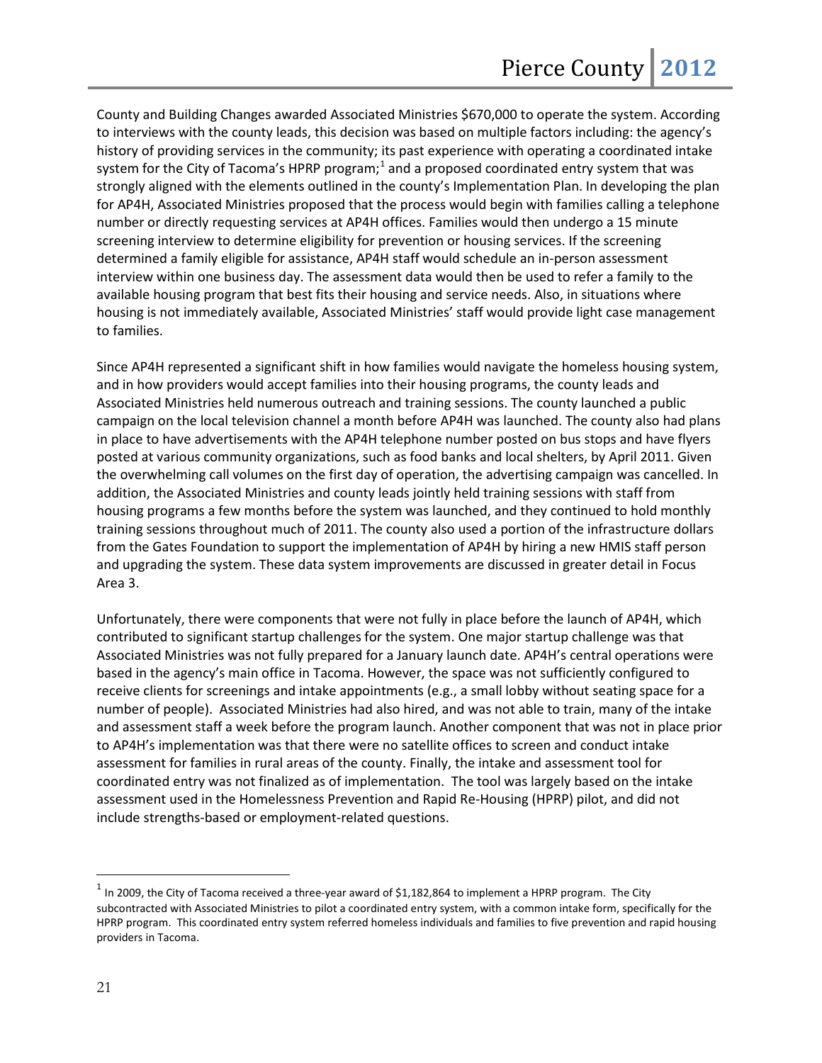County and Building Changes awarded Associated Ministries $670,000 to operate the system. According to interviews with the county leads, this decision was based on multiple factors including: the agency's history of providing services in the community; its past experience with operating a coordinated intake system for the City of Tacoma's HPRP program;[1] and a proposed coordinated entry system that was strongly aligned with the elements outlined in the county's Implementation Plan. In developing the plan for AP4H, Associated Ministries proposed that the process would begin with families calling a telephone number or directly requesting services at AP4H offices. Families would then undergo a 15 minute screening interview to determine eligibility for prevention or housing services. If the screening determined a family eligible for assistance, AP4H staff would schedule an in-person assessment interview within one business day. The assessment data would then be used to refer a family to the available housing program that best fits their housing and service needs. Also, in situations where housing is not immediately available, Associated Ministries' staff would provide light case management to families.

Since AP4H represented a significant shift in how families would navigate the homeless housing system, and in how providers would accept families into their housing programs, the county leads and Associated Ministries held numerous outreach and training sessions. The county launched a public campaign on the local television channel a month before AP4H was launched. The county also had plans in place to have advertisements with the AP4H telephone number posted on bus stops and have flyers posted at various community organizations, such as food banks and local shelters, by April 2011. Given the overwhelming call volumes on the first day of operation, the advertising campaign was cancelled. In addition, the Associated Ministries and county leads jointly held training sessions with staff from housing programs a few months before the system was launched, and they continued to hold monthly training sessions throughout much of 2011. The county also used a portion of the infrastructure dollars from the Gates Foundation to support the implementation of AP4H by hiring a new HMIS staff person and upgrading the system. These data system improvements are discussed in greater detail in Focus Area 3.

Unfortunately, there were components that were not fully in place before the launch of AP4H, which contributed to significant startup challenges for the system. One major startup challenge was that Associated Ministries was not fully prepared for a January launch date. AP4H's central operations were based in the agency's main office in Tacoma. However, the space was not sufficiently configured to receive clients for screenings and intake appointments (e.g., a small lobby without seating space for a number of people). Associated Ministries had also hired, and was not able to train, many of the intake and assessment staff a week before the program launch. Another component that was not in place prior to AP4H's implementation was that there were no satellite offices to screen and conduct intake assessment for families in rural areas of the county. Finally, the intake and assessment tool for coordinated entry was not finalized as of implementation. The tool was largely based on the intake assessment used in the Homelessness Prevention and Rapid Re-Housing (HPRP) pilot, and did not include strengths-based or employment-related questions.

---

[1] In 2009, the City of Tacoma received a three-year award of $1,182,864 to implement a HPRP program. The City subcontracted with Associated Ministries to pilot a coordinated entry system, with a common intake form, specifically for the HPRP program. This coordinated entry system referred homeless individuals and families to five prevention and rapid housing providers in Tacoma.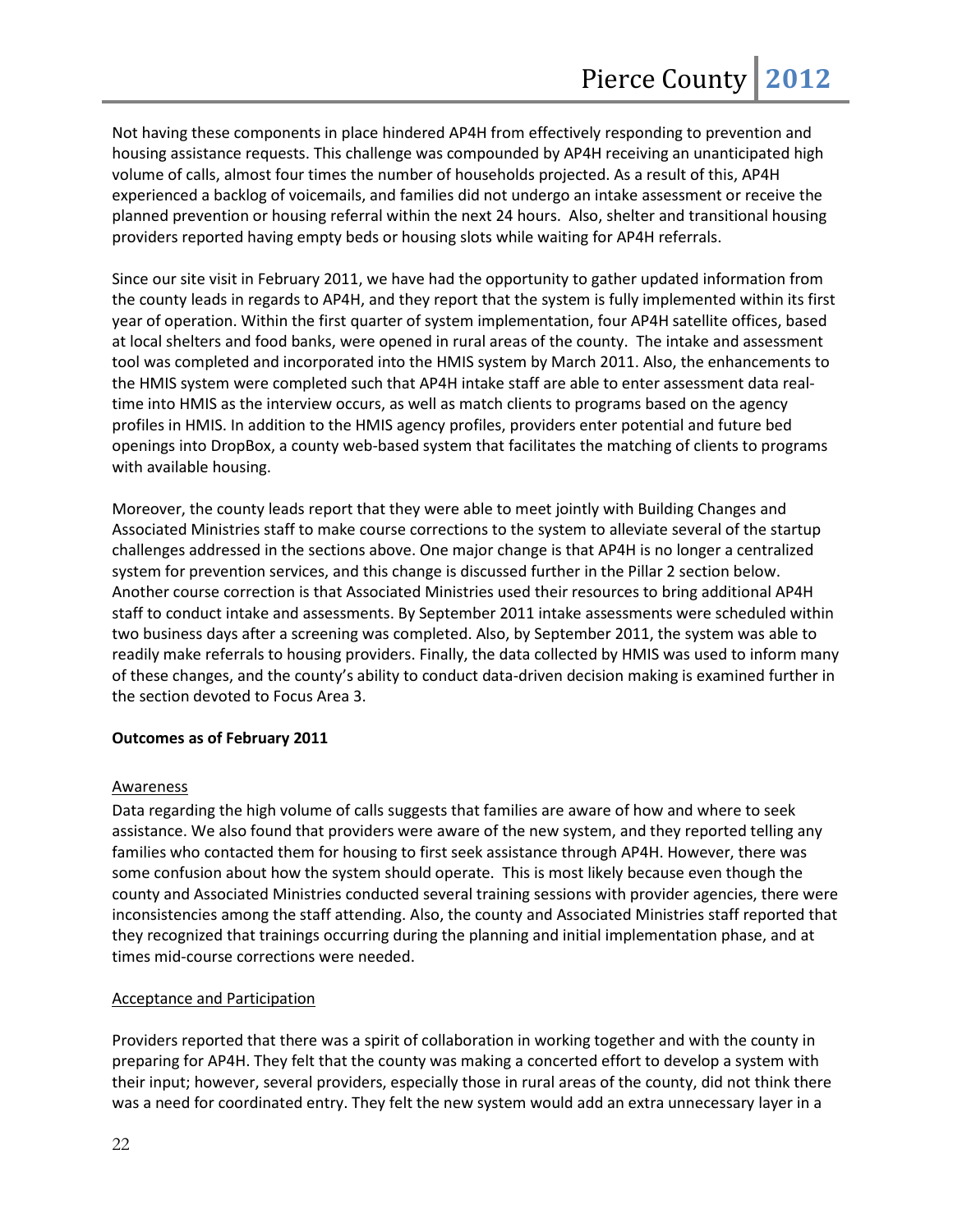Not having these components in place hindered AP4H from effectively responding to prevention and housing assistance requests. This challenge was compounded by AP4H receiving an unanticipated high volume of calls, almost four times the number of households projected. As a result of this, AP4H experienced a backlog of voicemails, and families did not undergo an intake assessment or receive the planned prevention or housing referral within the next 24 hours. Also, shelter and transitional housing providers reported having empty beds or housing slots while waiting for AP4H referrals.

Since our site visit in February 2011, we have had the opportunity to gather updated information from the county leads in regards to AP4H, and they report that the system is fully implemented within its first year of operation. Within the first quarter of system implementation, four AP4H satellite offices, based at local shelters and food banks, were opened in rural areas of the county. The intake and assessment tool was completed and incorporated into the HMIS system by March 2011. Also, the enhancements to the HMIS system were completed such that AP4H intake staff are able to enter assessment data real-time into HMIS as the interview occurs, as well as match clients to programs based on the agency profiles in HMIS. In addition to the HMIS agency profiles, providers enter potential and future bed openings into DropBox, a county web-based system that facilitates the matching of clients to programs with available housing.

Moreover, the county leads report that they were able to meet jointly with Building Changes and Associated Ministries staff to make course corrections to the system to alleviate several of the startup challenges addressed in the sections above. One major change is that AP4H is no longer a centralized system for prevention services, and this change is discussed further in the Pillar 2 section below. Another course correction is that Associated Ministries used their resources to bring additional AP4H staff to conduct intake and assessments. By September 2011 intake assessments were scheduled within two business days after a screening was completed. Also, by September 2011, the system was able to readily make referrals to housing providers. Finally, the data collected by HMIS was used to inform many of these changes, and the county's ability to conduct data-driven decision making is examined further in the section devoted to Focus Area 3.

**Outcomes as of February 2011**

Awareness

Data regarding the high volume of calls suggests that families are aware of how and where to seek assistance. We also found that providers were aware of the new system, and they reported telling any families who contacted them for housing to first seek assistance through AP4H. However, there was some confusion about how the system should operate. This is most likely because even though the county and Associated Ministries conducted several training sessions with provider agencies, there were inconsistencies among the staff attending. Also, the county and Associated Ministries staff reported that they recognized that trainings occurring during the planning and initial implementation phase, and at times mid-course corrections were needed.

Acceptance and Participation

Providers reported that there was a spirit of collaboration in working together and with the county in preparing for AP4H. They felt that the county was making a concerted effort to develop a system with their input; however, several providers, especially those in rural areas of the county, did not think there was a need for coordinated entry. They felt the new system would add an extra unnecessary layer in a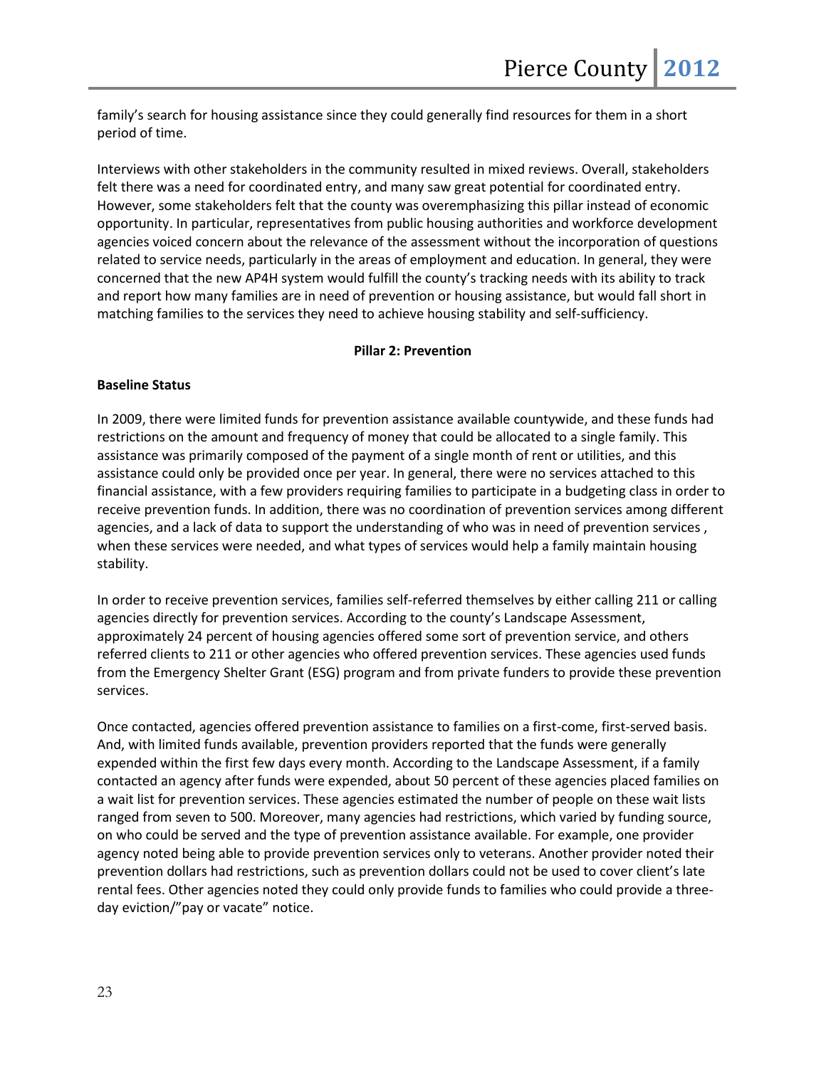family's search for housing assistance since they could generally find resources for them in a short period of time.

Interviews with other stakeholders in the community resulted in mixed reviews. Overall, stakeholders felt there was a need for coordinated entry, and many saw great potential for coordinated entry. However, some stakeholders felt that the county was overemphasizing this pillar instead of economic opportunity. In particular, representatives from public housing authorities and workforce development agencies voiced concern about the relevance of the assessment without the incorporation of questions related to service needs, particularly in the areas of employment and education. In general, they were concerned that the new AP4H system would fulfill the county's tracking needs with its ability to track and report how many families are in need of prevention or housing assistance, but would fall short in matching families to the services they need to achieve housing stability and self-sufficiency.

## Pillar 2: Prevention

### Baseline Status

In 2009, there were limited funds for prevention assistance available countywide, and these funds had restrictions on the amount and frequency of money that could be allocated to a single family. This assistance was primarily composed of the payment of a single month of rent or utilities, and this assistance could only be provided once per year. In general, there were no services attached to this financial assistance, with a few providers requiring families to participate in a budgeting class in order to receive prevention funds. In addition, there was no coordination of prevention services among different agencies, and a lack of data to support the understanding of who was in need of prevention services , when these services were needed, and what types of services would help a family maintain housing stability.

In order to receive prevention services, families self-referred themselves by either calling 211 or calling agencies directly for prevention services. According to the county's Landscape Assessment, approximately 24 percent of housing agencies offered some sort of prevention service, and others referred clients to 211 or other agencies who offered prevention services. These agencies used funds from the Emergency Shelter Grant (ESG) program and from private funders to provide these prevention services.

Once contacted, agencies offered prevention assistance to families on a first-come, first-served basis. And, with limited funds available, prevention providers reported that the funds were generally expended within the first few days every month. According to the Landscape Assessment, if a family contacted an agency after funds were expended, about 50 percent of these agencies placed families on a wait list for prevention services. These agencies estimated the number of people on these wait lists ranged from seven to 500. Moreover, many agencies had restrictions, which varied by funding source, on who could be served and the type of prevention assistance available. For example, one provider agency noted being able to provide prevention services only to veterans. Another provider noted their prevention dollars had restrictions, such as prevention dollars could not be used to cover client's late rental fees. Other agencies noted they could only provide funds to families who could provide a three-day eviction/"pay or vacate" notice.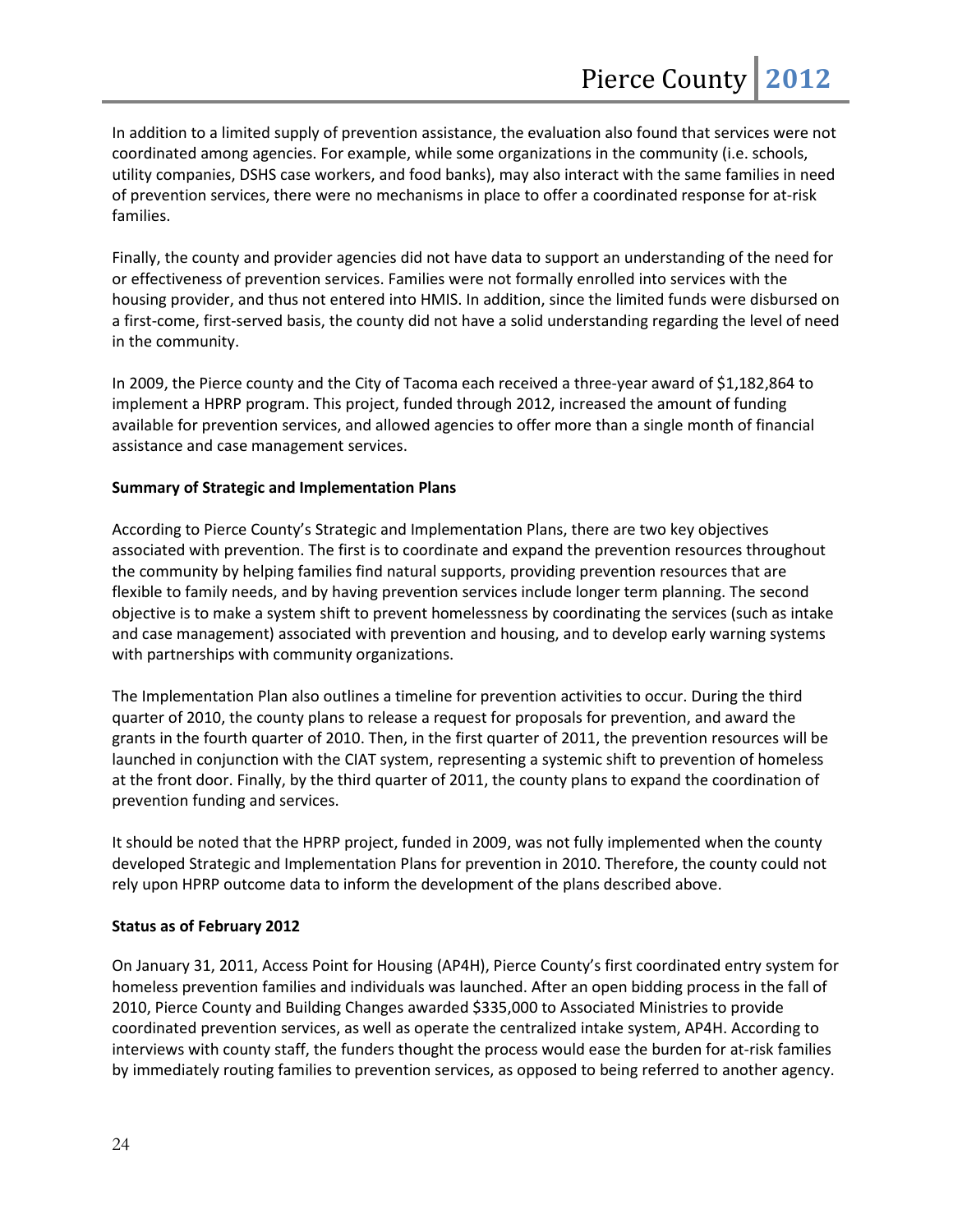In addition to a limited supply of prevention assistance, the evaluation also found that services were not coordinated among agencies. For example, while some organizations in the community (i.e. schools, utility companies, DSHS case workers, and food banks), may also interact with the same families in need of prevention services, there were no mechanisms in place to offer a coordinated response for at-risk families.

Finally, the county and provider agencies did not have data to support an understanding of the need for or effectiveness of prevention services. Families were not formally enrolled into services with the housing provider, and thus not entered into HMIS. In addition, since the limited funds were disbursed on a first-come, first-served basis, the county did not have a solid understanding regarding the level of need in the community.

In 2009, the Pierce county and the City of Tacoma each received a three-year award of $1,182,864 to implement a HPRP program. This project, funded through 2012, increased the amount of funding available for prevention services, and allowed agencies to offer more than a single month of financial assistance and case management services.

**Summary of Strategic and Implementation Plans**

According to Pierce County's Strategic and Implementation Plans, there are two key objectives associated with prevention. The first is to coordinate and expand the prevention resources throughout the community by helping families find natural supports, providing prevention resources that are flexible to family needs, and by having prevention services include longer term planning. The second objective is to make a system shift to prevent homelessness by coordinating the services (such as intake and case management) associated with prevention and housing, and to develop early warning systems with partnerships with community organizations.

The Implementation Plan also outlines a timeline for prevention activities to occur. During the third quarter of 2010, the county plans to release a request for proposals for prevention, and award the grants in the fourth quarter of 2010. Then, in the first quarter of 2011, the prevention resources will be launched in conjunction with the CIAT system, representing a systemic shift to prevention of homeless at the front door. Finally, by the third quarter of 2011, the county plans to expand the coordination of prevention funding and services.

It should be noted that the HPRP project, funded in 2009, was not fully implemented when the county developed Strategic and Implementation Plans for prevention in 2010. Therefore, the county could not rely upon HPRP outcome data to inform the development of the plans described above.

**Status as of February 2012**

On January 31, 2011, Access Point for Housing (AP4H), Pierce County's first coordinated entry system for homeless prevention families and individuals was launched. After an open bidding process in the fall of 2010, Pierce County and Building Changes awarded $335,000 to Associated Ministries to provide coordinated prevention services, as well as operate the centralized intake system, AP4H. According to interviews with county staff, the funders thought the process would ease the burden for at-risk families by immediately routing families to prevention services, as opposed to being referred to another agency.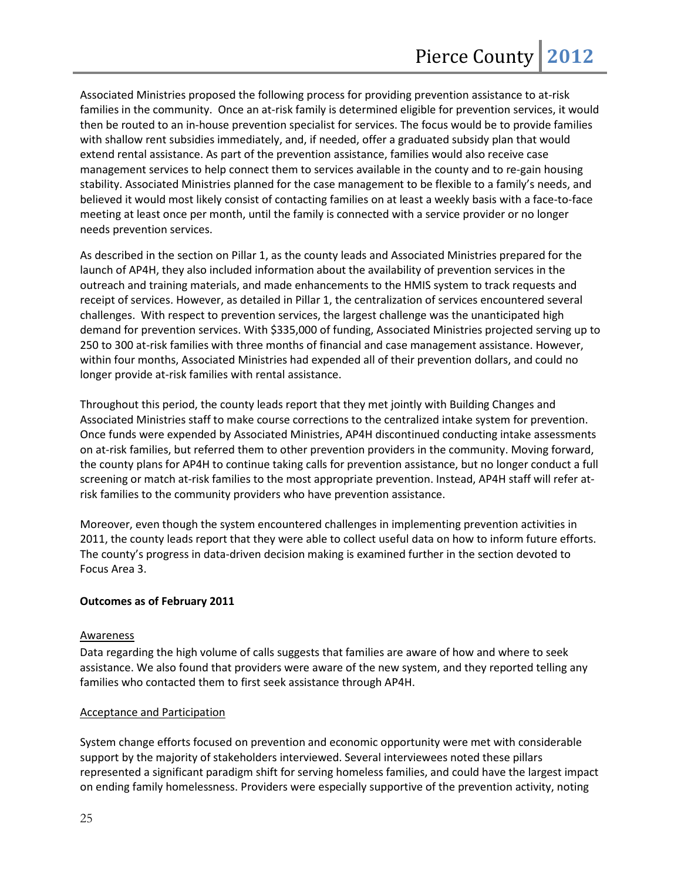Associated Ministries proposed the following process for providing prevention assistance to at-risk families in the community. Once an at-risk family is determined eligible for prevention services, it would then be routed to an in-house prevention specialist for services. The focus would be to provide families with shallow rent subsidies immediately, and, if needed, offer a graduated subsidy plan that would extend rental assistance. As part of the prevention assistance, families would also receive case management services to help connect them to services available in the county and to re-gain housing stability. Associated Ministries planned for the case management to be flexible to a family's needs, and believed it would most likely consist of contacting families on at least a weekly basis with a face-to-face meeting at least once per month, until the family is connected with a service provider or no longer needs prevention services.

As described in the section on Pillar 1, as the county leads and Associated Ministries prepared for the launch of AP4H, they also included information about the availability of prevention services in the outreach and training materials, and made enhancements to the HMIS system to track requests and receipt of services. However, as detailed in Pillar 1, the centralization of services encountered several challenges. With respect to prevention services, the largest challenge was the unanticipated high demand for prevention services. With $335,000 of funding, Associated Ministries projected serving up to 250 to 300 at-risk families with three months of financial and case management assistance. However, within four months, Associated Ministries had expended all of their prevention dollars, and could no longer provide at-risk families with rental assistance.

Throughout this period, the county leads report that they met jointly with Building Changes and Associated Ministries staff to make course corrections to the centralized intake system for prevention. Once funds were expended by Associated Ministries, AP4H discontinued conducting intake assessments on at-risk families, but referred them to other prevention providers in the community. Moving forward, the county plans for AP4H to continue taking calls for prevention assistance, but no longer conduct a full screening or match at-risk families to the most appropriate prevention. Instead, AP4H staff will refer at-risk families to the community providers who have prevention assistance.

Moreover, even though the system encountered challenges in implementing prevention activities in 2011, the county leads report that they were able to collect useful data on how to inform future efforts. The county's progress in data-driven decision making is examined further in the section devoted to Focus Area 3.

**Outcomes as of February 2011**

Awareness

Data regarding the high volume of calls suggests that families are aware of how and where to seek assistance. We also found that providers were aware of the new system, and they reported telling any families who contacted them to first seek assistance through AP4H.

Acceptance and Participation

System change efforts focused on prevention and economic opportunity were met with considerable support by the majority of stakeholders interviewed. Several interviewees noted these pillars represented a significant paradigm shift for serving homeless families, and could have the largest impact on ending family homelessness. Providers were especially supportive of the prevention activity, noting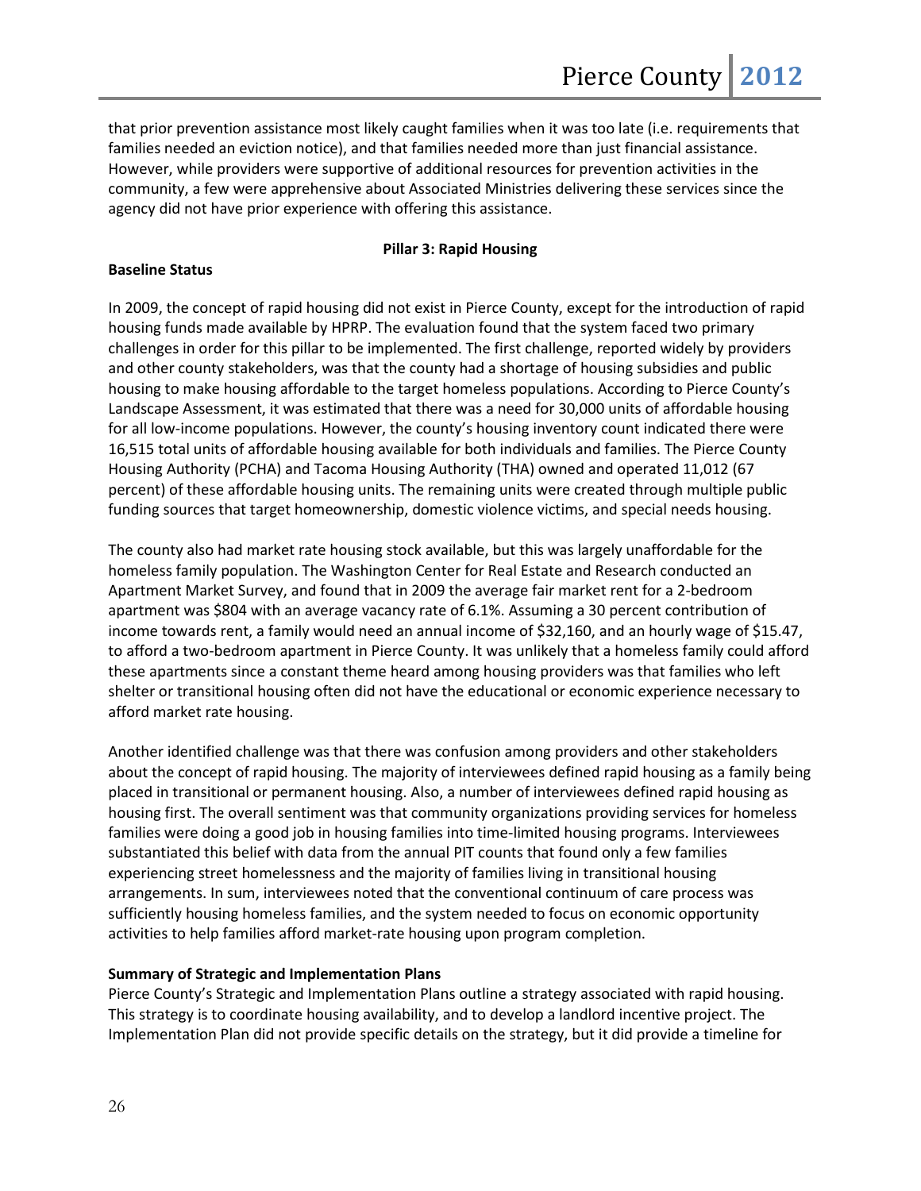that prior prevention assistance most likely caught families when it was too late (i.e. requirements that families needed an eviction notice), and that families needed more than just financial assistance. However, while providers were supportive of additional resources for prevention activities in the community, a few were apprehensive about Associated Ministries delivering these services since the agency did not have prior experience with offering this assistance.

### Pillar 3: Rapid Housing

**Baseline Status**

In 2009, the concept of rapid housing did not exist in Pierce County, except for the introduction of rapid housing funds made available by HPRP. The evaluation found that the system faced two primary challenges in order for this pillar to be implemented. The first challenge, reported widely by providers and other county stakeholders, was that the county had a shortage of housing subsidies and public housing to make housing affordable to the target homeless populations. According to Pierce County's Landscape Assessment, it was estimated that there was a need for 30,000 units of affordable housing for all low-income populations. However, the county's housing inventory count indicated there were 16,515 total units of affordable housing available for both individuals and families. The Pierce County Housing Authority (PCHA) and Tacoma Housing Authority (THA) owned and operated 11,012 (67 percent) of these affordable housing units. The remaining units were created through multiple public funding sources that target homeownership, domestic violence victims, and special needs housing.

The county also had market rate housing stock available, but this was largely unaffordable for the homeless family population. The Washington Center for Real Estate and Research conducted an Apartment Market Survey, and found that in 2009 the average fair market rent for a 2-bedroom apartment was $804 with an average vacancy rate of 6.1%. Assuming a 30 percent contribution of income towards rent, a family would need an annual income of $32,160, and an hourly wage of $15.47, to afford a two-bedroom apartment in Pierce County. It was unlikely that a homeless family could afford these apartments since a constant theme heard among housing providers was that families who left shelter or transitional housing often did not have the educational or economic experience necessary to afford market rate housing.

Another identified challenge was that there was confusion among providers and other stakeholders about the concept of rapid housing. The majority of interviewees defined rapid housing as a family being placed in transitional or permanent housing. Also, a number of interviewees defined rapid housing as housing first. The overall sentiment was that community organizations providing services for homeless families were doing a good job in housing families into time-limited housing programs. Interviewees substantiated this belief with data from the annual PIT counts that found only a few families experiencing street homelessness and the majority of families living in transitional housing arrangements. In sum, interviewees noted that the conventional continuum of care process was sufficiently housing homeless families, and the system needed to focus on economic opportunity activities to help families afford market-rate housing upon program completion.

**Summary of Strategic and Implementation Plans**

Pierce County's Strategic and Implementation Plans outline a strategy associated with rapid housing. This strategy is to coordinate housing availability, and to develop a landlord incentive project. The Implementation Plan did not provide specific details on the strategy, but it did provide a timeline for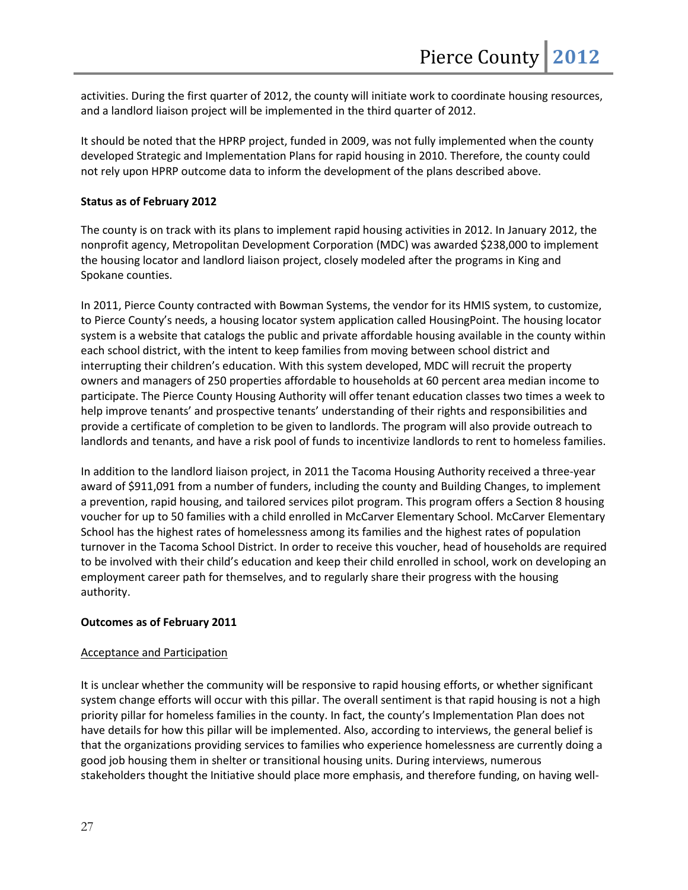activities. During the first quarter of 2012, the county will initiate work to coordinate housing resources, and a landlord liaison project will be implemented in the third quarter of 2012.

It should be noted that the HPRP project, funded in 2009, was not fully implemented when the county developed Strategic and Implementation Plans for rapid housing in 2010. Therefore, the county could not rely upon HPRP outcome data to inform the development of the plans described above.

**Status as of February 2012**

The county is on track with its plans to implement rapid housing activities in 2012. In January 2012, the nonprofit agency, Metropolitan Development Corporation (MDC) was awarded $238,000 to implement the housing locator and landlord liaison project, closely modeled after the programs in King and Spokane counties.

In 2011, Pierce County contracted with Bowman Systems, the vendor for its HMIS system, to customize, to Pierce County's needs, a housing locator system application called HousingPoint. The housing locator system is a website that catalogs the public and private affordable housing available in the county within each school district, with the intent to keep families from moving between school district and interrupting their children's education. With this system developed, MDC will recruit the property owners and managers of 250 properties affordable to households at 60 percent area median income to participate. The Pierce County Housing Authority will offer tenant education classes two times a week to help improve tenants' and prospective tenants' understanding of their rights and responsibilities and provide a certificate of completion to be given to landlords. The program will also provide outreach to landlords and tenants, and have a risk pool of funds to incentivize landlords to rent to homeless families.

In addition to the landlord liaison project, in 2011 the Tacoma Housing Authority received a three-year award of $911,091 from a number of funders, including the county and Building Changes, to implement a prevention, rapid housing, and tailored services pilot program. This program offers a Section 8 housing voucher for up to 50 families with a child enrolled in McCarver Elementary School. McCarver Elementary School has the highest rates of homelessness among its families and the highest rates of population turnover in the Tacoma School District. In order to receive this voucher, head of households are required to be involved with their child's education and keep their child enrolled in school, work on developing an employment career path for themselves, and to regularly share their progress with the housing authority.

**Outcomes as of February 2011**

Acceptance and Participation

It is unclear whether the community will be responsive to rapid housing efforts, or whether significant system change efforts will occur with this pillar. The overall sentiment is that rapid housing is not a high priority pillar for homeless families in the county. In fact, the county's Implementation Plan does not have details for how this pillar will be implemented. Also, according to interviews, the general belief is that the organizations providing services to families who experience homelessness are currently doing a good job housing them in shelter or transitional housing units. During interviews, numerous stakeholders thought the Initiative should place more emphasis, and therefore funding, on having well-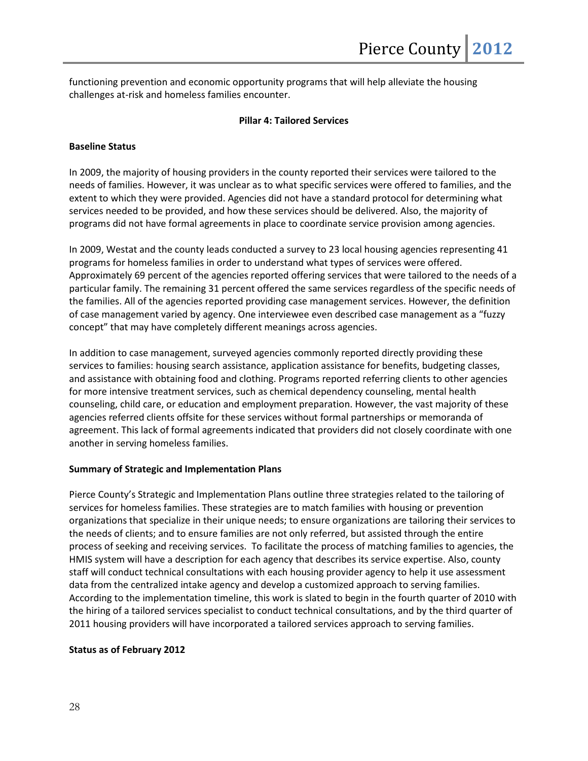functioning prevention and economic opportunity programs that will help alleviate the housing challenges at-risk and homeless families encounter.

### Pillar 4: Tailored Services

**Baseline Status**

In 2009, the majority of housing providers in the county reported their services were tailored to the needs of families. However, it was unclear as to what specific services were offered to families, and the extent to which they were provided. Agencies did not have a standard protocol for determining what services needed to be provided, and how these services should be delivered. Also, the majority of programs did not have formal agreements in place to coordinate service provision among agencies.

In 2009, Westat and the county leads conducted a survey to 23 local housing agencies representing 41 programs for homeless families in order to understand what types of services were offered. Approximately 69 percent of the agencies reported offering services that were tailored to the needs of a particular family. The remaining 31 percent offered the same services regardless of the specific needs of the families. All of the agencies reported providing case management services. However, the definition of case management varied by agency. One interviewee even described case management as a "fuzzy concept" that may have completely different meanings across agencies.

In addition to case management, surveyed agencies commonly reported directly providing these services to families: housing search assistance, application assistance for benefits, budgeting classes, and assistance with obtaining food and clothing. Programs reported referring clients to other agencies for more intensive treatment services, such as chemical dependency counseling, mental health counseling, child care, or education and employment preparation. However, the vast majority of these agencies referred clients offsite for these services without formal partnerships or memoranda of agreement. This lack of formal agreements indicated that providers did not closely coordinate with one another in serving homeless families.

**Summary of Strategic and Implementation Plans**

Pierce County's Strategic and Implementation Plans outline three strategies related to the tailoring of services for homeless families. These strategies are to match families with housing or prevention organizations that specialize in their unique needs; to ensure organizations are tailoring their services to the needs of clients; and to ensure families are not only referred, but assisted through the entire process of seeking and receiving services. To facilitate the process of matching families to agencies, the HMIS system will have a description for each agency that describes its service expertise. Also, county staff will conduct technical consultations with each housing provider agency to help it use assessment data from the centralized intake agency and develop a customized approach to serving families. According to the implementation timeline, this work is slated to begin in the fourth quarter of 2010 with the hiring of a tailored services specialist to conduct technical consultations, and by the third quarter of 2011 housing providers will have incorporated a tailored services approach to serving families.

**Status as of February 2012**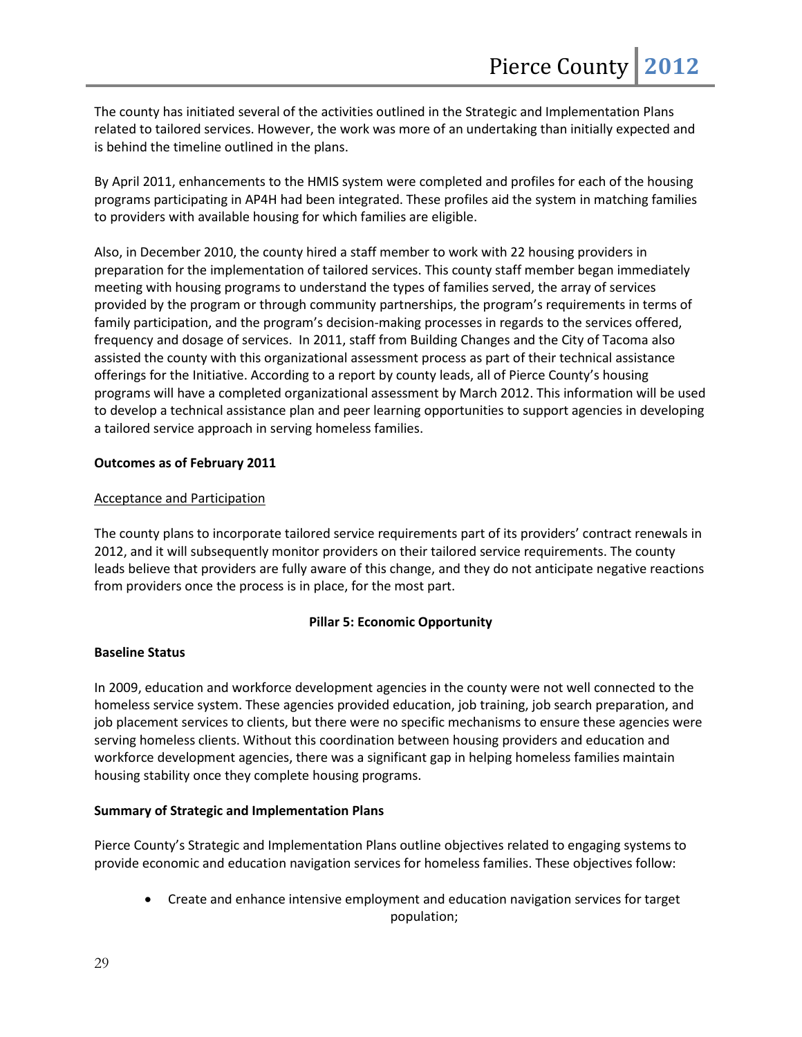The county has initiated several of the activities outlined in the Strategic and Implementation Plans related to tailored services. However, the work was more of an undertaking than initially expected and is behind the timeline outlined in the plans.

By April 2011, enhancements to the HMIS system were completed and profiles for each of the housing programs participating in AP4H had been integrated. These profiles aid the system in matching families to providers with available housing for which families are eligible.

Also, in December 2010, the county hired a staff member to work with 22 housing providers in preparation for the implementation of tailored services. This county staff member began immediately meeting with housing programs to understand the types of families served, the array of services provided by the program or through community partnerships, the program's requirements in terms of family participation, and the program's decision-making processes in regards to the services offered, frequency and dosage of services. In 2011, staff from Building Changes and the City of Tacoma also assisted the county with this organizational assessment process as part of their technical assistance offerings for the Initiative. According to a report by county leads, all of Pierce County's housing programs will have a completed organizational assessment by March 2012. This information will be used to develop a technical assistance plan and peer learning opportunities to support agencies in developing a tailored service approach in serving homeless families.

**Outcomes as of February 2011**

Acceptance and Participation

The county plans to incorporate tailored service requirements part of its providers' contract renewals in 2012, and it will subsequently monitor providers on their tailored service requirements. The county leads believe that providers are fully aware of this change, and they do not anticipate negative reactions from providers once the process is in place, for the most part.

## Pillar 5: Economic Opportunity

**Baseline Status**

In 2009, education and workforce development agencies in the county were not well connected to the homeless service system. These agencies provided education, job training, job search preparation, and job placement services to clients, but there were no specific mechanisms to ensure these agencies were serving homeless clients. Without this coordination between housing providers and education and workforce development agencies, there was a significant gap in helping homeless families maintain housing stability once they complete housing programs.

**Summary of Strategic and Implementation Plans**

Pierce County's Strategic and Implementation Plans outline objectives related to engaging systems to provide economic and education navigation services for homeless families. These objectives follow:

- Create and enhance intensive employment and education navigation services for target population;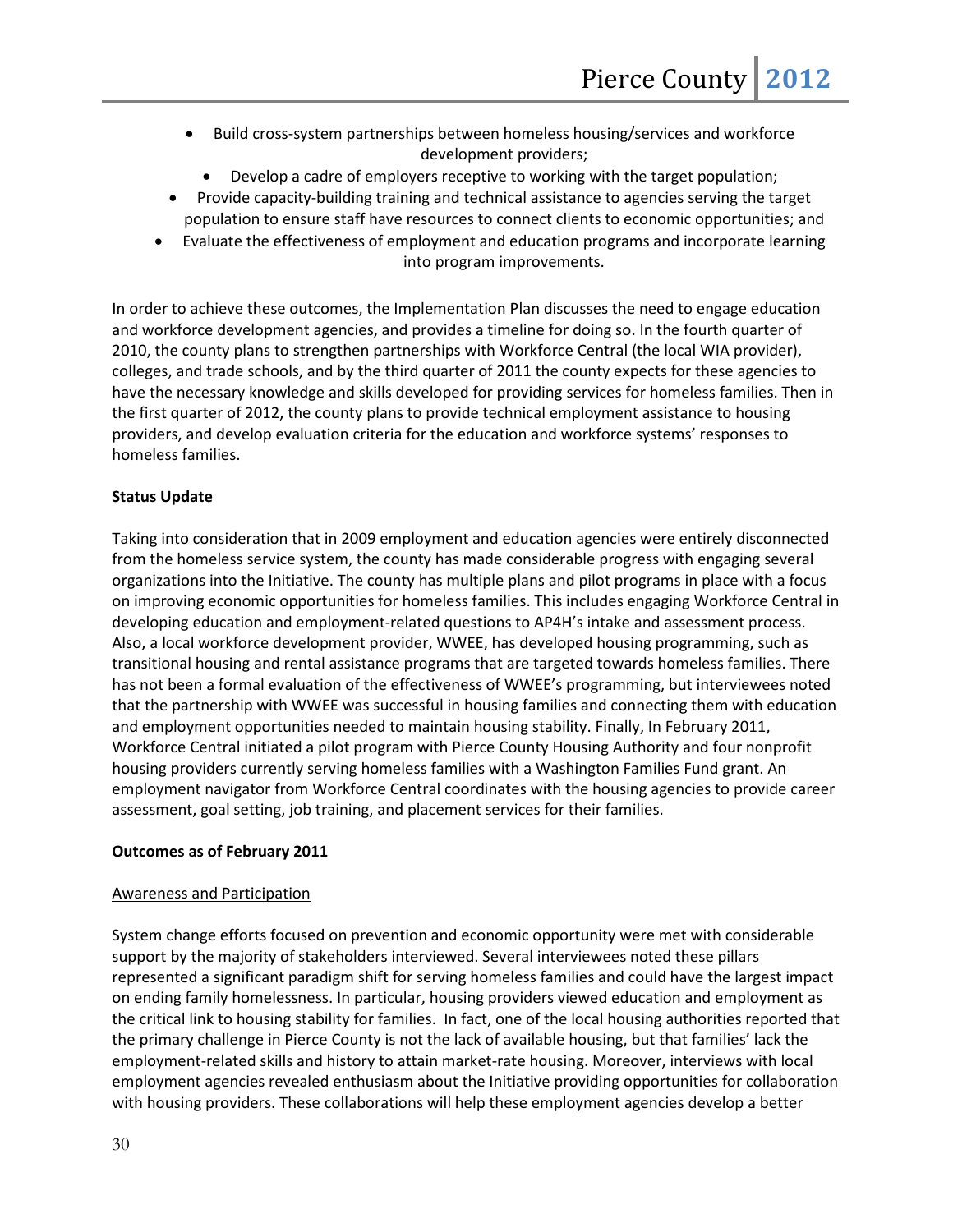- Build cross-system partnerships between homeless housing/services and workforce development providers;
- Develop a cadre of employers receptive to working with the target population;
- Provide capacity-building training and technical assistance to agencies serving the target population to ensure staff have resources to connect clients to economic opportunities; and
- Evaluate the effectiveness of employment and education programs and incorporate learning into program improvements.

In order to achieve these outcomes, the Implementation Plan discusses the need to engage education and workforce development agencies, and provides a timeline for doing so. In the fourth quarter of 2010, the county plans to strengthen partnerships with Workforce Central (the local WIA provider), colleges, and trade schools, and by the third quarter of 2011 the county expects for these agencies to have the necessary knowledge and skills developed for providing services for homeless families. Then in the first quarter of 2012, the county plans to provide technical employment assistance to housing providers, and develop evaluation criteria for the education and workforce systems' responses to homeless families.

**Status Update**

Taking into consideration that in 2009 employment and education agencies were entirely disconnected from the homeless service system, the county has made considerable progress with engaging several organizations into the Initiative. The county has multiple plans and pilot programs in place with a focus on improving economic opportunities for homeless families. This includes engaging Workforce Central in developing education and employment-related questions to AP4H's intake and assessment process. Also, a local workforce development provider, WWEE, has developed housing programming, such as transitional housing and rental assistance programs that are targeted towards homeless families. There has not been a formal evaluation of the effectiveness of WWEE's programming, but interviewees noted that the partnership with WWEE was successful in housing families and connecting them with education and employment opportunities needed to maintain housing stability. Finally, In February 2011, Workforce Central initiated a pilot program with Pierce County Housing Authority and four nonprofit housing providers currently serving homeless families with a Washington Families Fund grant. An employment navigator from Workforce Central coordinates with the housing agencies to provide career assessment, goal setting, job training, and placement services for their families.

**Outcomes as of February 2011**

Awareness and Participation

System change efforts focused on prevention and economic opportunity were met with considerable support by the majority of stakeholders interviewed. Several interviewees noted these pillars represented a significant paradigm shift for serving homeless families and could have the largest impact on ending family homelessness. In particular, housing providers viewed education and employment as the critical link to housing stability for families. In fact, one of the local housing authorities reported that the primary challenge in Pierce County is not the lack of available housing, but that families' lack the employment-related skills and history to attain market-rate housing. Moreover, interviews with local employment agencies revealed enthusiasm about the Initiative providing opportunities for collaboration with housing providers. These collaborations will help these employment agencies develop a better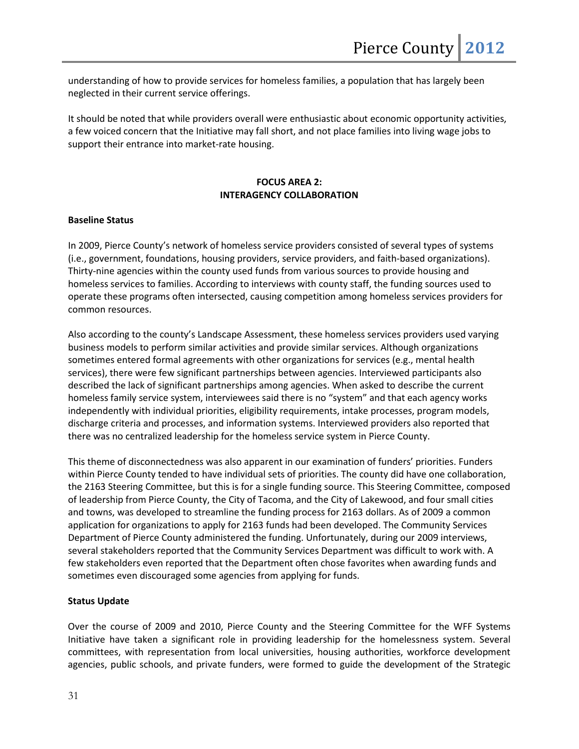understanding of how to provide services for homeless families, a population that has largely been neglected in their current service offerings.

It should be noted that while providers overall were enthusiastic about economic opportunity activities, a few voiced concern that the Initiative may fall short, and not place families into living wage jobs to support their entrance into market-rate housing.

## FOCUS AREA 2: INTERAGENCY COLLABORATION

**Baseline Status**

In 2009, Pierce County's network of homeless service providers consisted of several types of systems (i.e., government, foundations, housing providers, service providers, and faith-based organizations). Thirty-nine agencies within the county used funds from various sources to provide housing and homeless services to families. According to interviews with county staff, the funding sources used to operate these programs often intersected, causing competition among homeless services providers for common resources.

Also according to the county's Landscape Assessment, these homeless services providers used varying business models to perform similar activities and provide similar services. Although organizations sometimes entered formal agreements with other organizations for services (e.g., mental health services), there were few significant partnerships between agencies. Interviewed participants also described the lack of significant partnerships among agencies. When asked to describe the current homeless family service system, interviewees said there is no "system" and that each agency works independently with individual priorities, eligibility requirements, intake processes, program models, discharge criteria and processes, and information systems. Interviewed providers also reported that there was no centralized leadership for the homeless service system in Pierce County.

This theme of disconnectedness was also apparent in our examination of funders' priorities. Funders within Pierce County tended to have individual sets of priorities. The county did have one collaboration, the 2163 Steering Committee, but this is for a single funding source. This Steering Committee, composed of leadership from Pierce County, the City of Tacoma, and the City of Lakewood, and four small cities and towns, was developed to streamline the funding process for 2163 dollars. As of 2009 a common application for organizations to apply for 2163 funds had been developed. The Community Services Department of Pierce County administered the funding. Unfortunately, during our 2009 interviews, several stakeholders reported that the Community Services Department was difficult to work with. A few stakeholders even reported that the Department often chose favorites when awarding funds and sometimes even discouraged some agencies from applying for funds.

**Status Update**

Over the course of 2009 and 2010, Pierce County and the Steering Committee for the WFF Systems Initiative have taken a significant role in providing leadership for the homelessness system. Several committees, with representation from local universities, housing authorities, workforce development agencies, public schools, and private funders, were formed to guide the development of the Strategic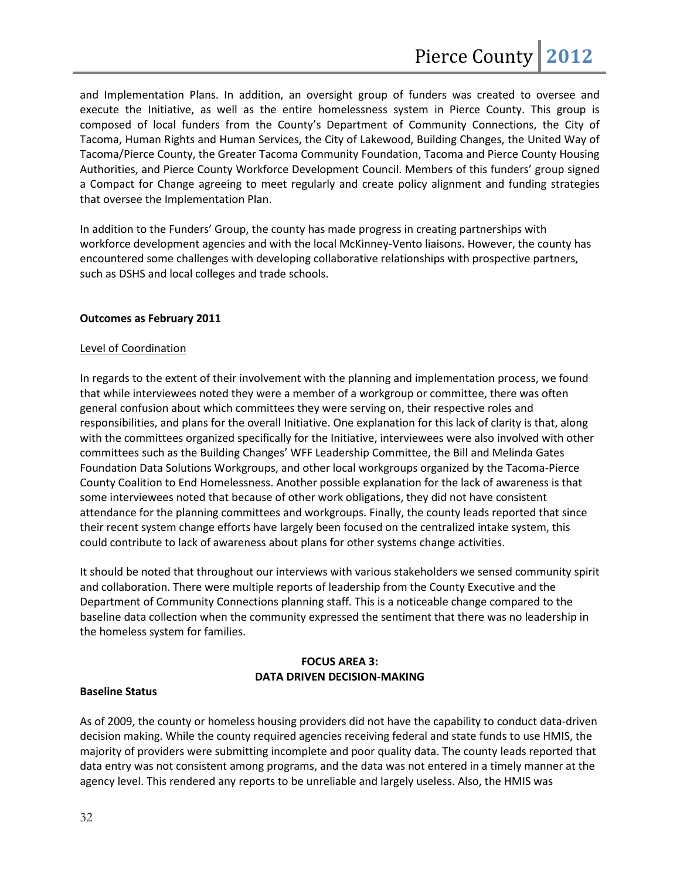and Implementation Plans. In addition, an oversight group of funders was created to oversee and execute the Initiative, as well as the entire homelessness system in Pierce County. This group is composed of local funders from the County's Department of Community Connections, the City of Tacoma, Human Rights and Human Services, the City of Lakewood, Building Changes, the United Way of Tacoma/Pierce County, the Greater Tacoma Community Foundation, Tacoma and Pierce County Housing Authorities, and Pierce County Workforce Development Council. Members of this funders' group signed a Compact for Change agreeing to meet regularly and create policy alignment and funding strategies that oversee the Implementation Plan.

In addition to the Funders' Group, the county has made progress in creating partnerships with workforce development agencies and with the local McKinney-Vento liaisons. However, the county has encountered some challenges with developing collaborative relationships with prospective partners, such as DSHS and local colleges and trade schools.

**Outcomes as February 2011**

<u>Level of Coordination</u>

In regards to the extent of their involvement with the planning and implementation process, we found that while interviewees noted they were a member of a workgroup or committee, there was often general confusion about which committees they were serving on, their respective roles and responsibilities, and plans for the overall Initiative. One explanation for this lack of clarity is that, along with the committees organized specifically for the Initiative, interviewees were also involved with other committees such as the Building Changes' WFF Leadership Committee, the Bill and Melinda Gates Foundation Data Solutions Workgroups, and other local workgroups organized by the Tacoma-Pierce County Coalition to End Homelessness. Another possible explanation for the lack of awareness is that some interviewees noted that because of other work obligations, they did not have consistent attendance for the planning committees and workgroups. Finally, the county leads reported that since their recent system change efforts have largely been focused on the centralized intake system, this could contribute to lack of awareness about plans for other systems change activities.

It should be noted that throughout our interviews with various stakeholders we sensed community spirit and collaboration. There were multiple reports of leadership from the County Executive and the Department of Community Connections planning staff. This is a noticeable change compared to the baseline data collection when the community expressed the sentiment that there was no leadership in the homeless system for families.

## FOCUS AREA 3: DATA DRIVEN DECISION-MAKING

**Baseline Status**

As of 2009, the county or homeless housing providers did not have the capability to conduct data-driven decision making. While the county required agencies receiving federal and state funds to use HMIS, the majority of providers were submitting incomplete and poor quality data. The county leads reported that data entry was not consistent among programs, and the data was not entered in a timely manner at the agency level. This rendered any reports to be unreliable and largely useless. Also, the HMIS was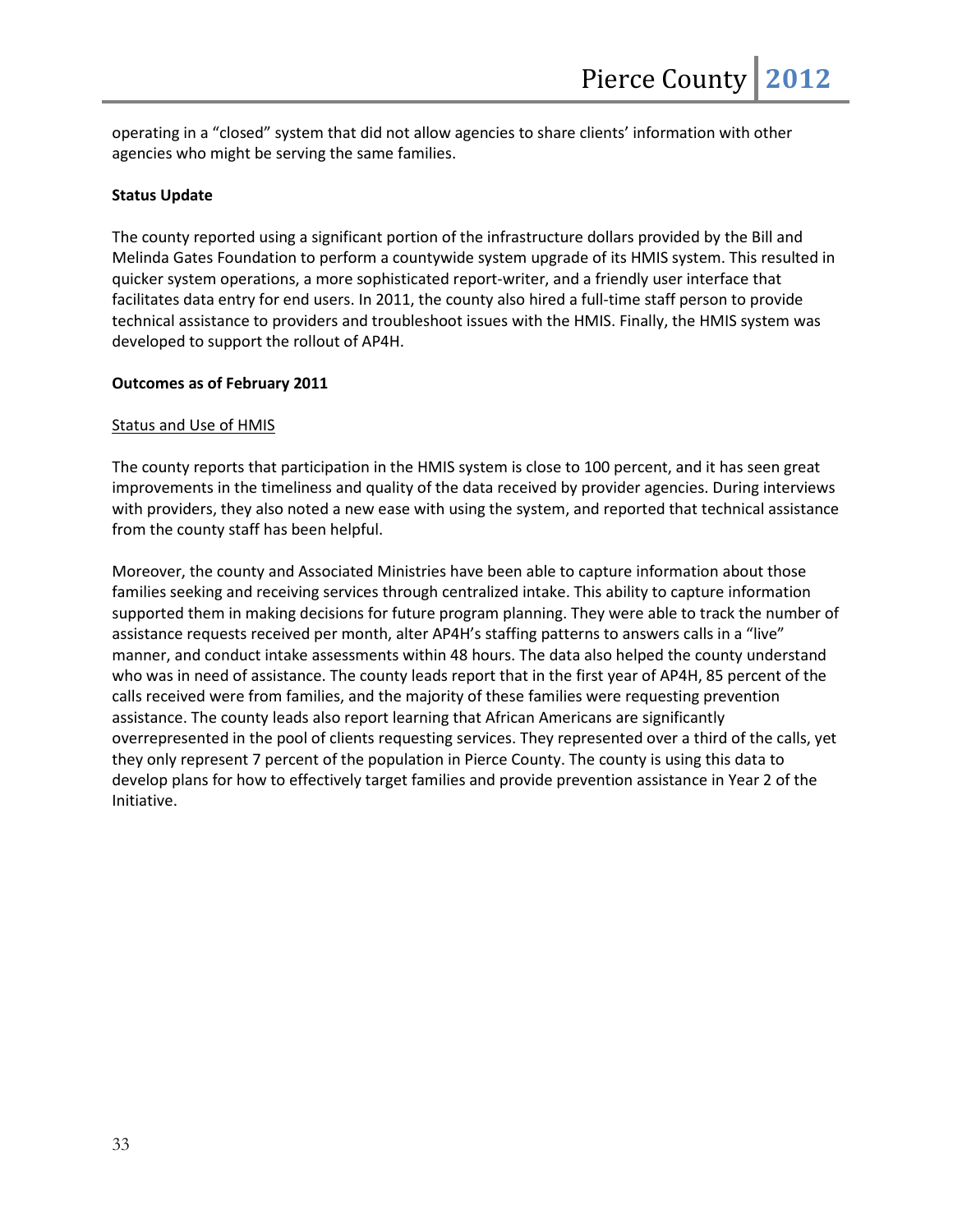operating in a "closed" system that did not allow agencies to share clients' information with other agencies who might be serving the same families.

**Status Update**

The county reported using a significant portion of the infrastructure dollars provided by the Bill and Melinda Gates Foundation to perform a countywide system upgrade of its HMIS system. This resulted in quicker system operations, a more sophisticated report-writer, and a friendly user interface that facilitates data entry for end users. In 2011, the county also hired a full-time staff person to provide technical assistance to providers and troubleshoot issues with the HMIS. Finally, the HMIS system was developed to support the rollout of AP4H.

**Outcomes as of February 2011**

<u>Status and Use of HMIS</u>

The county reports that participation in the HMIS system is close to 100 percent, and it has seen great improvements in the timeliness and quality of the data received by provider agencies. During interviews with providers, they also noted a new ease with using the system, and reported that technical assistance from the county staff has been helpful.

Moreover, the county and Associated Ministries have been able to capture information about those families seeking and receiving services through centralized intake. This ability to capture information supported them in making decisions for future program planning. They were able to track the number of assistance requests received per month, alter AP4H's staffing patterns to answers calls in a "live" manner, and conduct intake assessments within 48 hours. The data also helped the county understand who was in need of assistance. The county leads report that in the first year of AP4H, 85 percent of the calls received were from families, and the majority of these families were requesting prevention assistance. The county leads also report learning that African Americans are significantly overrepresented in the pool of clients requesting services. They represented over a third of the calls, yet they only represent 7 percent of the population in Pierce County. The county is using this data to develop plans for how to effectively target families and provide prevention assistance in Year 2 of the Initiative.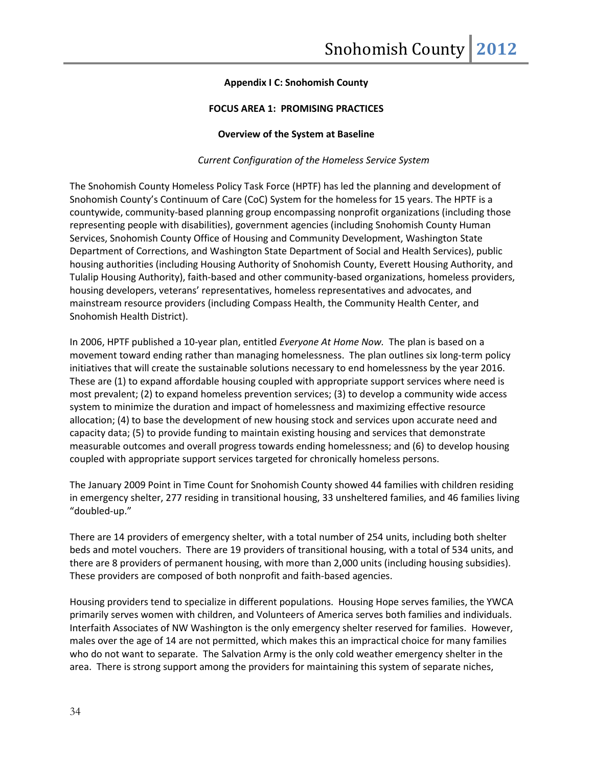**Appendix I C: Snohomish County**

**FOCUS AREA 1: PROMISING PRACTICES**

**Overview of the System at Baseline**

*Current Configuration of the Homeless Service System*

The Snohomish County Homeless Policy Task Force (HPTF) has led the planning and development of Snohomish County's Continuum of Care (CoC) System for the homeless for 15 years. The HPTF is a countywide, community-based planning group encompassing nonprofit organizations (including those representing people with disabilities), government agencies (including Snohomish County Human Services, Snohomish County Office of Housing and Community Development, Washington State Department of Corrections, and Washington State Department of Social and Health Services), public housing authorities (including Housing Authority of Snohomish County, Everett Housing Authority, and Tulalip Housing Authority), faith-based and other community-based organizations, homeless providers, housing developers, veterans' representatives, homeless representatives and advocates, and mainstream resource providers (including Compass Health, the Community Health Center, and Snohomish Health District).

In 2006, HPTF published a 10-year plan, entitled *Everyone At Home Now.* The plan is based on a movement toward ending rather than managing homelessness. The plan outlines six long-term policy initiatives that will create the sustainable solutions necessary to end homelessness by the year 2016. These are (1) to expand affordable housing coupled with appropriate support services where need is most prevalent; (2) to expand homeless prevention services; (3) to develop a community wide access system to minimize the duration and impact of homelessness and maximizing effective resource allocation; (4) to base the development of new housing stock and services upon accurate need and capacity data; (5) to provide funding to maintain existing housing and services that demonstrate measurable outcomes and overall progress towards ending homelessness; and (6) to develop housing coupled with appropriate support services targeted for chronically homeless persons.

The January 2009 Point in Time Count for Snohomish County showed 44 families with children residing in emergency shelter, 277 residing in transitional housing, 33 unsheltered families, and 46 families living "doubled-up."

There are 14 providers of emergency shelter, with a total number of 254 units, including both shelter beds and motel vouchers. There are 19 providers of transitional housing, with a total of 534 units, and there are 8 providers of permanent housing, with more than 2,000 units (including housing subsidies). These providers are composed of both nonprofit and faith-based agencies.

Housing providers tend to specialize in different populations. Housing Hope serves families, the YWCA primarily serves women with children, and Volunteers of America serves both families and individuals. Interfaith Associates of NW Washington is the only emergency shelter reserved for families. However, males over the age of 14 are not permitted, which makes this an impractical choice for many families who do not want to separate. The Salvation Army is the only cold weather emergency shelter in the area. There is strong support among the providers for maintaining this system of separate niches,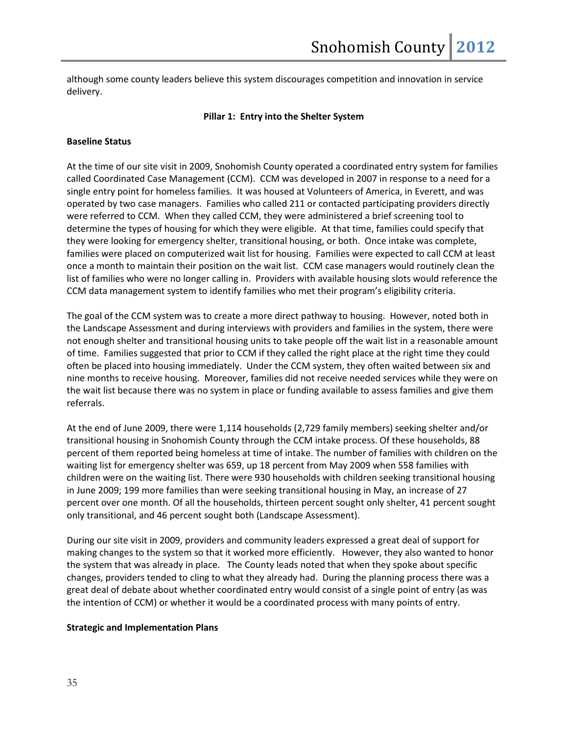although some county leaders believe this system discourages competition and innovation in service delivery.

## Pillar 1: Entry into the Shelter System

### Baseline Status

At the time of our site visit in 2009, Snohomish County operated a coordinated entry system for families called Coordinated Case Management (CCM). CCM was developed in 2007 in response to a need for a single entry point for homeless families. It was housed at Volunteers of America, in Everett, and was operated by two case managers. Families who called 211 or contacted participating providers directly were referred to CCM. When they called CCM, they were administered a brief screening tool to determine the types of housing for which they were eligible. At that time, families could specify that they were looking for emergency shelter, transitional housing, or both. Once intake was complete, families were placed on computerized wait list for housing. Families were expected to call CCM at least once a month to maintain their position on the wait list. CCM case managers would routinely clean the list of families who were no longer calling in. Providers with available housing slots would reference the CCM data management system to identify families who met their program's eligibility criteria.

The goal of the CCM system was to create a more direct pathway to housing. However, noted both in the Landscape Assessment and during interviews with providers and families in the system, there were not enough shelter and transitional housing units to take people off the wait list in a reasonable amount of time. Families suggested that prior to CCM if they called the right place at the right time they could often be placed into housing immediately. Under the CCM system, they often waited between six and nine months to receive housing. Moreover, families did not receive needed services while they were on the wait list because there was no system in place or funding available to assess families and give them referrals.

At the end of June 2009, there were 1,114 households (2,729 family members) seeking shelter and/or transitional housing in Snohomish County through the CCM intake process. Of these households, 88 percent of them reported being homeless at time of intake. The number of families with children on the waiting list for emergency shelter was 659, up 18 percent from May 2009 when 558 families with children were on the waiting list. There were 930 households with children seeking transitional housing in June 2009; 199 more families than were seeking transitional housing in May, an increase of 27 percent over one month. Of all the households, thirteen percent sought only shelter, 41 percent sought only transitional, and 46 percent sought both (Landscape Assessment).

During our site visit in 2009, providers and community leaders expressed a great deal of support for making changes to the system so that it worked more efficiently. However, they also wanted to honor the system that was already in place. The County leads noted that when they spoke about specific changes, providers tended to cling to what they already had. During the planning process there was a great deal of debate about whether coordinated entry would consist of a single point of entry (as was the intention of CCM) or whether it would be a coordinated process with many points of entry.

### Strategic and Implementation Plans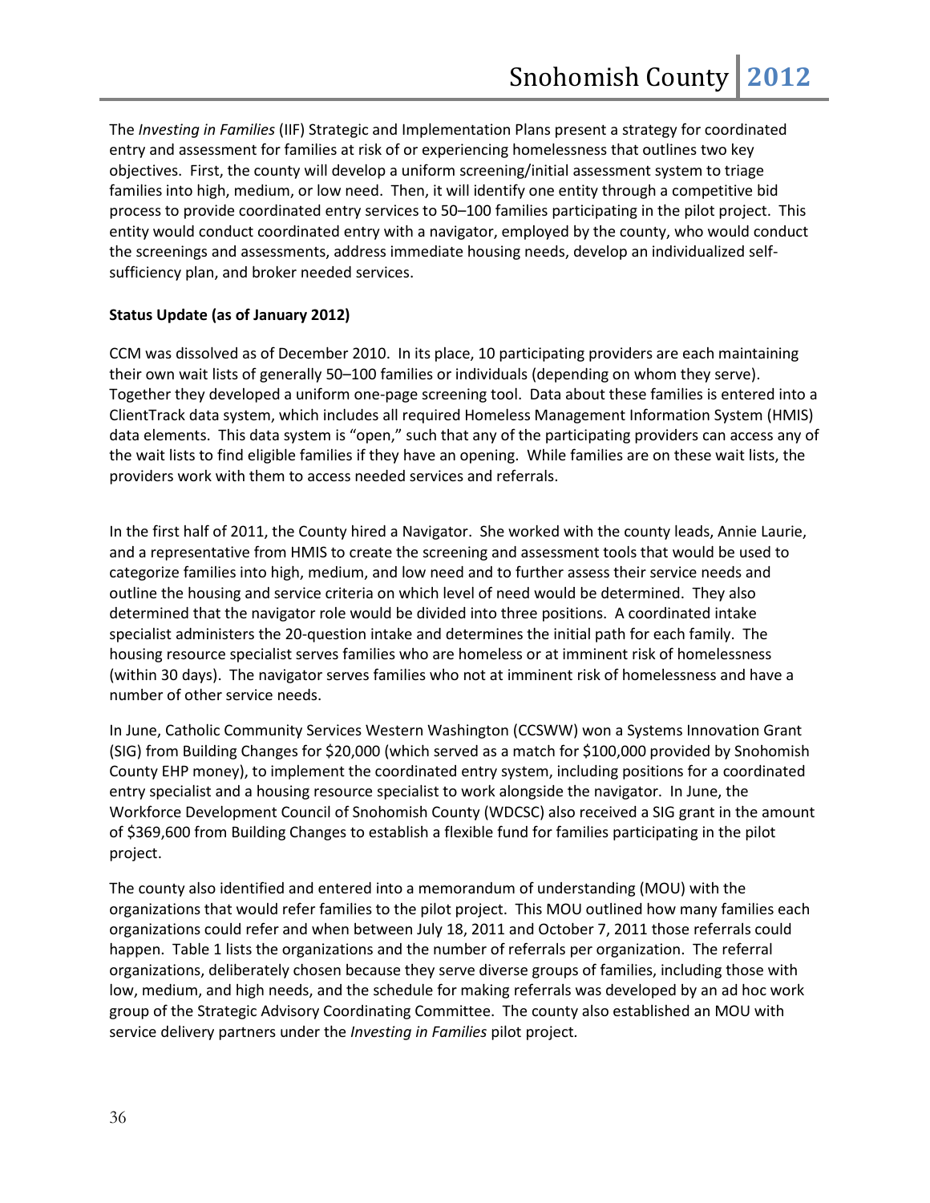The *Investing in Families* (IIF) Strategic and Implementation Plans present a strategy for coordinated entry and assessment for families at risk of or experiencing homelessness that outlines two key objectives. First, the county will develop a uniform screening/initial assessment system to triage families into high, medium, or low need. Then, it will identify one entity through a competitive bid process to provide coordinated entry services to 50–100 families participating in the pilot project. This entity would conduct coordinated entry with a navigator, employed by the county, who would conduct the screenings and assessments, address immediate housing needs, develop an individualized self-sufficiency plan, and broker needed services.

**Status Update (as of January 2012)**

CCM was dissolved as of December 2010. In its place, 10 participating providers are each maintaining their own wait lists of generally 50–100 families or individuals (depending on whom they serve). Together they developed a uniform one-page screening tool. Data about these families is entered into a ClientTrack data system, which includes all required Homeless Management Information System (HMIS) data elements. This data system is "open," such that any of the participating providers can access any of the wait lists to find eligible families if they have an opening. While families are on these wait lists, the providers work with them to access needed services and referrals.

In the first half of 2011, the County hired a Navigator. She worked with the county leads, Annie Laurie, and a representative from HMIS to create the screening and assessment tools that would be used to categorize families into high, medium, and low need and to further assess their service needs and outline the housing and service criteria on which level of need would be determined. They also determined that the navigator role would be divided into three positions. A coordinated intake specialist administers the 20-question intake and determines the initial path for each family. The housing resource specialist serves families who are homeless or at imminent risk of homelessness (within 30 days). The navigator serves families who not at imminent risk of homelessness and have a number of other service needs.

In June, Catholic Community Services Western Washington (CCSWW) won a Systems Innovation Grant (SIG) from Building Changes for $20,000 (which served as a match for $100,000 provided by Snohomish County EHP money), to implement the coordinated entry system, including positions for a coordinated entry specialist and a housing resource specialist to work alongside the navigator. In June, the Workforce Development Council of Snohomish County (WDCSC) also received a SIG grant in the amount of $369,600 from Building Changes to establish a flexible fund for families participating in the pilot project.

The county also identified and entered into a memorandum of understanding (MOU) with the organizations that would refer families to the pilot project. This MOU outlined how many families each organizations could refer and when between July 18, 2011 and October 7, 2011 those referrals could happen. Table 1 lists the organizations and the number of referrals per organization. The referral organizations, deliberately chosen because they serve diverse groups of families, including those with low, medium, and high needs, and the schedule for making referrals was developed by an ad hoc work group of the Strategic Advisory Coordinating Committee. The county also established an MOU with service delivery partners under the *Investing in Families* pilot project.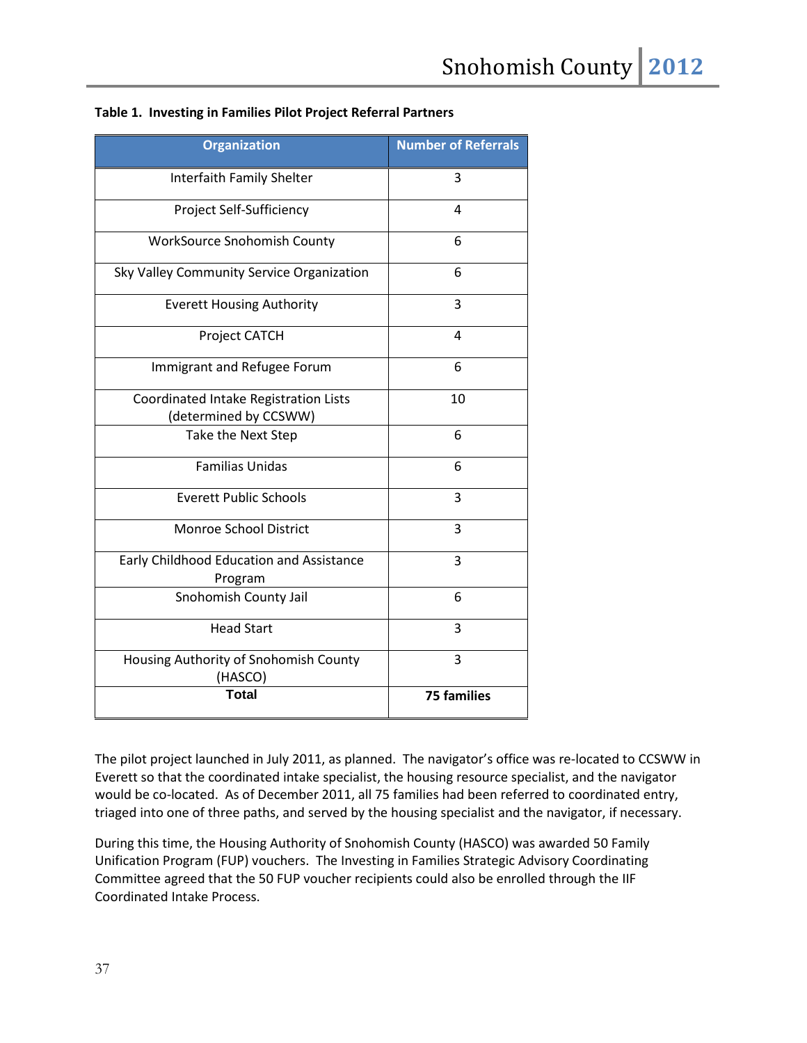**Table 1. Investing in Families Pilot Project Referral Partners**

| Organization | Number of Referrals |
|---|---|
| Interfaith Family Shelter | 3 |
| Project Self-Sufficiency | 4 |
| WorkSource Snohomish County | 6 |
| Sky Valley Community Service Organization | 6 |
| Everett Housing Authority | 3 |
| Project CATCH | 4 |
| Immigrant and Refugee Forum | 6 |
| Coordinated Intake Registration Lists (determined by CCSWW) | 10 |
| Take the Next Step | 6 |
| Familias Unidas | 6 |
| Everett Public Schools | 3 |
| Monroe School District | 3 |
| Early Childhood Education and Assistance Program | 3 |
| Snohomish County Jail | 6 |
| Head Start | 3 |
| Housing Authority of Snohomish County (HASCO) | 3 |
| **Total** | **75 families** |

The pilot project launched in July 2011, as planned. The navigator's office was re-located to CCSWW in Everett so that the coordinated intake specialist, the housing resource specialist, and the navigator would be co-located. As of December 2011, all 75 families had been referred to coordinated entry, triaged into one of three paths, and served by the housing specialist and the navigator, if necessary.

During this time, the Housing Authority of Snohomish County (HASCO) was awarded 50 Family Unification Program (FUP) vouchers. The Investing in Families Strategic Advisory Coordinating Committee agreed that the 50 FUP voucher recipients could also be enrolled through the IIF Coordinated Intake Process.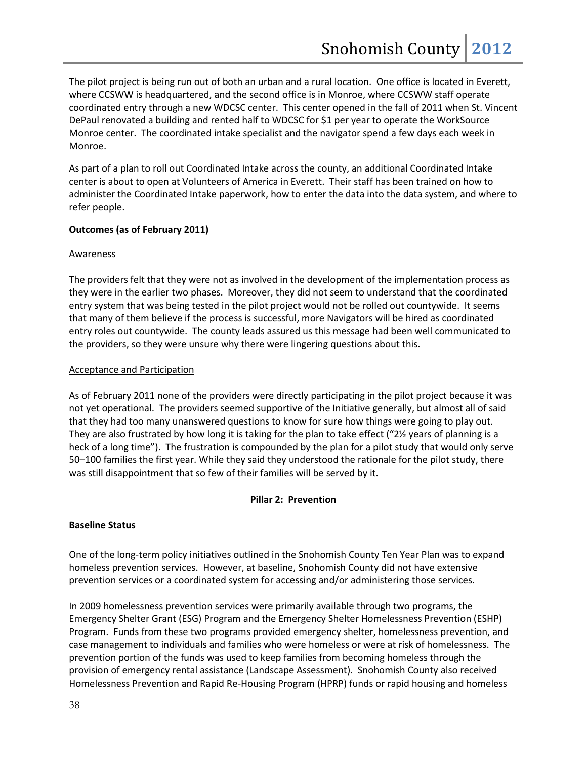The pilot project is being run out of both an urban and a rural location. One office is located in Everett, where CCSWW is headquartered, and the second office is in Monroe, where CCSWW staff operate coordinated entry through a new WDCSC center. This center opened in the fall of 2011 when St. Vincent DePaul renovated a building and rented half to WDCSC for $1 per year to operate the WorkSource Monroe center. The coordinated intake specialist and the navigator spend a few days each week in Monroe.

As part of a plan to roll out Coordinated Intake across the county, an additional Coordinated Intake center is about to open at Volunteers of America in Everett. Their staff has been trained on how to administer the Coordinated Intake paperwork, how to enter the data into the data system, and where to refer people.

**Outcomes (as of February 2011)**

Awareness

The providers felt that they were not as involved in the development of the implementation process as they were in the earlier two phases. Moreover, they did not seem to understand that the coordinated entry system that was being tested in the pilot project would not be rolled out countywide. It seems that many of them believe if the process is successful, more Navigators will be hired as coordinated entry roles out countywide. The county leads assured us this message had been well communicated to the providers, so they were unsure why there were lingering questions about this.

Acceptance and Participation

As of February 2011 none of the providers were directly participating in the pilot project because it was not yet operational. The providers seemed supportive of the Initiative generally, but almost all of said that they had too many unanswered questions to know for sure how things were going to play out. They are also frustrated by how long it is taking for the plan to take effect ("2½ years of planning is a heck of a long time"). The frustration is compounded by the plan for a pilot study that would only serve 50–100 families the first year. While they said they understood the rationale for the pilot study, there was still disappointment that so few of their families will be served by it.

## Pillar 2: Prevention

**Baseline Status**

One of the long-term policy initiatives outlined in the Snohomish County Ten Year Plan was to expand homeless prevention services. However, at baseline, Snohomish County did not have extensive prevention services or a coordinated system for accessing and/or administering those services.

In 2009 homelessness prevention services were primarily available through two programs, the Emergency Shelter Grant (ESG) Program and the Emergency Shelter Homelessness Prevention (ESHP) Program. Funds from these two programs provided emergency shelter, homelessness prevention, and case management to individuals and families who were homeless or were at risk of homelessness. The prevention portion of the funds was used to keep families from becoming homeless through the provision of emergency rental assistance (Landscape Assessment). Snohomish County also received Homelessness Prevention and Rapid Re-Housing Program (HPRP) funds or rapid housing and homeless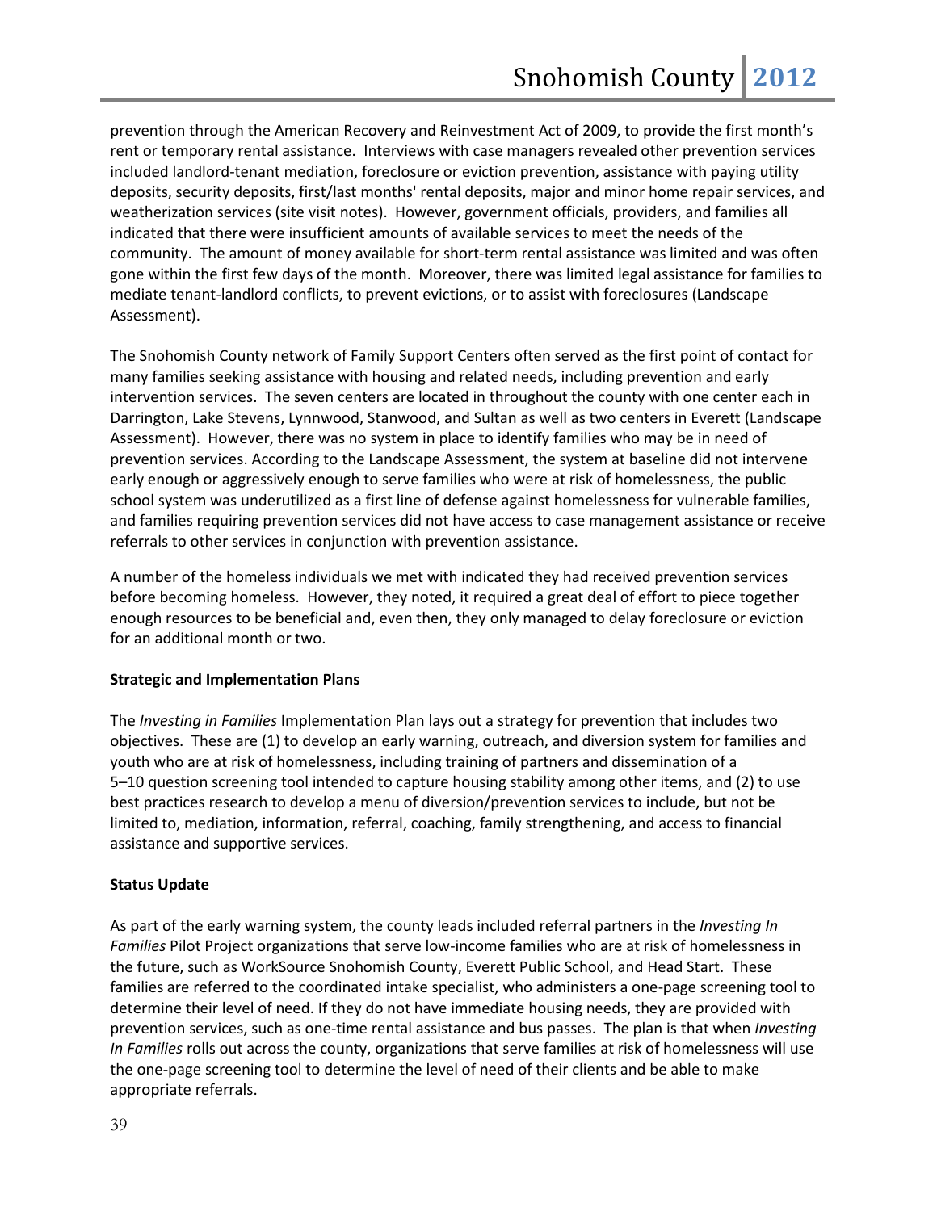prevention through the American Recovery and Reinvestment Act of 2009, to provide the first month's rent or temporary rental assistance. Interviews with case managers revealed other prevention services included landlord-tenant mediation, foreclosure or eviction prevention, assistance with paying utility deposits, security deposits, first/last months' rental deposits, major and minor home repair services, and weatherization services (site visit notes). However, government officials, providers, and families all indicated that there were insufficient amounts of available services to meet the needs of the community. The amount of money available for short-term rental assistance was limited and was often gone within the first few days of the month. Moreover, there was limited legal assistance for families to mediate tenant-landlord conflicts, to prevent evictions, or to assist with foreclosures (Landscape Assessment).

The Snohomish County network of Family Support Centers often served as the first point of contact for many families seeking assistance with housing and related needs, including prevention and early intervention services. The seven centers are located in throughout the county with one center each in Darrington, Lake Stevens, Lynnwood, Stanwood, and Sultan as well as two centers in Everett (Landscape Assessment). However, there was no system in place to identify families who may be in need of prevention services. According to the Landscape Assessment, the system at baseline did not intervene early enough or aggressively enough to serve families who were at risk of homelessness, the public school system was underutilized as a first line of defense against homelessness for vulnerable families, and families requiring prevention services did not have access to case management assistance or receive referrals to other services in conjunction with prevention assistance.

A number of the homeless individuals we met with indicated they had received prevention services before becoming homeless. However, they noted, it required a great deal of effort to piece together enough resources to be beneficial and, even then, they only managed to delay foreclosure or eviction for an additional month or two.

**Strategic and Implementation Plans**

The *Investing in Families* Implementation Plan lays out a strategy for prevention that includes two objectives. These are (1) to develop an early warning, outreach, and diversion system for families and youth who are at risk of homelessness, including training of partners and dissemination of a 5–10 question screening tool intended to capture housing stability among other items, and (2) to use best practices research to develop a menu of diversion/prevention services to include, but not be limited to, mediation, information, referral, coaching, family strengthening, and access to financial assistance and supportive services.

**Status Update**

As part of the early warning system, the county leads included referral partners in the *Investing In Families* Pilot Project organizations that serve low-income families who are at risk of homelessness in the future, such as WorkSource Snohomish County, Everett Public School, and Head Start. These families are referred to the coordinated intake specialist, who administers a one-page screening tool to determine their level of need. If they do not have immediate housing needs, they are provided with prevention services, such as one-time rental assistance and bus passes. The plan is that when *Investing In Families* rolls out across the county, organizations that serve families at risk of homelessness will use the one-page screening tool to determine the level of need of their clients and be able to make appropriate referrals.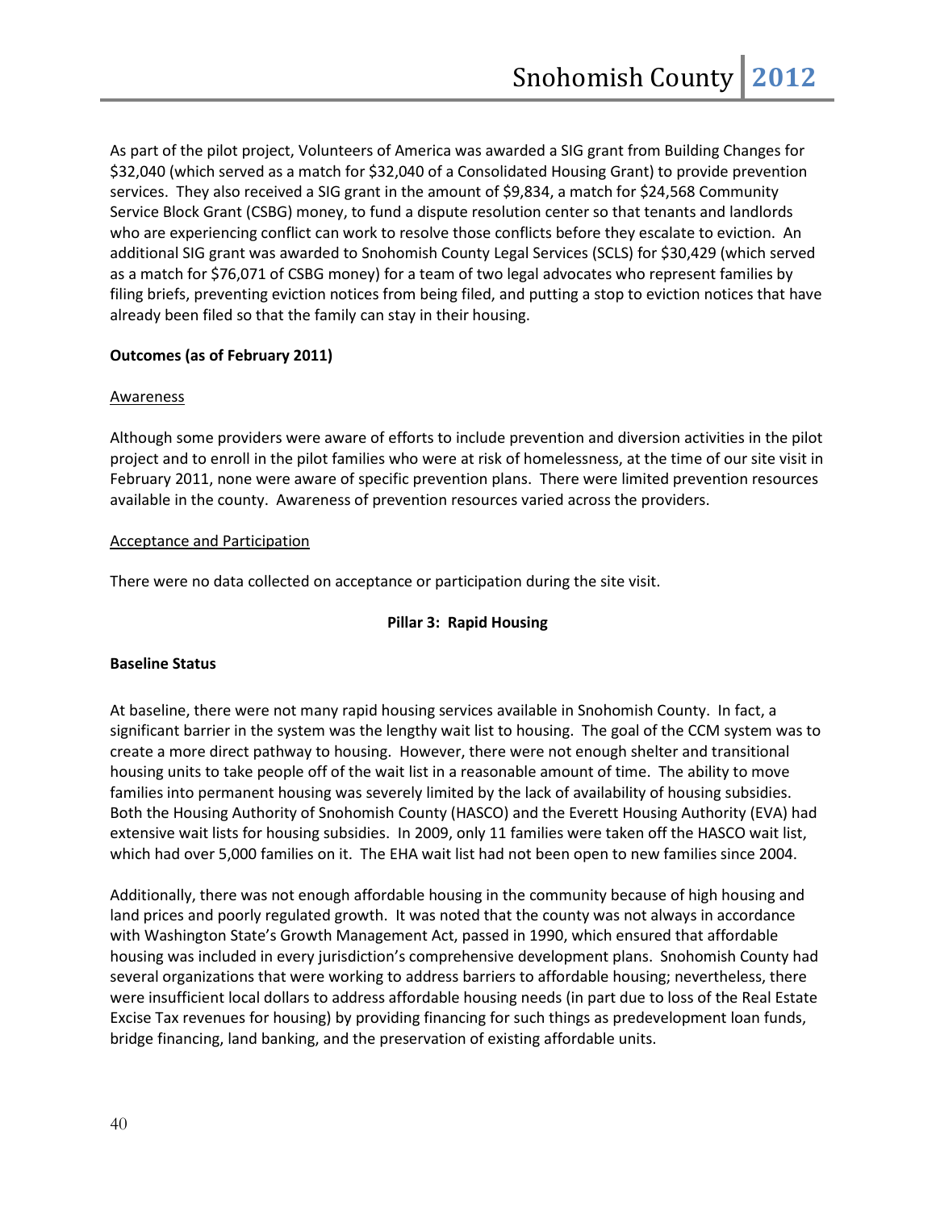As part of the pilot project, Volunteers of America was awarded a SIG grant from Building Changes for $32,040 (which served as a match for $32,040 of a Consolidated Housing Grant) to provide prevention services. They also received a SIG grant in the amount of $9,834, a match for $24,568 Community Service Block Grant (CSBG) money, to fund a dispute resolution center so that tenants and landlords who are experiencing conflict can work to resolve those conflicts before they escalate to eviction. An additional SIG grant was awarded to Snohomish County Legal Services (SCLS) for $30,429 (which served as a match for $76,071 of CSBG money) for a team of two legal advocates who represent families by filing briefs, preventing eviction notices from being filed, and putting a stop to eviction notices that have already been filed so that the family can stay in their housing.

**Outcomes (as of February 2011)**

Awareness

Although some providers were aware of efforts to include prevention and diversion activities in the pilot project and to enroll in the pilot families who were at risk of homelessness, at the time of our site visit in February 2011, none were aware of specific prevention plans. There were limited prevention resources available in the county. Awareness of prevention resources varied across the providers.

Acceptance and Participation

There were no data collected on acceptance or participation during the site visit.

**Pillar 3: Rapid Housing**

**Baseline Status**

At baseline, there were not many rapid housing services available in Snohomish County. In fact, a significant barrier in the system was the lengthy wait list to housing. The goal of the CCM system was to create a more direct pathway to housing. However, there were not enough shelter and transitional housing units to take people off of the wait list in a reasonable amount of time. The ability to move families into permanent housing was severely limited by the lack of availability of housing subsidies. Both the Housing Authority of Snohomish County (HASCO) and the Everett Housing Authority (EVA) had extensive wait lists for housing subsidies. In 2009, only 11 families were taken off the HASCO wait list, which had over 5,000 families on it. The EHA wait list had not been open to new families since 2004.

Additionally, there was not enough affordable housing in the community because of high housing and land prices and poorly regulated growth. It was noted that the county was not always in accordance with Washington State's Growth Management Act, passed in 1990, which ensured that affordable housing was included in every jurisdiction's comprehensive development plans. Snohomish County had several organizations that were working to address barriers to affordable housing; nevertheless, there were insufficient local dollars to address affordable housing needs (in part due to loss of the Real Estate Excise Tax revenues for housing) by providing financing for such things as predevelopment loan funds, bridge financing, land banking, and the preservation of existing affordable units.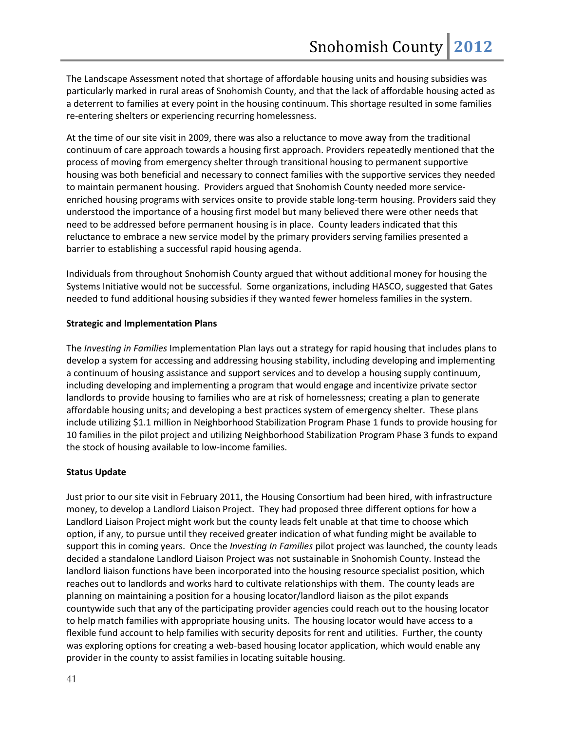The Landscape Assessment noted that shortage of affordable housing units and housing subsidies was particularly marked in rural areas of Snohomish County, and that the lack of affordable housing acted as a deterrent to families at every point in the housing continuum. This shortage resulted in some families re-entering shelters or experiencing recurring homelessness.

At the time of our site visit in 2009, there was also a reluctance to move away from the traditional continuum of care approach towards a housing first approach. Providers repeatedly mentioned that the process of moving from emergency shelter through transitional housing to permanent supportive housing was both beneficial and necessary to connect families with the supportive services they needed to maintain permanent housing. Providers argued that Snohomish County needed more service-enriched housing programs with services onsite to provide stable long-term housing. Providers said they understood the importance of a housing first model but many believed there were other needs that need to be addressed before permanent housing is in place. County leaders indicated that this reluctance to embrace a new service model by the primary providers serving families presented a barrier to establishing a successful rapid housing agenda.

Individuals from throughout Snohomish County argued that without additional money for housing the Systems Initiative would not be successful. Some organizations, including HASCO, suggested that Gates needed to fund additional housing subsidies if they wanted fewer homeless families in the system.

**Strategic and Implementation Plans**

The *Investing in Families* Implementation Plan lays out a strategy for rapid housing that includes plans to develop a system for accessing and addressing housing stability, including developing and implementing a continuum of housing assistance and support services and to develop a housing supply continuum, including developing and implementing a program that would engage and incentivize private sector landlords to provide housing to families who are at risk of homelessness; creating a plan to generate affordable housing units; and developing a best practices system of emergency shelter. These plans include utilizing $1.1 million in Neighborhood Stabilization Program Phase 1 funds to provide housing for 10 families in the pilot project and utilizing Neighborhood Stabilization Program Phase 3 funds to expand the stock of housing available to low-income families.

**Status Update**

Just prior to our site visit in February 2011, the Housing Consortium had been hired, with infrastructure money, to develop a Landlord Liaison Project. They had proposed three different options for how a Landlord Liaison Project might work but the county leads felt unable at that time to choose which option, if any, to pursue until they received greater indication of what funding might be available to support this in coming years. Once the *Investing In Families* pilot project was launched, the county leads decided a standalone Landlord Liaison Project was not sustainable in Snohomish County. Instead the landlord liaison functions have been incorporated into the housing resource specialist position, which reaches out to landlords and works hard to cultivate relationships with them. The county leads are planning on maintaining a position for a housing locator/landlord liaison as the pilot expands countywide such that any of the participating provider agencies could reach out to the housing locator to help match families with appropriate housing units. The housing locator would have access to a flexible fund account to help families with security deposits for rent and utilities. Further, the county was exploring options for creating a web-based housing locator application, which would enable any provider in the county to assist families in locating suitable housing.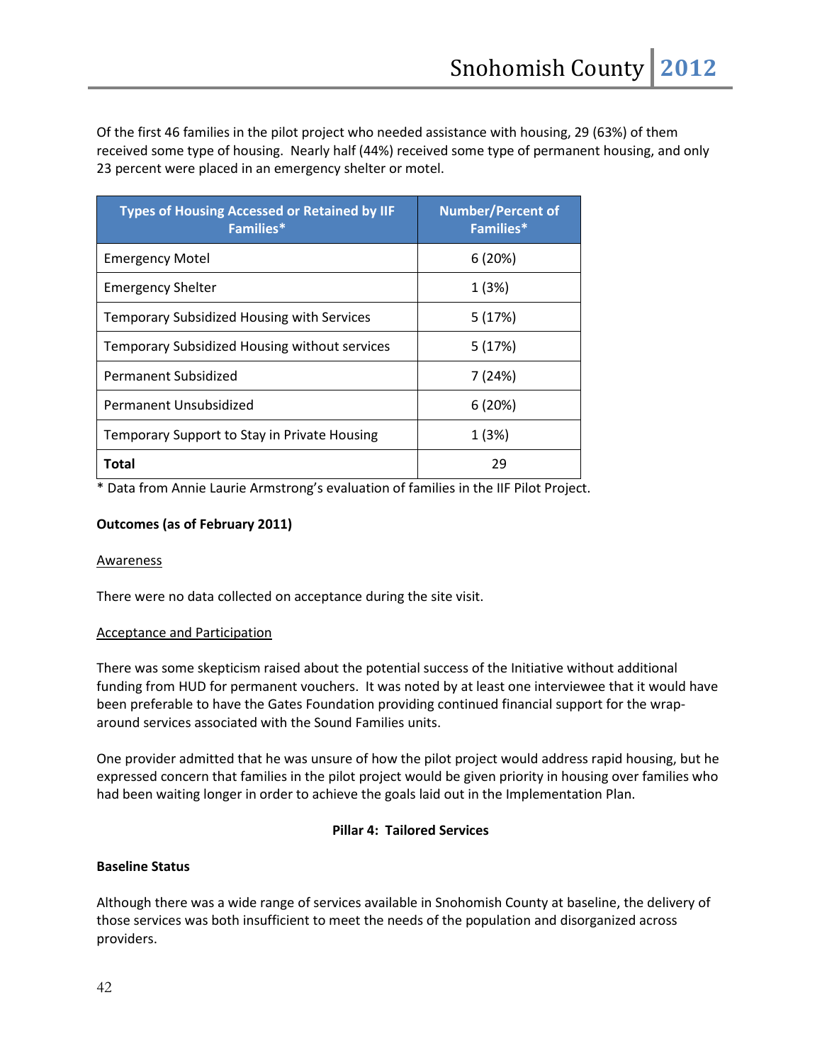Of the first 46 families in the pilot project who needed assistance with housing, 29 (63%) of them received some type of housing. Nearly half (44%) received some type of permanent housing, and only 23 percent were placed in an emergency shelter or motel.

| Types of Housing Accessed or Retained by IIF Families* | Number/Percent of Families* |
|---|---|
| Emergency Motel | 6 (20%) |
| Emergency Shelter | 1 (3%) |
| Temporary Subsidized Housing with Services | 5 (17%) |
| Temporary Subsidized Housing without services | 5 (17%) |
| Permanent Subsidized | 7 (24%) |
| Permanent Unsubsidized | 6 (20%) |
| Temporary Support to Stay in Private Housing | 1 (3%) |
| **Total** | 29 |

* Data from Annie Laurie Armstrong's evaluation of families in the IIF Pilot Project.

**Outcomes (as of February 2011)**

Awareness

There were no data collected on acceptance during the site visit.

Acceptance and Participation

There was some skepticism raised about the potential success of the Initiative without additional funding from HUD for permanent vouchers. It was noted by at least one interviewee that it would have been preferable to have the Gates Foundation providing continued financial support for the wrap-around services associated with the Sound Families units.

One provider admitted that he was unsure of how the pilot project would address rapid housing, but he expressed concern that families in the pilot project would be given priority in housing over families who had been waiting longer in order to achieve the goals laid out in the Implementation Plan.

**Pillar 4: Tailored Services**

**Baseline Status**

Although there was a wide range of services available in Snohomish County at baseline, the delivery of those services was both insufficient to meet the needs of the population and disorganized across providers.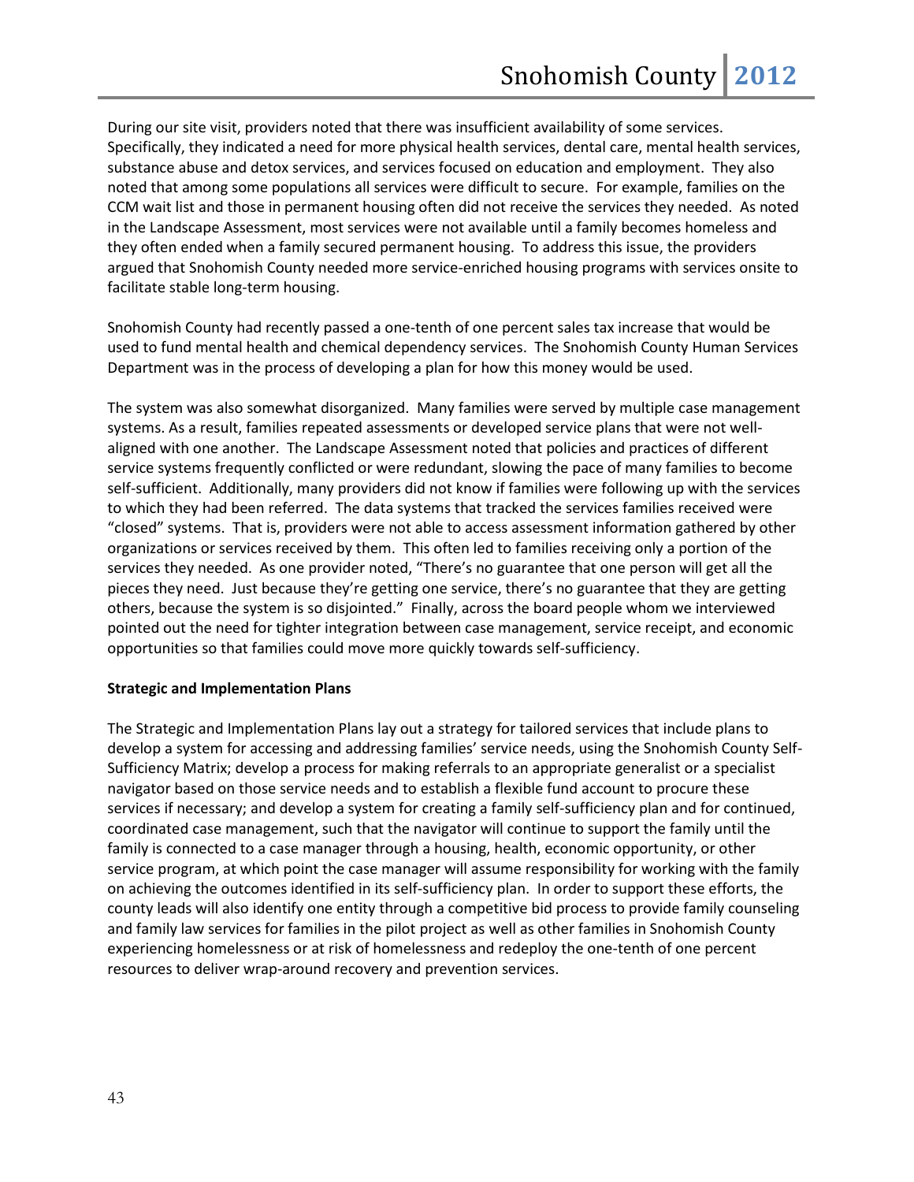During our site visit, providers noted that there was insufficient availability of some services. Specifically, they indicated a need for more physical health services, dental care, mental health services, substance abuse and detox services, and services focused on education and employment. They also noted that among some populations all services were difficult to secure. For example, families on the CCM wait list and those in permanent housing often did not receive the services they needed. As noted in the Landscape Assessment, most services were not available until a family becomes homeless and they often ended when a family secured permanent housing. To address this issue, the providers argued that Snohomish County needed more service-enriched housing programs with services onsite to facilitate stable long-term housing.

Snohomish County had recently passed a one-tenth of one percent sales tax increase that would be used to fund mental health and chemical dependency services. The Snohomish County Human Services Department was in the process of developing a plan for how this money would be used.

The system was also somewhat disorganized. Many families were served by multiple case management systems. As a result, families repeated assessments or developed service plans that were not well-aligned with one another. The Landscape Assessment noted that policies and practices of different service systems frequently conflicted or were redundant, slowing the pace of many families to become self-sufficient. Additionally, many providers did not know if families were following up with the services to which they had been referred. The data systems that tracked the services families received were "closed" systems. That is, providers were not able to access assessment information gathered by other organizations or services received by them. This often led to families receiving only a portion of the services they needed. As one provider noted, "There's no guarantee that one person will get all the pieces they need. Just because they're getting one service, there's no guarantee that they are getting others, because the system is so disjointed." Finally, across the board people whom we interviewed pointed out the need for tighter integration between case management, service receipt, and economic opportunities so that families could move more quickly towards self-sufficiency.

**Strategic and Implementation Plans**

The Strategic and Implementation Plans lay out a strategy for tailored services that include plans to develop a system for accessing and addressing families' service needs, using the Snohomish County Self-Sufficiency Matrix; develop a process for making referrals to an appropriate generalist or a specialist navigator based on those service needs and to establish a flexible fund account to procure these services if necessary; and develop a system for creating a family self-sufficiency plan and for continued, coordinated case management, such that the navigator will continue to support the family until the family is connected to a case manager through a housing, health, economic opportunity, or other service program, at which point the case manager will assume responsibility for working with the family on achieving the outcomes identified in its self-sufficiency plan. In order to support these efforts, the county leads will also identify one entity through a competitive bid process to provide family counseling and family law services for families in the pilot project as well as other families in Snohomish County experiencing homelessness or at risk of homelessness and redeploy the one-tenth of one percent resources to deliver wrap-around recovery and prevention services.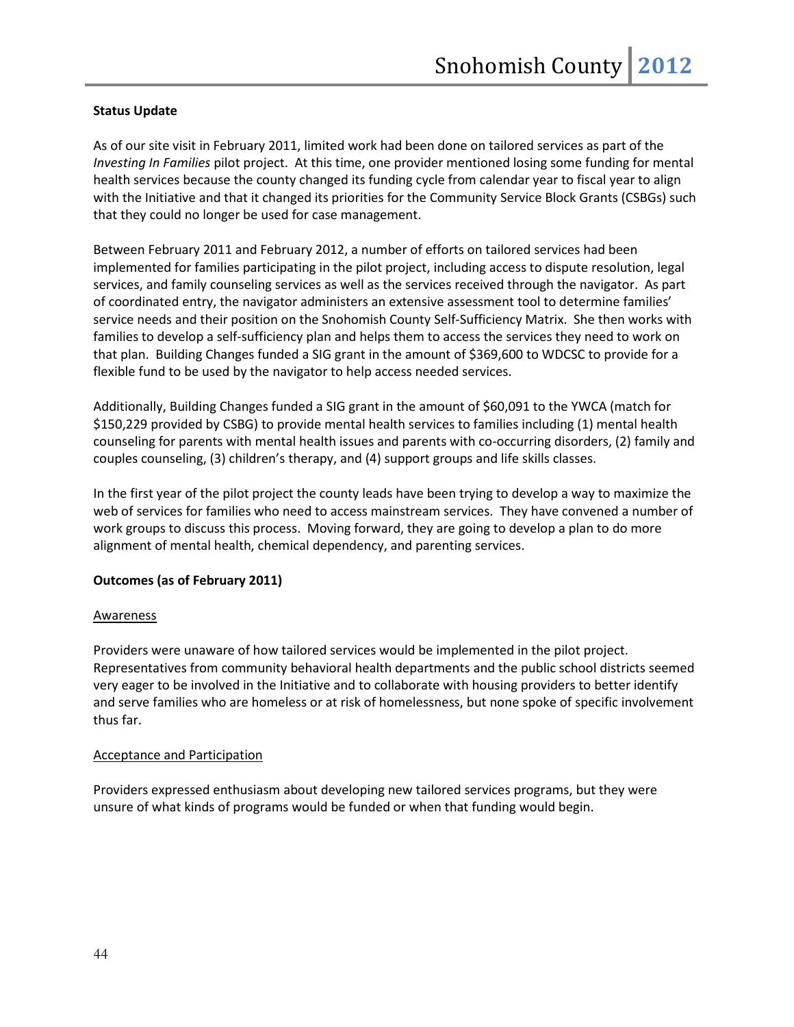**Status Update**

As of our site visit in February 2011, limited work had been done on tailored services as part of the *Investing In Families* pilot project. At this time, one provider mentioned losing some funding for mental health services because the county changed its funding cycle from calendar year to fiscal year to align with the Initiative and that it changed its priorities for the Community Service Block Grants (CSBGs) such that they could no longer be used for case management.

Between February 2011 and February 2012, a number of efforts on tailored services had been implemented for families participating in the pilot project, including access to dispute resolution, legal services, and family counseling services as well as the services received through the navigator. As part of coordinated entry, the navigator administers an extensive assessment tool to determine families' service needs and their position on the Snohomish County Self-Sufficiency Matrix. She then works with families to develop a self-sufficiency plan and helps them to access the services they need to work on that plan. Building Changes funded a SIG grant in the amount of $369,600 to WDCSC to provide for a flexible fund to be used by the navigator to help access needed services.

Additionally, Building Changes funded a SIG grant in the amount of $60,091 to the YWCA (match for $150,229 provided by CSBG) to provide mental health services to families including (1) mental health counseling for parents with mental health issues and parents with co-occurring disorders, (2) family and couples counseling, (3) children's therapy, and (4) support groups and life skills classes.

In the first year of the pilot project the county leads have been trying to develop a way to maximize the web of services for families who need to access mainstream services. They have convened a number of work groups to discuss this process. Moving forward, they are going to develop a plan to do more alignment of mental health, chemical dependency, and parenting services.

**Outcomes (as of February 2011)**

<u>Awareness</u>

Providers were unaware of how tailored services would be implemented in the pilot project. Representatives from community behavioral health departments and the public school districts seemed very eager to be involved in the Initiative and to collaborate with housing providers to better identify and serve families who are homeless or at risk of homelessness, but none spoke of specific involvement thus far.

<u>Acceptance and Participation</u>

Providers expressed enthusiasm about developing new tailored services programs, but they were unsure of what kinds of programs would be funded or when that funding would begin.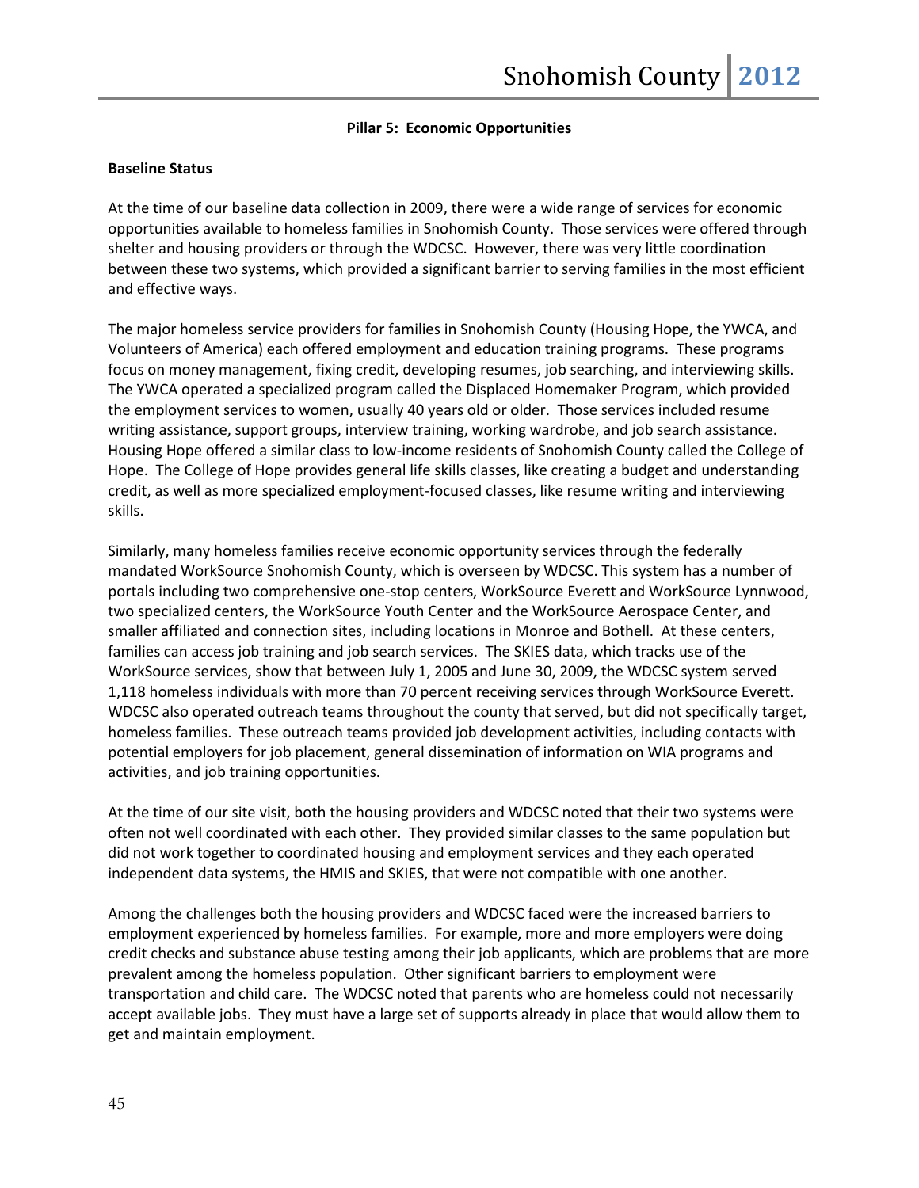## Pillar 5: Economic Opportunities

**Baseline Status**

At the time of our baseline data collection in 2009, there were a wide range of services for economic opportunities available to homeless families in Snohomish County. Those services were offered through shelter and housing providers or through the WDCSC. However, there was very little coordination between these two systems, which provided a significant barrier to serving families in the most efficient and effective ways.

The major homeless service providers for families in Snohomish County (Housing Hope, the YWCA, and Volunteers of America) each offered employment and education training programs. These programs focus on money management, fixing credit, developing resumes, job searching, and interviewing skills. The YWCA operated a specialized program called the Displaced Homemaker Program, which provided the employment services to women, usually 40 years old or older. Those services included resume writing assistance, support groups, interview training, working wardrobe, and job search assistance. Housing Hope offered a similar class to low-income residents of Snohomish County called the College of Hope. The College of Hope provides general life skills classes, like creating a budget and understanding credit, as well as more specialized employment-focused classes, like resume writing and interviewing skills.

Similarly, many homeless families receive economic opportunity services through the federally mandated WorkSource Snohomish County, which is overseen by WDCSC. This system has a number of portals including two comprehensive one-stop centers, WorkSource Everett and WorkSource Lynnwood, two specialized centers, the WorkSource Youth Center and the WorkSource Aerospace Center, and smaller affiliated and connection sites, including locations in Monroe and Bothell. At these centers, families can access job training and job search services. The SKIES data, which tracks use of the WorkSource services, show that between July 1, 2005 and June 30, 2009, the WDCSC system served 1,118 homeless individuals with more than 70 percent receiving services through WorkSource Everett. WDCSC also operated outreach teams throughout the county that served, but did not specifically target, homeless families. These outreach teams provided job development activities, including contacts with potential employers for job placement, general dissemination of information on WIA programs and activities, and job training opportunities.

At the time of our site visit, both the housing providers and WDCSC noted that their two systems were often not well coordinated with each other. They provided similar classes to the same population but did not work together to coordinated housing and employment services and they each operated independent data systems, the HMIS and SKIES, that were not compatible with one another.

Among the challenges both the housing providers and WDCSC faced were the increased barriers to employment experienced by homeless families. For example, more and more employers were doing credit checks and substance abuse testing among their job applicants, which are problems that are more prevalent among the homeless population. Other significant barriers to employment were transportation and child care. The WDCSC noted that parents who are homeless could not necessarily accept available jobs. They must have a large set of supports already in place that would allow them to get and maintain employment.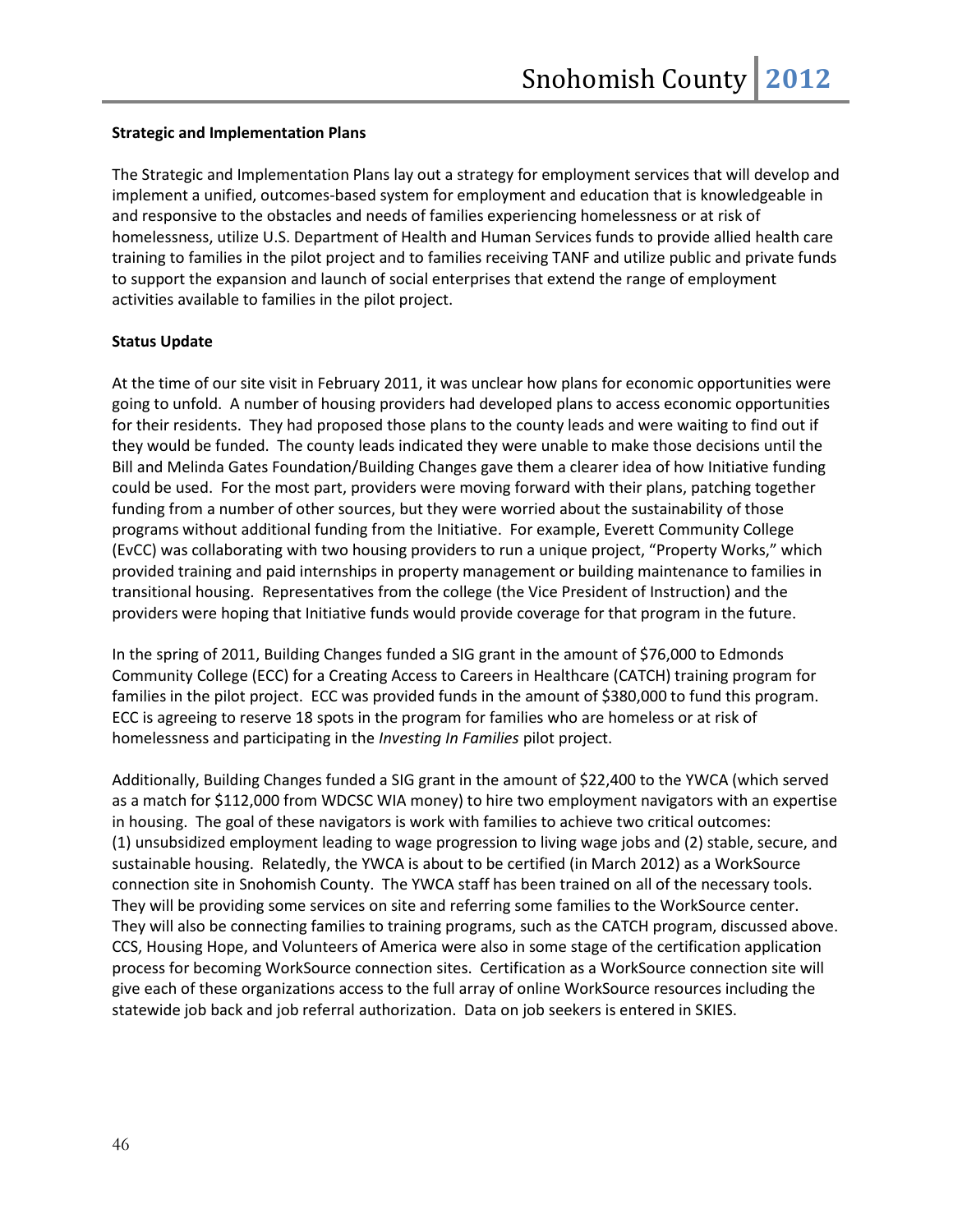**Strategic and Implementation Plans**

The Strategic and Implementation Plans lay out a strategy for employment services that will develop and implement a unified, outcomes-based system for employment and education that is knowledgeable in and responsive to the obstacles and needs of families experiencing homelessness or at risk of homelessness, utilize U.S. Department of Health and Human Services funds to provide allied health care training to families in the pilot project and to families receiving TANF and utilize public and private funds to support the expansion and launch of social enterprises that extend the range of employment activities available to families in the pilot project.

**Status Update**

At the time of our site visit in February 2011, it was unclear how plans for economic opportunities were going to unfold. A number of housing providers had developed plans to access economic opportunities for their residents. They had proposed those plans to the county leads and were waiting to find out if they would be funded. The county leads indicated they were unable to make those decisions until the Bill and Melinda Gates Foundation/Building Changes gave them a clearer idea of how Initiative funding could be used. For the most part, providers were moving forward with their plans, patching together funding from a number of other sources, but they were worried about the sustainability of those programs without additional funding from the Initiative. For example, Everett Community College (EvCC) was collaborating with two housing providers to run a unique project, "Property Works," which provided training and paid internships in property management or building maintenance to families in transitional housing. Representatives from the college (the Vice President of Instruction) and the providers were hoping that Initiative funds would provide coverage for that program in the future.

In the spring of 2011, Building Changes funded a SIG grant in the amount of $76,000 to Edmonds Community College (ECC) for a Creating Access to Careers in Healthcare (CATCH) training program for families in the pilot project. ECC was provided funds in the amount of $380,000 to fund this program. ECC is agreeing to reserve 18 spots in the program for families who are homeless or at risk of homelessness and participating in the *Investing In Families* pilot project.

Additionally, Building Changes funded a SIG grant in the amount of $22,400 to the YWCA (which served as a match for $112,000 from WDCSC WIA money) to hire two employment navigators with an expertise in housing. The goal of these navigators is work with families to achieve two critical outcomes: (1) unsubsidized employment leading to wage progression to living wage jobs and (2) stable, secure, and sustainable housing. Relatedly, the YWCA is about to be certified (in March 2012) as a WorkSource connection site in Snohomish County. The YWCA staff has been trained on all of the necessary tools. They will be providing some services on site and referring some families to the WorkSource center. They will also be connecting families to training programs, such as the CATCH program, discussed above. CCS, Housing Hope, and Volunteers of America were also in some stage of the certification application process for becoming WorkSource connection sites. Certification as a WorkSource connection site will give each of these organizations access to the full array of online WorkSource resources including the statewide job back and job referral authorization. Data on job seekers is entered in SKIES.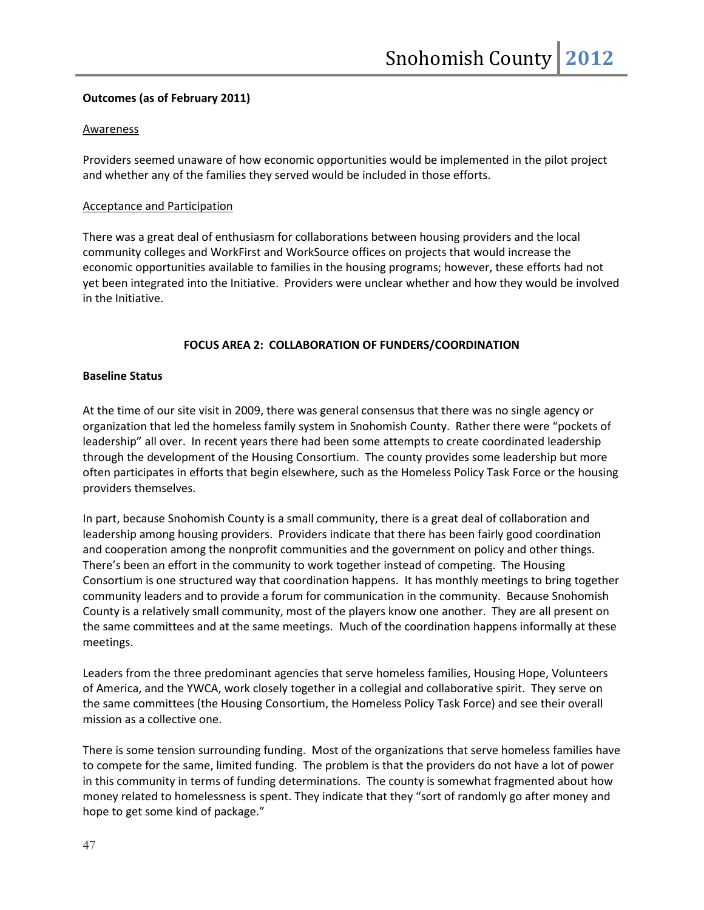**Outcomes (as of February 2011)**

Awareness

Providers seemed unaware of how economic opportunities would be implemented in the pilot project and whether any of the families they served would be included in those efforts.

Acceptance and Participation

There was a great deal of enthusiasm for collaborations between housing providers and the local community colleges and WorkFirst and WorkSource offices on projects that would increase the economic opportunities available to families in the housing programs; however, these efforts had not yet been integrated into the Initiative. Providers were unclear whether and how they would be involved in the Initiative.

## FOCUS AREA 2: COLLABORATION OF FUNDERS/COORDINATION

**Baseline Status**

At the time of our site visit in 2009, there was general consensus that there was no single agency or organization that led the homeless family system in Snohomish County. Rather there were "pockets of leadership" all over. In recent years there had been some attempts to create coordinated leadership through the development of the Housing Consortium. The county provides some leadership but more often participates in efforts that begin elsewhere, such as the Homeless Policy Task Force or the housing providers themselves.

In part, because Snohomish County is a small community, there is a great deal of collaboration and leadership among housing providers. Providers indicate that there has been fairly good coordination and cooperation among the nonprofit communities and the government on policy and other things. There's been an effort in the community to work together instead of competing. The Housing Consortium is one structured way that coordination happens. It has monthly meetings to bring together community leaders and to provide a forum for communication in the community. Because Snohomish County is a relatively small community, most of the players know one another. They are all present on the same committees and at the same meetings. Much of the coordination happens informally at these meetings.

Leaders from the three predominant agencies that serve homeless families, Housing Hope, Volunteers of America, and the YWCA, work closely together in a collegial and collaborative spirit. They serve on the same committees (the Housing Consortium, the Homeless Policy Task Force) and see their overall mission as a collective one.

There is some tension surrounding funding. Most of the organizations that serve homeless families have to compete for the same, limited funding. The problem is that the providers do not have a lot of power in this community in terms of funding determinations. The county is somewhat fragmented about how money related to homelessness is spent. They indicate that they "sort of randomly go after money and hope to get some kind of package."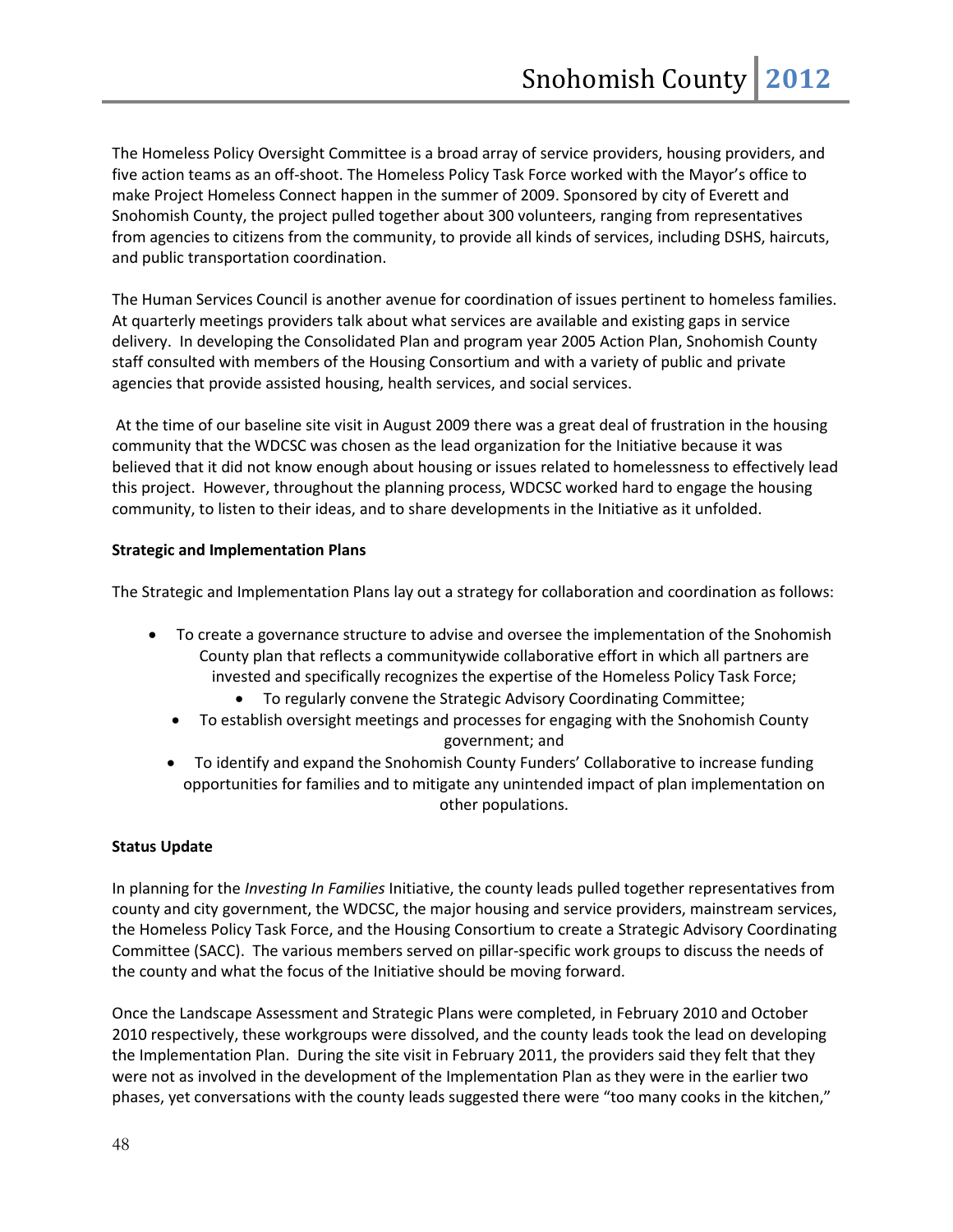The Homeless Policy Oversight Committee is a broad array of service providers, housing providers, and five action teams as an off-shoot. The Homeless Policy Task Force worked with the Mayor's office to make Project Homeless Connect happen in the summer of 2009. Sponsored by city of Everett and Snohomish County, the project pulled together about 300 volunteers, ranging from representatives from agencies to citizens from the community, to provide all kinds of services, including DSHS, haircuts, and public transportation coordination.

The Human Services Council is another avenue for coordination of issues pertinent to homeless families. At quarterly meetings providers talk about what services are available and existing gaps in service delivery. In developing the Consolidated Plan and program year 2005 Action Plan, Snohomish County staff consulted with members of the Housing Consortium and with a variety of public and private agencies that provide assisted housing, health services, and social services.

At the time of our baseline site visit in August 2009 there was a great deal of frustration in the housing community that the WDCSC was chosen as the lead organization for the Initiative because it was believed that it did not know enough about housing or issues related to homelessness to effectively lead this project. However, throughout the planning process, WDCSC worked hard to engage the housing community, to listen to their ideas, and to share developments in the Initiative as it unfolded.

**Strategic and Implementation Plans**

The Strategic and Implementation Plans lay out a strategy for collaboration and coordination as follows:

- To create a governance structure to advise and oversee the implementation of the Snohomish County plan that reflects a communitywide collaborative effort in which all partners are invested and specifically recognizes the expertise of the Homeless Policy Task Force;
- To regularly convene the Strategic Advisory Coordinating Committee;
- To establish oversight meetings and processes for engaging with the Snohomish County government; and
- To identify and expand the Snohomish County Funders' Collaborative to increase funding opportunities for families and to mitigate any unintended impact of plan implementation on other populations.

**Status Update**

In planning for the *Investing In Families* Initiative, the county leads pulled together representatives from county and city government, the WDCSC, the major housing and service providers, mainstream services, the Homeless Policy Task Force, and the Housing Consortium to create a Strategic Advisory Coordinating Committee (SACC). The various members served on pillar-specific work groups to discuss the needs of the county and what the focus of the Initiative should be moving forward.

Once the Landscape Assessment and Strategic Plans were completed, in February 2010 and October 2010 respectively, these workgroups were dissolved, and the county leads took the lead on developing the Implementation Plan. During the site visit in February 2011, the providers said they felt that they were not as involved in the development of the Implementation Plan as they were in the earlier two phases, yet conversations with the county leads suggested there were "too many cooks in the kitchen,"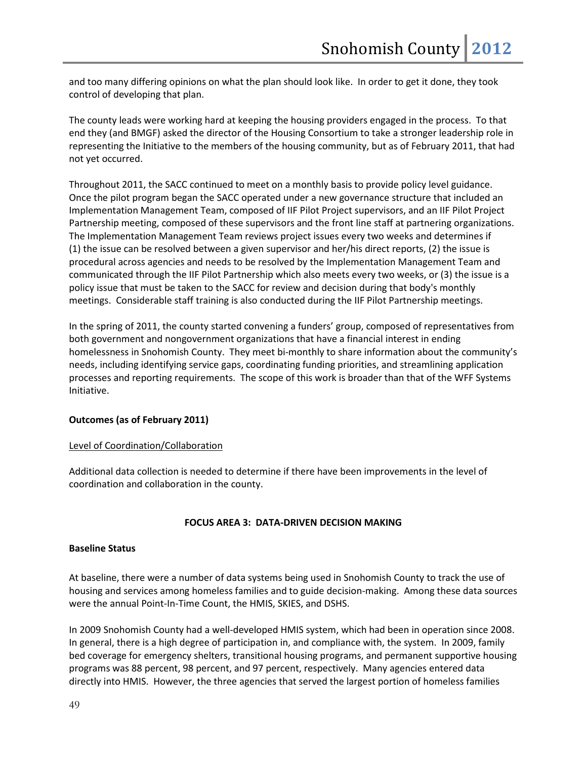and too many differing opinions on what the plan should look like. In order to get it done, they took control of developing that plan.

The county leads were working hard at keeping the housing providers engaged in the process. To that end they (and BMGF) asked the director of the Housing Consortium to take a stronger leadership role in representing the Initiative to the members of the housing community, but as of February 2011, that had not yet occurred.

Throughout 2011, the SACC continued to meet on a monthly basis to provide policy level guidance. Once the pilot program began the SACC operated under a new governance structure that included an Implementation Management Team, composed of IIF Pilot Project supervisors, and an IIF Pilot Project Partnership meeting, composed of these supervisors and the front line staff at partnering organizations. The Implementation Management Team reviews project issues every two weeks and determines if (1) the issue can be resolved between a given supervisor and her/his direct reports, (2) the issue is procedural across agencies and needs to be resolved by the Implementation Management Team and communicated through the IIF Pilot Partnership which also meets every two weeks, or (3) the issue is a policy issue that must be taken to the SACC for review and decision during that body's monthly meetings. Considerable staff training is also conducted during the IIF Pilot Partnership meetings.

In the spring of 2011, the county started convening a funders' group, composed of representatives from both government and nongovernment organizations that have a financial interest in ending homelessness in Snohomish County. They meet bi-monthly to share information about the community's needs, including identifying service gaps, coordinating funding priorities, and streamlining application processes and reporting requirements. The scope of this work is broader than that of the WFF Systems Initiative.

**Outcomes (as of February 2011)**

<u>Level of Coordination/Collaboration</u>

Additional data collection is needed to determine if there have been improvements in the level of coordination and collaboration in the county.

## FOCUS AREA 3: DATA-DRIVEN DECISION MAKING

**Baseline Status**

At baseline, there were a number of data systems being used in Snohomish County to track the use of housing and services among homeless families and to guide decision-making. Among these data sources were the annual Point-In-Time Count, the HMIS, SKIES, and DSHS.

In 2009 Snohomish County had a well-developed HMIS system, which had been in operation since 2008. In general, there is a high degree of participation in, and compliance with, the system. In 2009, family bed coverage for emergency shelters, transitional housing programs, and permanent supportive housing programs was 88 percent, 98 percent, and 97 percent, respectively. Many agencies entered data directly into HMIS. However, the three agencies that served the largest portion of homeless families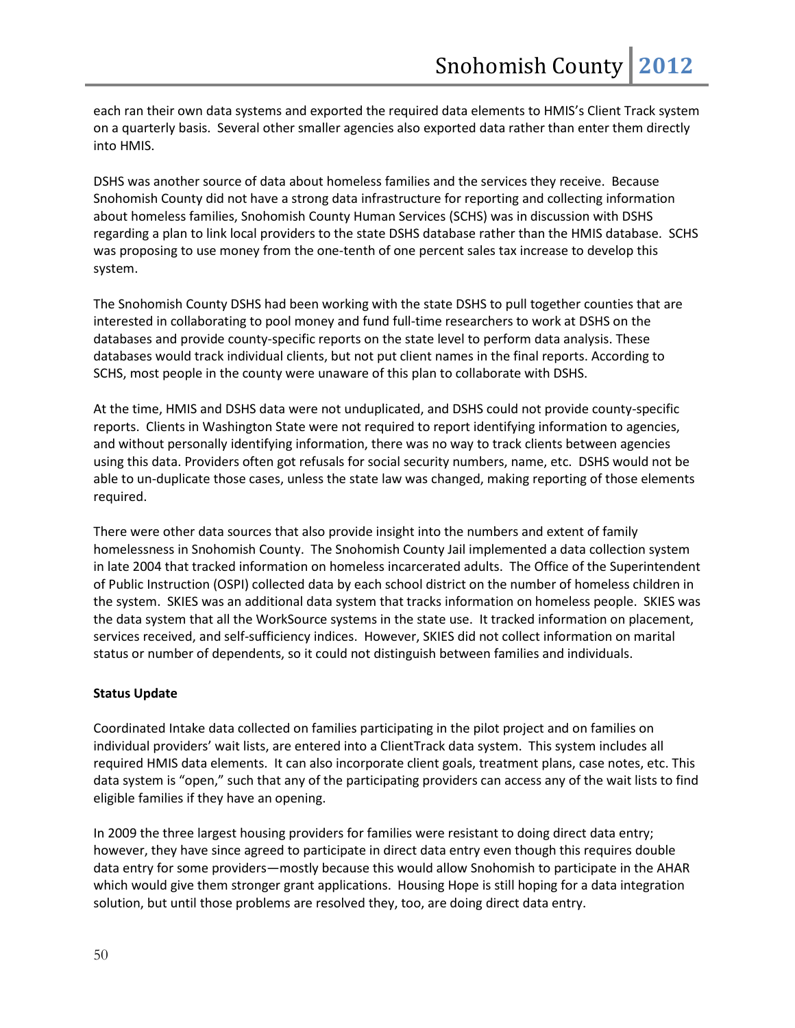each ran their own data systems and exported the required data elements to HMIS's Client Track system on a quarterly basis. Several other smaller agencies also exported data rather than enter them directly into HMIS.

DSHS was another source of data about homeless families and the services they receive. Because Snohomish County did not have a strong data infrastructure for reporting and collecting information about homeless families, Snohomish County Human Services (SCHS) was in discussion with DSHS regarding a plan to link local providers to the state DSHS database rather than the HMIS database. SCHS was proposing to use money from the one-tenth of one percent sales tax increase to develop this system.

The Snohomish County DSHS had been working with the state DSHS to pull together counties that are interested in collaborating to pool money and fund full-time researchers to work at DSHS on the databases and provide county-specific reports on the state level to perform data analysis. These databases would track individual clients, but not put client names in the final reports. According to SCHS, most people in the county were unaware of this plan to collaborate with DSHS.

At the time, HMIS and DSHS data were not unduplicated, and DSHS could not provide county-specific reports. Clients in Washington State were not required to report identifying information to agencies, and without personally identifying information, there was no way to track clients between agencies using this data. Providers often got refusals for social security numbers, name, etc. DSHS would not be able to un-duplicate those cases, unless the state law was changed, making reporting of those elements required.

There were other data sources that also provide insight into the numbers and extent of family homelessness in Snohomish County. The Snohomish County Jail implemented a data collection system in late 2004 that tracked information on homeless incarcerated adults. The Office of the Superintendent of Public Instruction (OSPI) collected data by each school district on the number of homeless children in the system. SKIES was an additional data system that tracks information on homeless people. SKIES was the data system that all the WorkSource systems in the state use. It tracked information on placement, services received, and self-sufficiency indices. However, SKIES did not collect information on marital status or number of dependents, so it could not distinguish between families and individuals.

**Status Update**

Coordinated Intake data collected on families participating in the pilot project and on families on individual providers' wait lists, are entered into a ClientTrack data system. This system includes all required HMIS data elements. It can also incorporate client goals, treatment plans, case notes, etc. This data system is "open," such that any of the participating providers can access any of the wait lists to find eligible families if they have an opening.

In 2009 the three largest housing providers for families were resistant to doing direct data entry; however, they have since agreed to participate in direct data entry even though this requires double data entry for some providers—mostly because this would allow Snohomish to participate in the AHAR which would give them stronger grant applications. Housing Hope is still hoping for a data integration solution, but until those problems are resolved they, too, are doing direct data entry.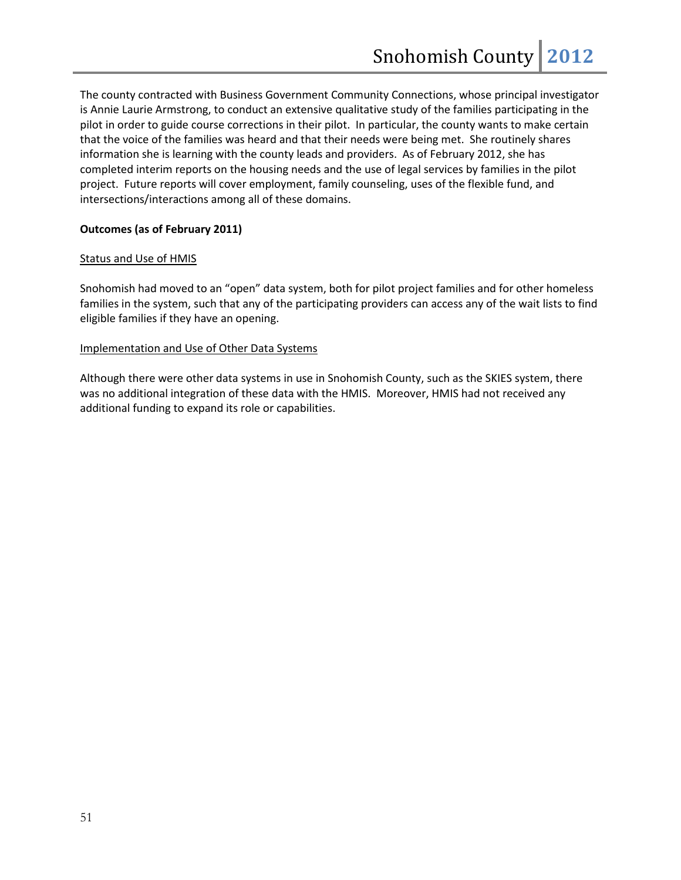The county contracted with Business Government Community Connections, whose principal investigator is Annie Laurie Armstrong, to conduct an extensive qualitative study of the families participating in the pilot in order to guide course corrections in their pilot. In particular, the county wants to make certain that the voice of the families was heard and that their needs were being met. She routinely shares information she is learning with the county leads and providers. As of February 2012, she has completed interim reports on the housing needs and the use of legal services by families in the pilot project. Future reports will cover employment, family counseling, uses of the flexible fund, and intersections/interactions among all of these domains.

**Outcomes (as of February 2011)**

<u>Status and Use of HMIS</u>

Snohomish had moved to an "open" data system, both for pilot project families and for other homeless families in the system, such that any of the participating providers can access any of the wait lists to find eligible families if they have an opening.

<u>Implementation and Use of Other Data Systems</u>

Although there were other data systems in use in Snohomish County, such as the SKIES system, there was no additional integration of these data with the HMIS. Moreover, HMIS had not received any additional funding to expand its role or capabilities.